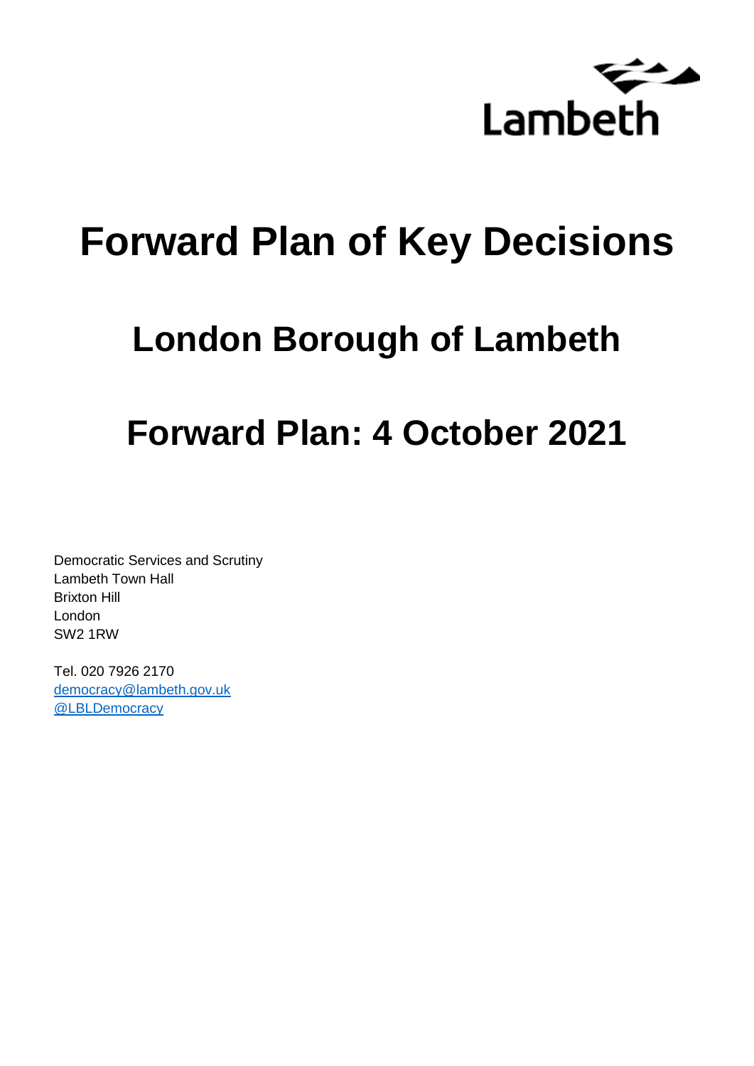Lambeth

# Forward Plan of Key Decisions

## London Borough of Lambeth

## Forward Plan: 4 October 2021

Democratic Services and Scrutiny
Lambeth Town Hall
Brixton Hill
London
SW2 1RW

Tel. 020 7926 2170
democracy@lambeth.gov.uk
@LBLDemocracy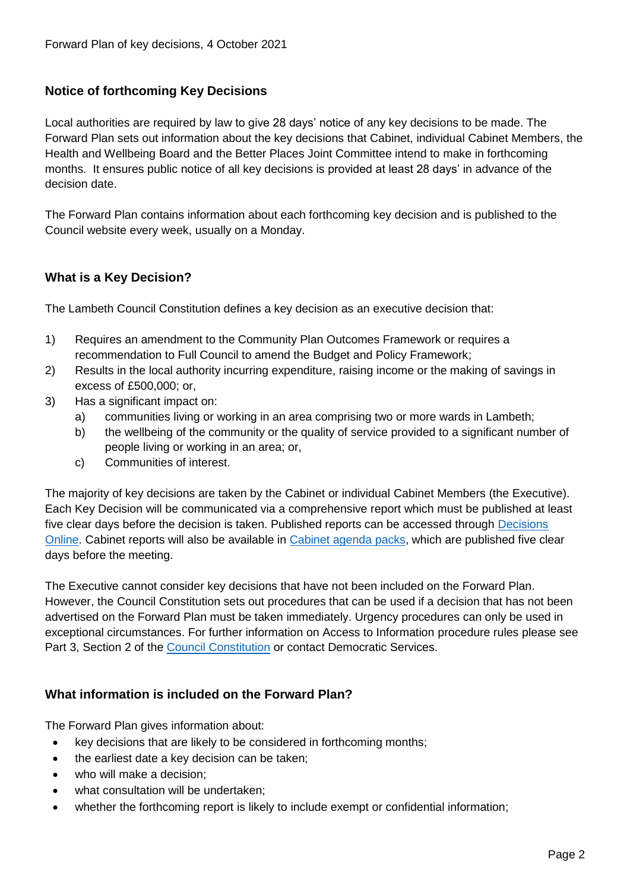## Notice of forthcoming Key Decisions

Local authorities are required by law to give 28 days' notice of any key decisions to be made. The Forward Plan sets out information about the key decisions that Cabinet, individual Cabinet Members, the Health and Wellbeing Board and the Better Places Joint Committee intend to make in forthcoming months. It ensures public notice of all key decisions is provided at least 28 days' in advance of the decision date.

The Forward Plan contains information about each forthcoming key decision and is published to the Council website every week, usually on a Monday.

## What is a Key Decision?

The Lambeth Council Constitution defines a key decision as an executive decision that:

1) Requires an amendment to the Community Plan Outcomes Framework or requires a recommendation to Full Council to amend the Budget and Policy Framework;
2) Results in the local authority incurring expenditure, raising income or the making of savings in excess of £500,000; or,
3) Has a significant impact on:
   a) communities living or working in an area comprising two or more wards in Lambeth;
   b) the wellbeing of the community or the quality of service provided to a significant number of people living or working in an area; or,
   c) Communities of interest.

The majority of key decisions are taken by the Cabinet or individual Cabinet Members (the Executive). Each Key Decision will be communicated via a comprehensive report which must be published at least five clear days before the decision is taken. Published reports can be accessed through Decisions Online. Cabinet reports will also be available in Cabinet agenda packs, which are published five clear days before the meeting.

The Executive cannot consider key decisions that have not been included on the Forward Plan. However, the Council Constitution sets out procedures that can be used if a decision that has not been advertised on the Forward Plan must be taken immediately. Urgency procedures can only be used in exceptional circumstances. For further information on Access to Information procedure rules please see Part 3, Section 2 of the Council Constitution or contact Democratic Services.

## What information is included on the Forward Plan?

The Forward Plan gives information about:

- key decisions that are likely to be considered in forthcoming months;
- the earliest date a key decision can be taken;
- who will make a decision;
- what consultation will be undertaken;
- whether the forthcoming report is likely to include exempt or confidential information;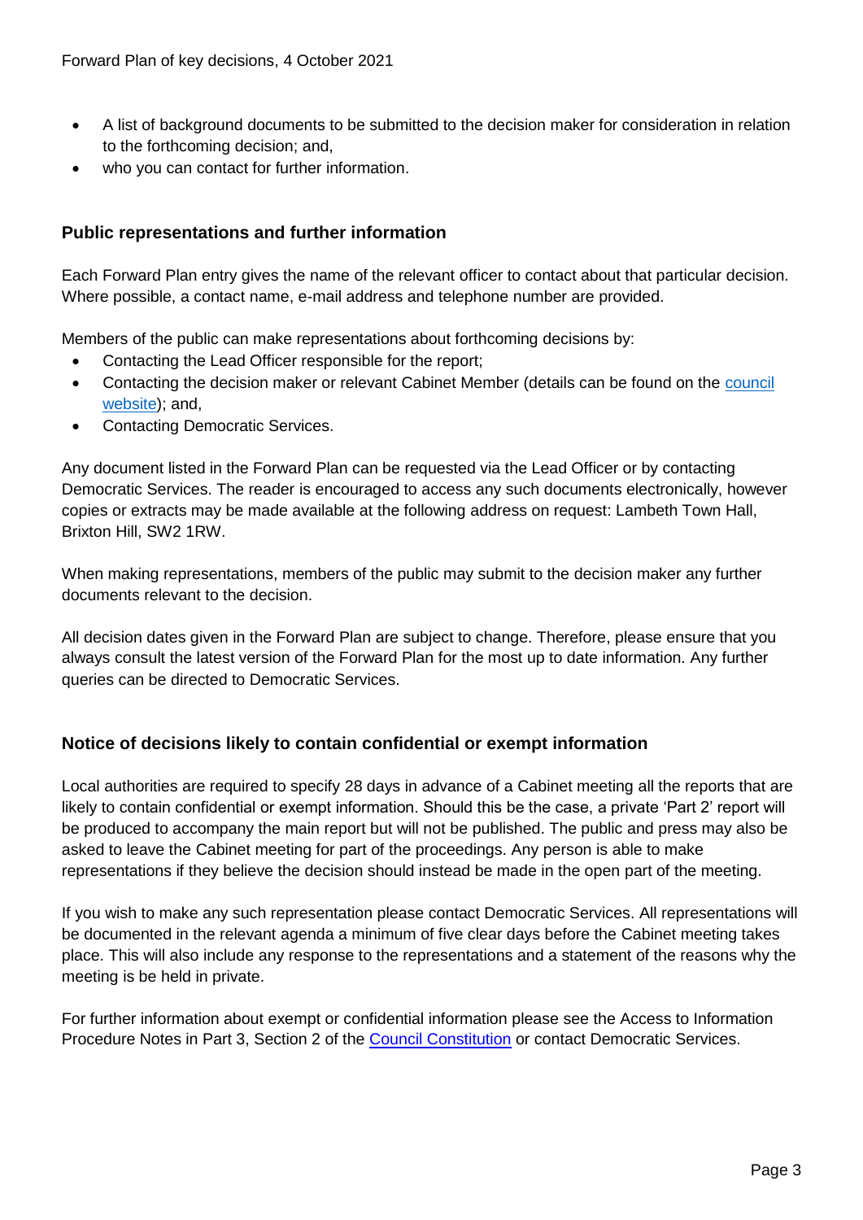- A list of background documents to be submitted to the decision maker for consideration in relation to the forthcoming decision; and,
- who you can contact for further information.

## Public representations and further information

Each Forward Plan entry gives the name of the relevant officer to contact about that particular decision. Where possible, a contact name, e-mail address and telephone number are provided.

Members of the public can make representations about forthcoming decisions by:

- Contacting the Lead Officer responsible for the report;
- Contacting the decision maker or relevant Cabinet Member (details can be found on the council website); and,
- Contacting Democratic Services.

Any document listed in the Forward Plan can be requested via the Lead Officer or by contacting Democratic Services. The reader is encouraged to access any such documents electronically, however copies or extracts may be made available at the following address on request: Lambeth Town Hall, Brixton Hill, SW2 1RW.

When making representations, members of the public may submit to the decision maker any further documents relevant to the decision.

All decision dates given in the Forward Plan are subject to change. Therefore, please ensure that you always consult the latest version of the Forward Plan for the most up to date information. Any further queries can be directed to Democratic Services.

## Notice of decisions likely to contain confidential or exempt information

Local authorities are required to specify 28 days in advance of a Cabinet meeting all the reports that are likely to contain confidential or exempt information. Should this be the case, a private 'Part 2' report will be produced to accompany the main report but will not be published. The public and press may also be asked to leave the Cabinet meeting for part of the proceedings. Any person is able to make representations if they believe the decision should instead be made in the open part of the meeting.

If you wish to make any such representation please contact Democratic Services. All representations will be documented in the relevant agenda a minimum of five clear days before the Cabinet meeting takes place. This will also include any response to the representations and a statement of the reasons why the meeting is be held in private.

For further information about exempt or confidential information please see the Access to Information Procedure Notes in Part 3, Section 2 of the Council Constitution or contact Democratic Services.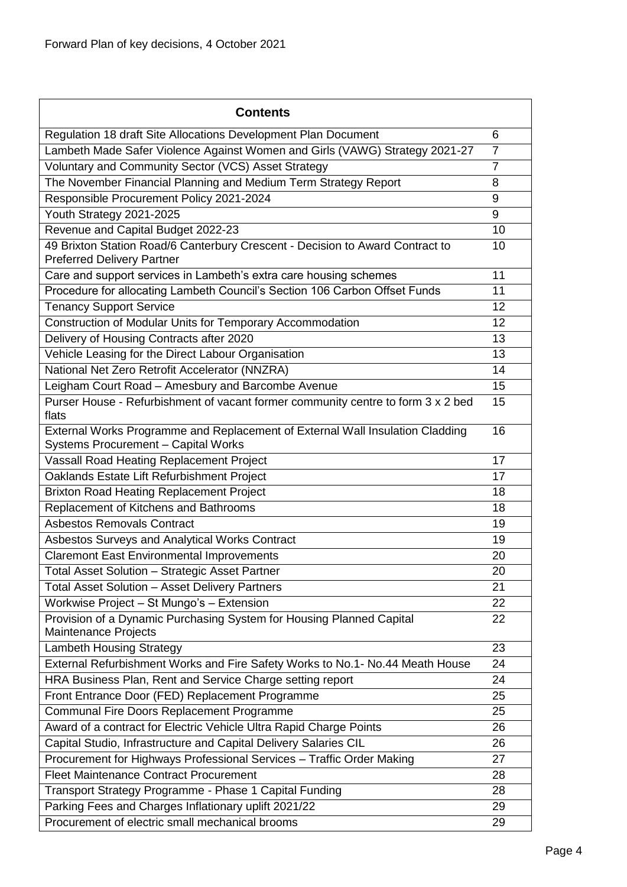Forward Plan of key decisions, 4 October 2021

| Contents | |
|---|---|
| Regulation 18 draft Site Allocations Development Plan Document | 6 |
| Lambeth Made Safer Violence Against Women and Girls (VAWG) Strategy 2021-27 | 7 |
| Voluntary and Community Sector (VCS) Asset Strategy | 7 |
| The November Financial Planning and Medium Term Strategy Report | 8 |
| Responsible Procurement Policy 2021-2024 | 9 |
| Youth Strategy 2021-2025 | 9 |
| Revenue and Capital Budget 2022-23 | 10 |
| 49 Brixton Station Road/6 Canterbury Crescent - Decision to Award Contract to Preferred Delivery Partner | 10 |
| Care and support services in Lambeth's extra care housing schemes | 11 |
| Procedure for allocating Lambeth Council's Section 106 Carbon Offset Funds | 11 |
| Tenancy Support Service | 12 |
| Construction of Modular Units for Temporary Accommodation | 12 |
| Delivery of Housing Contracts after 2020 | 13 |
| Vehicle Leasing for the Direct Labour Organisation | 13 |
| National Net Zero Retrofit Accelerator (NNZRA) | 14 |
| Leigham Court Road – Amesbury and Barcombe Avenue | 15 |
| Purser House - Refurbishment of vacant former community centre to form 3 x 2 bed flats | 15 |
| External Works Programme and Replacement of External Wall Insulation Cladding Systems Procurement – Capital Works | 16 |
| Vassall Road Heating Replacement Project | 17 |
| Oaklands Estate Lift Refurbishment Project | 17 |
| Brixton Road Heating Replacement Project | 18 |
| Replacement of Kitchens and Bathrooms | 18 |
| Asbestos Removals Contract | 19 |
| Asbestos Surveys and Analytical Works Contract | 19 |
| Claremont East Environmental Improvements | 20 |
| Total Asset Solution – Strategic Asset Partner | 20 |
| Total Asset Solution – Asset Delivery Partners | 21 |
| Workwise Project – St Mungo's – Extension | 22 |
| Provision of a Dynamic Purchasing System for Housing Planned Capital Maintenance Projects | 22 |
| Lambeth Housing Strategy | 23 |
| External Refurbishment Works and Fire Safety Works to No.1- No.44 Meath House | 24 |
| HRA Business Plan, Rent and Service Charge setting report | 24 |
| Front Entrance Door (FED) Replacement Programme | 25 |
| Communal Fire Doors Replacement Programme | 25 |
| Award of a contract for Electric Vehicle Ultra Rapid Charge Points | 26 |
| Capital Studio, Infrastructure and Capital Delivery Salaries CIL | 26 |
| Procurement for Highways Professional Services – Traffic Order Making | 27 |
| Fleet Maintenance Contract Procurement | 28 |
| Transport Strategy Programme - Phase 1 Capital Funding | 28 |
| Parking Fees and Charges Inflationary uplift 2021/22 | 29 |
| Procurement of electric small mechanical brooms | 29 |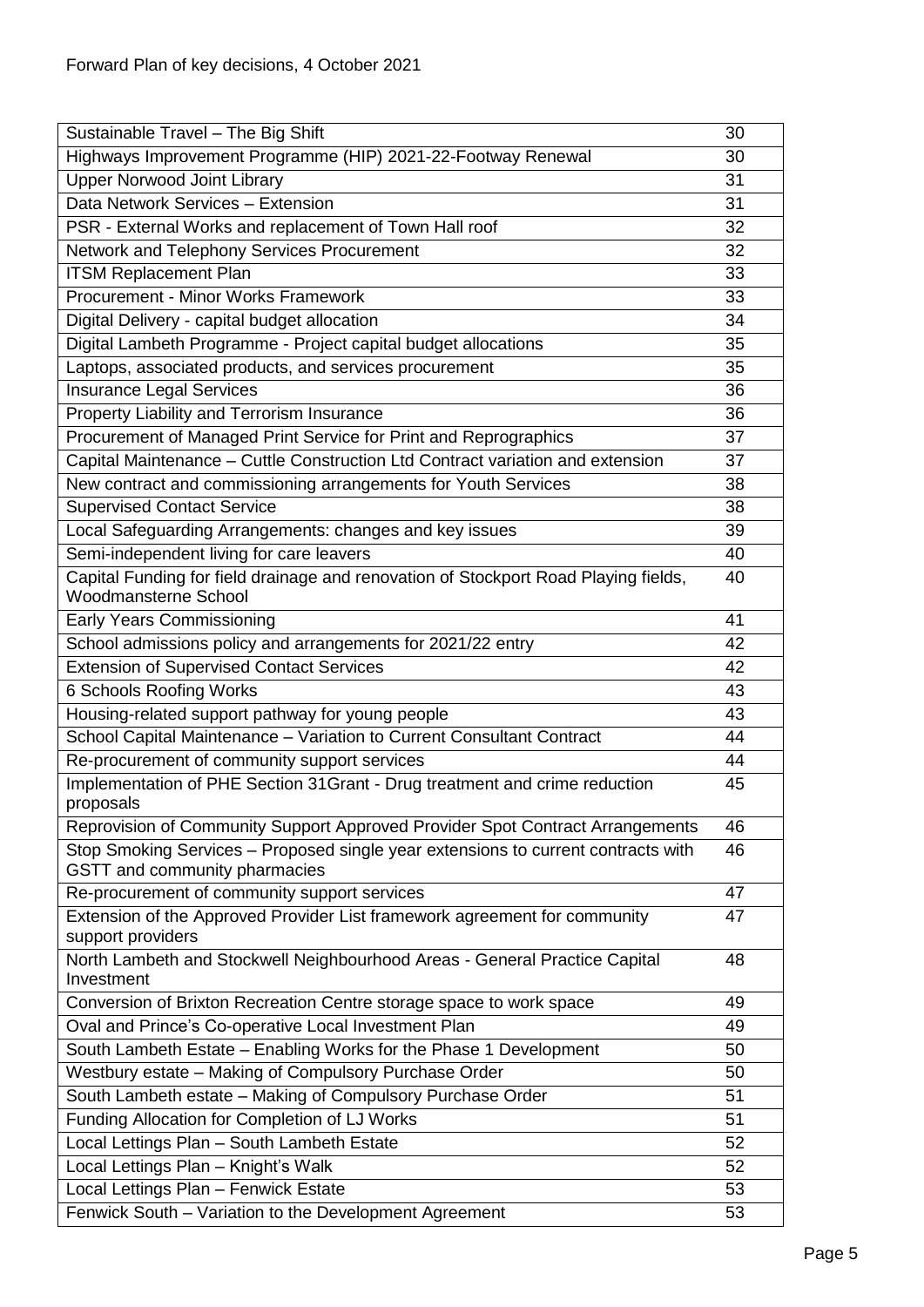Forward Plan of key decisions, 4 October 2021

| | |
|---|---|
| Sustainable Travel – The Big Shift | 30 |
| Highways Improvement Programme (HIP) 2021-22-Footway Renewal | 30 |
| Upper Norwood Joint Library | 31 |
| Data Network Services – Extension | 31 |
| PSR - External Works and replacement of Town Hall roof | 32 |
| Network and Telephony Services Procurement | 32 |
| ITSM Replacement Plan | 33 |
| Procurement - Minor Works Framework | 33 |
| Digital Delivery - capital budget allocation | 34 |
| Digital Lambeth Programme - Project capital budget allocations | 35 |
| Laptops, associated products, and services procurement | 35 |
| Insurance Legal Services | 36 |
| Property Liability and Terrorism Insurance | 36 |
| Procurement of Managed Print Service for Print and Reprographics | 37 |
| Capital Maintenance – Cuttle Construction Ltd Contract variation and extension | 37 |
| New contract and commissioning arrangements for Youth Services | 38 |
| Supervised Contact Service | 38 |
| Local Safeguarding Arrangements: changes and key issues | 39 |
| Semi-independent living for care leavers | 40 |
| Capital Funding for field drainage and renovation of Stockport Road Playing fields, Woodmansterne School | 40 |
| Early Years Commissioning | 41 |
| School admissions policy and arrangements for 2021/22 entry | 42 |
| Extension of Supervised Contact Services | 42 |
| 6 Schools Roofing Works | 43 |
| Housing-related support pathway for young people | 43 |
| School Capital Maintenance – Variation to Current Consultant Contract | 44 |
| Re-procurement of community support services | 44 |
| Implementation of PHE Section 31Grant - Drug treatment and crime reduction proposals | 45 |
| Reprovision of Community Support Approved Provider Spot Contract Arrangements | 46 |
| Stop Smoking Services – Proposed single year extensions to current contracts with GSTT and community pharmacies | 46 |
| Re-procurement of community support services | 47 |
| Extension of the Approved Provider List framework agreement for community support providers | 47 |
| North Lambeth and Stockwell Neighbourhood Areas - General Practice Capital Investment | 48 |
| Conversion of Brixton Recreation Centre storage space to work space | 49 |
| Oval and Prince's Co-operative Local Investment Plan | 49 |
| South Lambeth Estate – Enabling Works for the Phase 1 Development | 50 |
| Westbury estate – Making of Compulsory Purchase Order | 50 |
| South Lambeth estate – Making of Compulsory Purchase Order | 51 |
| Funding Allocation for Completion of LJ Works | 51 |
| Local Lettings Plan – South Lambeth Estate | 52 |
| Local Lettings Plan – Knight's Walk | 52 |
| Local Lettings Plan – Fenwick Estate | 53 |
| Fenwick South – Variation to the Development Agreement | 53 |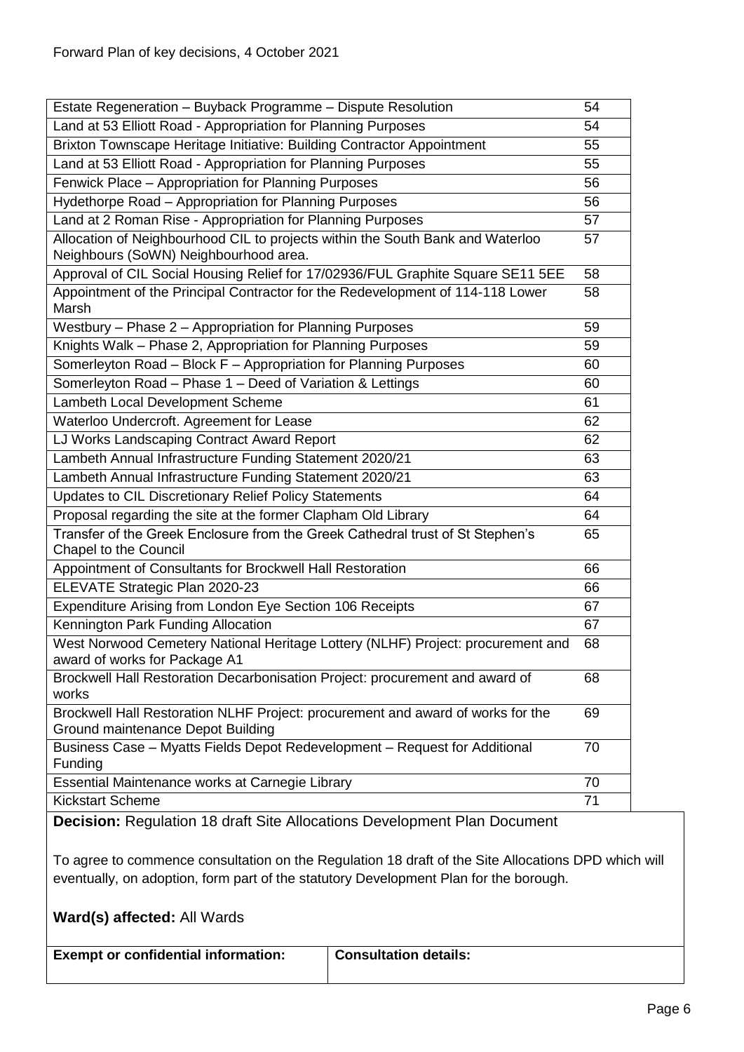Forward Plan of key decisions, 4 October 2021

| | |
|---|---|
| Estate Regeneration – Buyback Programme – Dispute Resolution | 54 |
| Land at 53 Elliott Road - Appropriation for Planning Purposes | 54 |
| Brixton Townscape Heritage Initiative: Building Contractor Appointment | 55 |
| Land at 53 Elliott Road - Appropriation for Planning Purposes | 55 |
| Fenwick Place – Appropriation for Planning Purposes | 56 |
| Hydethorpe Road – Appropriation for Planning Purposes | 56 |
| Land at 2 Roman Rise - Appropriation for Planning Purposes | 57 |
| Allocation of Neighbourhood CIL to projects within the South Bank and Waterloo Neighbours (SoWN) Neighbourhood area. | 57 |
| Approval of CIL Social Housing Relief for 17/02936/FUL Graphite Square SE11 5EE | 58 |
| Appointment of the Principal Contractor for the Redevelopment of 114-118 Lower Marsh | 58 |
| Westbury – Phase 2 – Appropriation for Planning Purposes | 59 |
| Knights Walk – Phase 2, Appropriation for Planning Purposes | 59 |
| Somerleyton Road – Block F – Appropriation for Planning Purposes | 60 |
| Somerleyton Road – Phase 1 – Deed of Variation & Lettings | 60 |
| Lambeth Local Development Scheme | 61 |
| Waterloo Undercroft. Agreement for Lease | 62 |
| LJ Works Landscaping Contract Award Report | 62 |
| Lambeth Annual Infrastructure Funding Statement 2020/21 | 63 |
| Lambeth Annual Infrastructure Funding Statement 2020/21 | 63 |
| Updates to CIL Discretionary Relief Policy Statements | 64 |
| Proposal regarding the site at the former Clapham Old Library | 64 |
| Transfer of the Greek Enclosure from the Greek Cathedral trust of St Stephen's Chapel to the Council | 65 |
| Appointment of Consultants for Brockwell Hall Restoration | 66 |
| ELEVATE Strategic Plan 2020-23 | 66 |
| Expenditure Arising from London Eye Section 106 Receipts | 67 |
| Kennington Park Funding Allocation | 67 |
| West Norwood Cemetery National Heritage Lottery (NLHF) Project: procurement and award of works for Package A1 | 68 |
| Brockwell Hall Restoration Decarbonisation Project: procurement and award of works | 68 |
| Brockwell Hall Restoration NLHF Project: procurement and award of works for the Ground maintenance Depot Building | 69 |
| Business Case – Myatts Fields Depot Redevelopment – Request for Additional Funding | 70 |
| Essential Maintenance works at Carnegie Library | 70 |
| Kickstart Scheme | 71 |

**Decision:** Regulation 18 draft Site Allocations Development Plan Document

To agree to commence consultation on the Regulation 18 draft of the Site Allocations DPD which will eventually, on adoption, form part of the statutory Development Plan for the borough.

**Ward(s) affected:** All Wards

| **Exempt or confidential information:** | **Consultation details:** |
|---|---|
| | |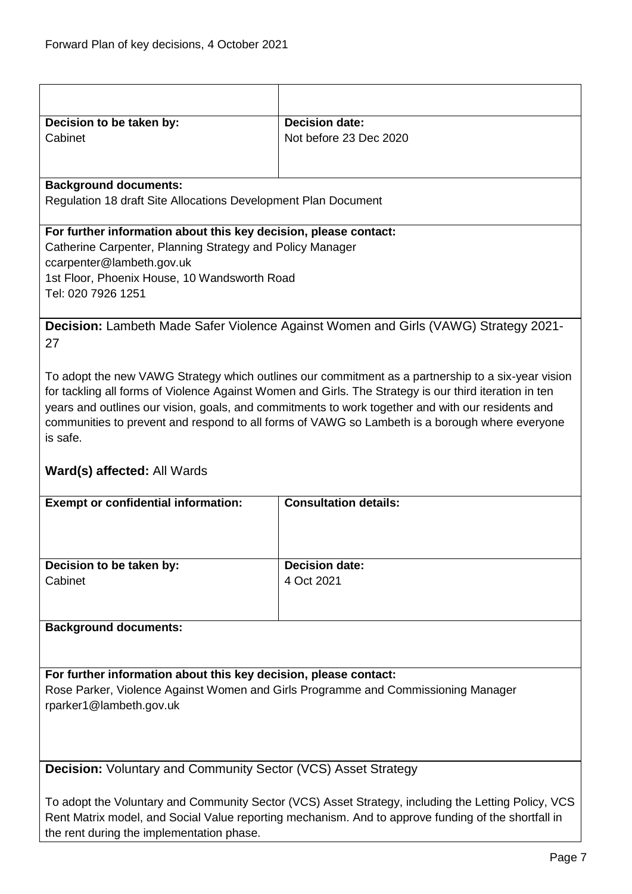| | |
|---|---|
| | |
| **Decision to be taken by:**<br>Cabinet | **Decision date:**<br>Not before 23 Dec 2020 |

**Background documents:**
Regulation 18 draft Site Allocations Development Plan Document

**For further information about this key decision, please contact:**
Catherine Carpenter, Planning Strategy and Policy Manager
ccarpenter@lambeth.gov.uk
1st Floor, Phoenix House, 10 Wandsworth Road
Tel: 020 7926 1251

**Decision:** Lambeth Made Safer Violence Against Women and Girls (VAWG) Strategy 2021-27

To adopt the new VAWG Strategy which outlines our commitment as a partnership to a six-year vision for tackling all forms of Violence Against Women and Girls. The Strategy is our third iteration in ten years and outlines our vision, goals, and commitments to work together and with our residents and communities to prevent and respond to all forms of VAWG so Lambeth is a borough where everyone is safe.

**Ward(s) affected:** All Wards

| **Exempt or confidential information:** | **Consultation details:** |
|---|---|
| **Decision to be taken by:**<br>Cabinet | **Decision date:**<br>4 Oct 2021 |

**Background documents:**

**For further information about this key decision, please contact:**
Rose Parker, Violence Against Women and Girls Programme and Commissioning Manager
rparker1@lambeth.gov.uk

**Decision:** Voluntary and Community Sector (VCS) Asset Strategy

To adopt the Voluntary and Community Sector (VCS) Asset Strategy, including the Letting Policy, VCS Rent Matrix model, and Social Value reporting mechanism. And to approve funding of the shortfall in the rent during the implementation phase.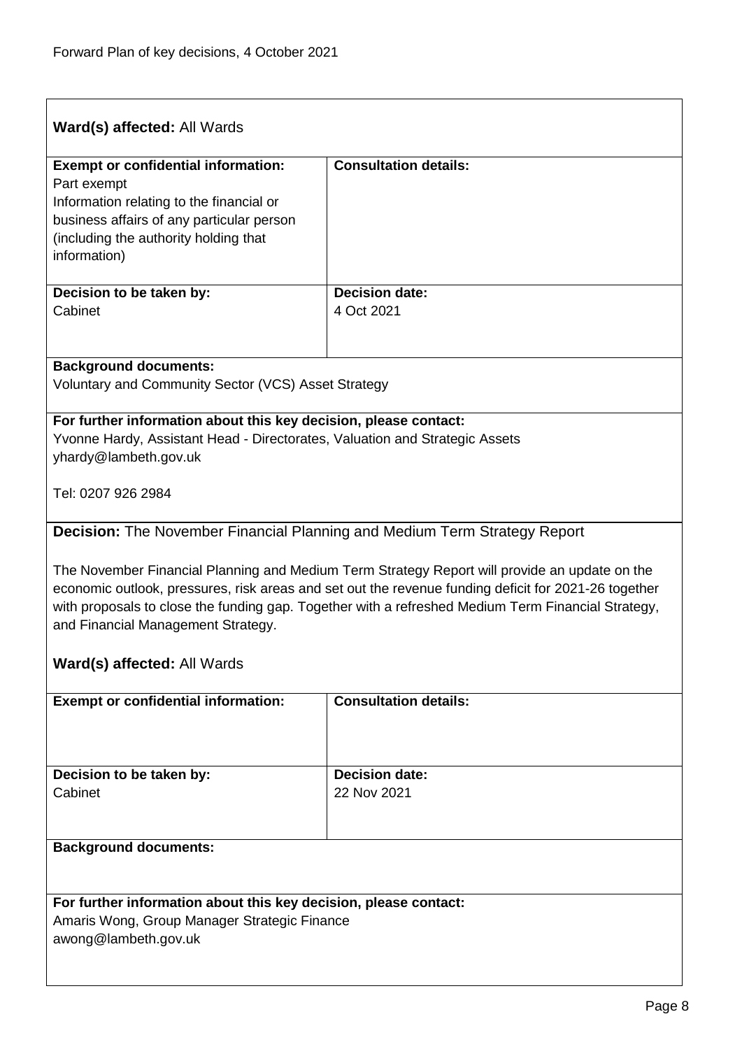**Ward(s) affected:** All Wards

| **Exempt or confidential information:** | **Consultation details:** |
| --- | --- |
| Part exempt<br>Information relating to the financial or business affairs of any particular person (including the authority holding that information) | |
| **Decision to be taken by:**<br>Cabinet | **Decision date:**<br>4 Oct 2021 |

**Background documents:**
Voluntary and Community Sector (VCS) Asset Strategy

**For further information about this key decision, please contact:**
Yvonne Hardy, Assistant Head - Directorates, Valuation and Strategic Assets
yhardy@lambeth.gov.uk

Tel: 0207 926 2984

**Decision:** The November Financial Planning and Medium Term Strategy Report

The November Financial Planning and Medium Term Strategy Report will provide an update on the economic outlook, pressures, risk areas and set out the revenue funding deficit for 2021-26 together with proposals to close the funding gap. Together with a refreshed Medium Term Financial Strategy, and Financial Management Strategy.

**Ward(s) affected:** All Wards

| **Exempt or confidential information:** | **Consultation details:** |
| --- | --- |
| **Decision to be taken by:**<br>Cabinet | **Decision date:**<br>22 Nov 2021 |

**Background documents:**

**For further information about this key decision, please contact:**
Amaris Wong, Group Manager Strategic Finance
awong@lambeth.gov.uk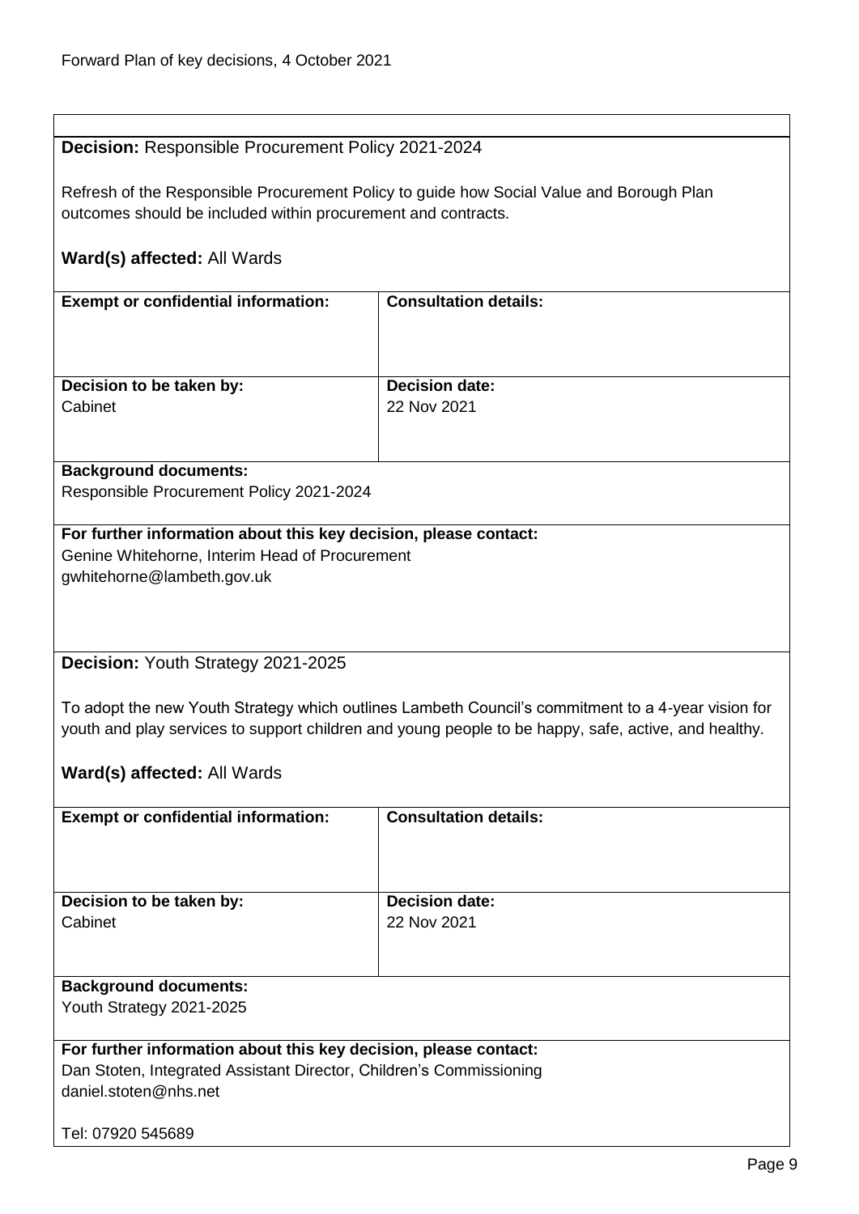**Decision:** Responsible Procurement Policy 2021-2024

Refresh of the Responsible Procurement Policy to guide how Social Value and Borough Plan outcomes should be included within procurement and contracts.

**Ward(s) affected:** All Wards

| **Exempt or confidential information:** | **Consultation details:** |
| --- | --- |
| **Decision to be taken by:**<br>Cabinet | **Decision date:**<br>22 Nov 2021 |

**Background documents:**
Responsible Procurement Policy 2021-2024

**For further information about this key decision, please contact:**
Genine Whitehorne, Interim Head of Procurement
gwhitehorne@lambeth.gov.uk

**Decision:** Youth Strategy 2021-2025

To adopt the new Youth Strategy which outlines Lambeth Council's commitment to a 4-year vision for youth and play services to support children and young people to be happy, safe, active, and healthy.

**Ward(s) affected:** All Wards

| **Exempt or confidential information:** | **Consultation details:** |
| --- | --- |
| **Decision to be taken by:**<br>Cabinet | **Decision date:**<br>22 Nov 2021 |

**Background documents:**
Youth Strategy 2021-2025

**For further information about this key decision, please contact:**
Dan Stoten, Integrated Assistant Director, Children's Commissioning
daniel.stoten@nhs.net

Tel: 07920 545689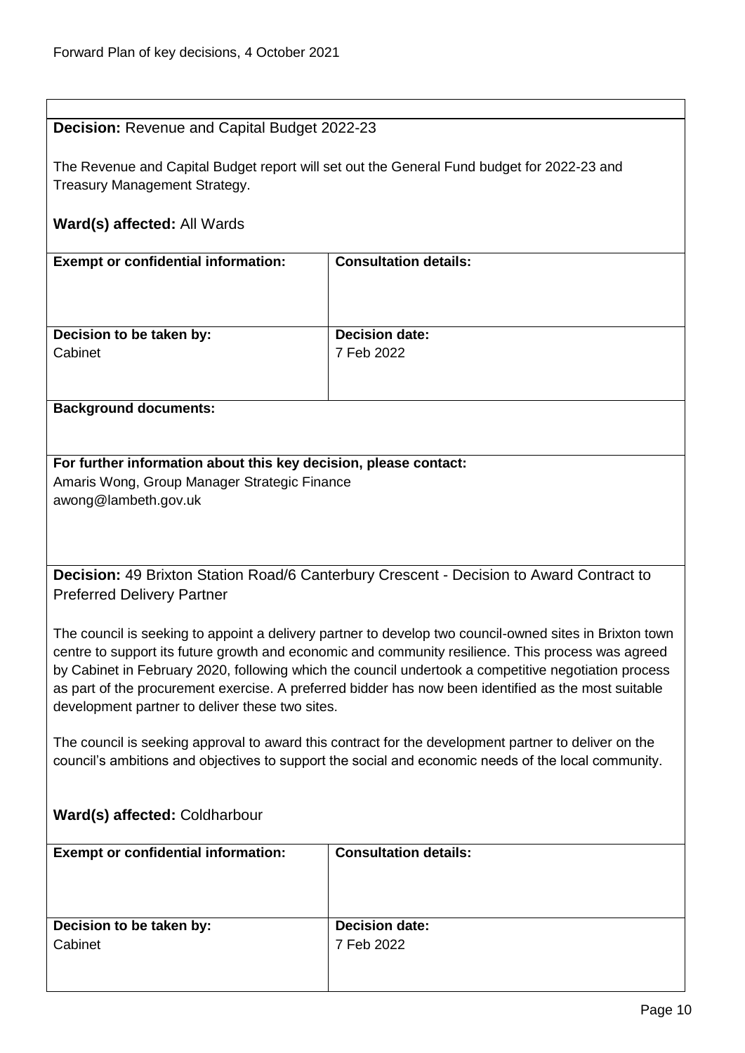**Decision:** Revenue and Capital Budget 2022-23

The Revenue and Capital Budget report will set out the General Fund budget for 2022-23 and Treasury Management Strategy.

**Ward(s) affected:** All Wards

| **Exempt or confidential information:** | **Consultation details:** |
|---|---|
| **Decision to be taken by:** Cabinet | **Decision date:** 7 Feb 2022 |

**Background documents:**

**For further information about this key decision, please contact:**
Amaris Wong, Group Manager Strategic Finance
awong@lambeth.gov.uk

**Decision:** 49 Brixton Station Road/6 Canterbury Crescent - Decision to Award Contract to Preferred Delivery Partner

The council is seeking to appoint a delivery partner to develop two council-owned sites in Brixton town centre to support its future growth and economic and community resilience. This process was agreed by Cabinet in February 2020, following which the council undertook a competitive negotiation process as part of the procurement exercise. A preferred bidder has now been identified as the most suitable development partner to deliver these two sites.

The council is seeking approval to award this contract for the development partner to deliver on the council's ambitions and objectives to support the social and economic needs of the local community.

**Ward(s) affected:** Coldharbour

| **Exempt or confidential information:** | **Consultation details:** |
|---|---|
| **Decision to be taken by:** Cabinet | **Decision date:** 7 Feb 2022 |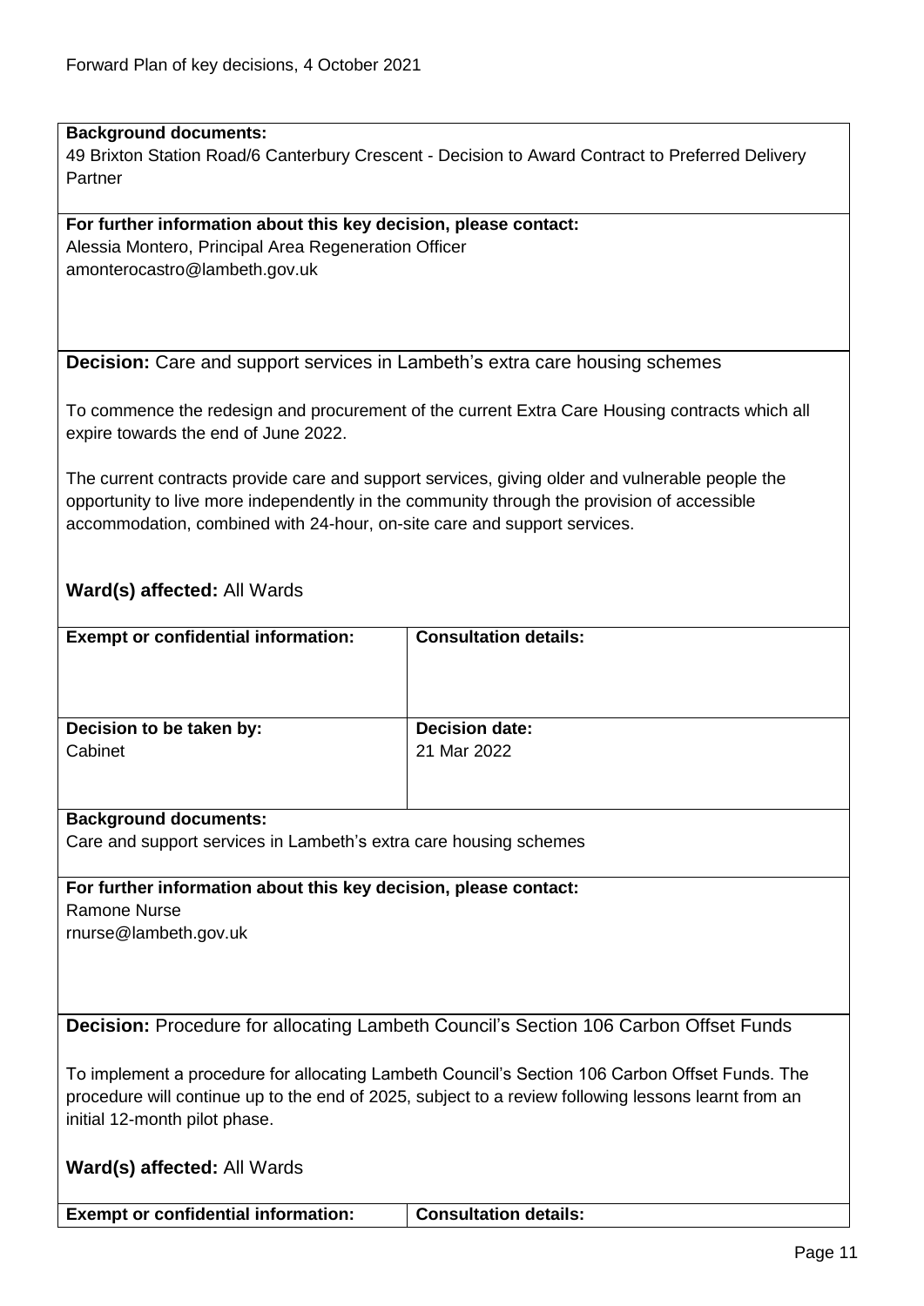**Background documents:**
49 Brixton Station Road/6 Canterbury Crescent - Decision to Award Contract to Preferred Delivery Partner

**For further information about this key decision, please contact:**
Alessia Montero, Principal Area Regeneration Officer
amonterocastro@lambeth.gov.uk

**Decision:** Care and support services in Lambeth's extra care housing schemes

To commence the redesign and procurement of the current Extra Care Housing contracts which all expire towards the end of June 2022.

The current contracts provide care and support services, giving older and vulnerable people the opportunity to live more independently in the community through the provision of accessible accommodation, combined with 24-hour, on-site care and support services.

**Ward(s) affected:** All Wards

| **Exempt or confidential information:** | **Consultation details:** |
|---|---|
| **Decision to be taken by:** Cabinet | **Decision date:** 21 Mar 2022 |

**Background documents:**
Care and support services in Lambeth's extra care housing schemes

**For further information about this key decision, please contact:**
Ramone Nurse
rnurse@lambeth.gov.uk

**Decision:** Procedure for allocating Lambeth Council's Section 106 Carbon Offset Funds

To implement a procedure for allocating Lambeth Council's Section 106 Carbon Offset Funds. The procedure will continue up to the end of 2025, subject to a review following lessons learnt from an initial 12-month pilot phase.

**Ward(s) affected:** All Wards

| **Exempt or confidential information:** | **Consultation details:** |
|---|---|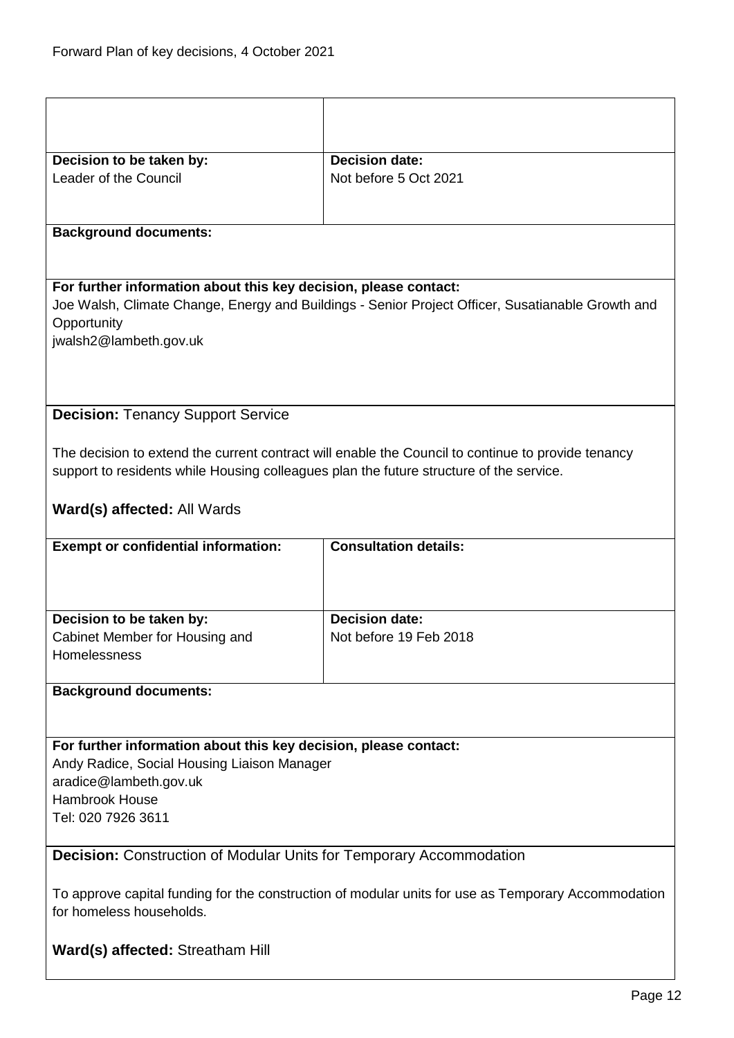| | |
|---|---|
| | |
| **Decision to be taken by:**<br>Leader of the Council | **Decision date:**<br>Not before 5 Oct 2021 |

**Background documents:**

**For further information about this key decision, please contact:**
Joe Walsh, Climate Change, Energy and Buildings - Senior Project Officer, Susatianable Growth and Opportunity
jwalsh2@lambeth.gov.uk

**Decision:** Tenancy Support Service

The decision to extend the current contract will enable the Council to continue to provide tenancy support to residents while Housing colleagues plan the future structure of the service.

**Ward(s) affected:** All Wards

| **Exempt or confidential information:** | **Consultation details:** |
|---|---|
| **Decision to be taken by:**<br>Cabinet Member for Housing and Homelessness | **Decision date:**<br>Not before 19 Feb 2018 |

**Background documents:**

**For further information about this key decision, please contact:**
Andy Radice, Social Housing Liaison Manager
aradice@lambeth.gov.uk
Hambrook House
Tel: 020 7926 3611

**Decision:** Construction of Modular Units for Temporary Accommodation

To approve capital funding for the construction of modular units for use as Temporary Accommodation for homeless households.

**Ward(s) affected:** Streatham Hill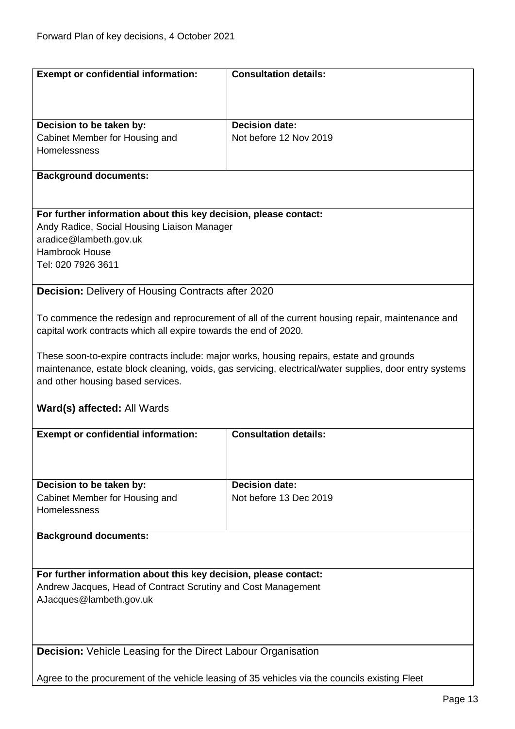| **Exempt or confidential information:** | **Consultation details:** |
|---|---|
| **Decision to be taken by:**<br>Cabinet Member for Housing and Homelessness | **Decision date:**<br>Not before 12 Nov 2019 |

**Background documents:**

**For further information about this key decision, please contact:**
Andy Radice, Social Housing Liaison Manager
aradice@lambeth.gov.uk
Hambrook House
Tel: 020 7926 3611

**Decision:** Delivery of Housing Contracts after 2020

To commence the redesign and reprocurement of all of the current housing repair, maintenance and capital work contracts which all expire towards the end of 2020.

These soon-to-expire contracts include: major works, housing repairs, estate and grounds maintenance, estate block cleaning, voids, gas servicing, electrical/water supplies, door entry systems and other housing based services.

**Ward(s) affected:** All Wards

| **Exempt or confidential information:** | **Consultation details:** |
|---|---|
| **Decision to be taken by:**<br>Cabinet Member for Housing and Homelessness | **Decision date:**<br>Not before 13 Dec 2019 |

**Background documents:**

**For further information about this key decision, please contact:**
Andrew Jacques, Head of Contract Scrutiny and Cost Management
AJacques@lambeth.gov.uk

**Decision:** Vehicle Leasing for the Direct Labour Organisation

Agree to the procurement of the vehicle leasing of 35 vehicles via the councils existing Fleet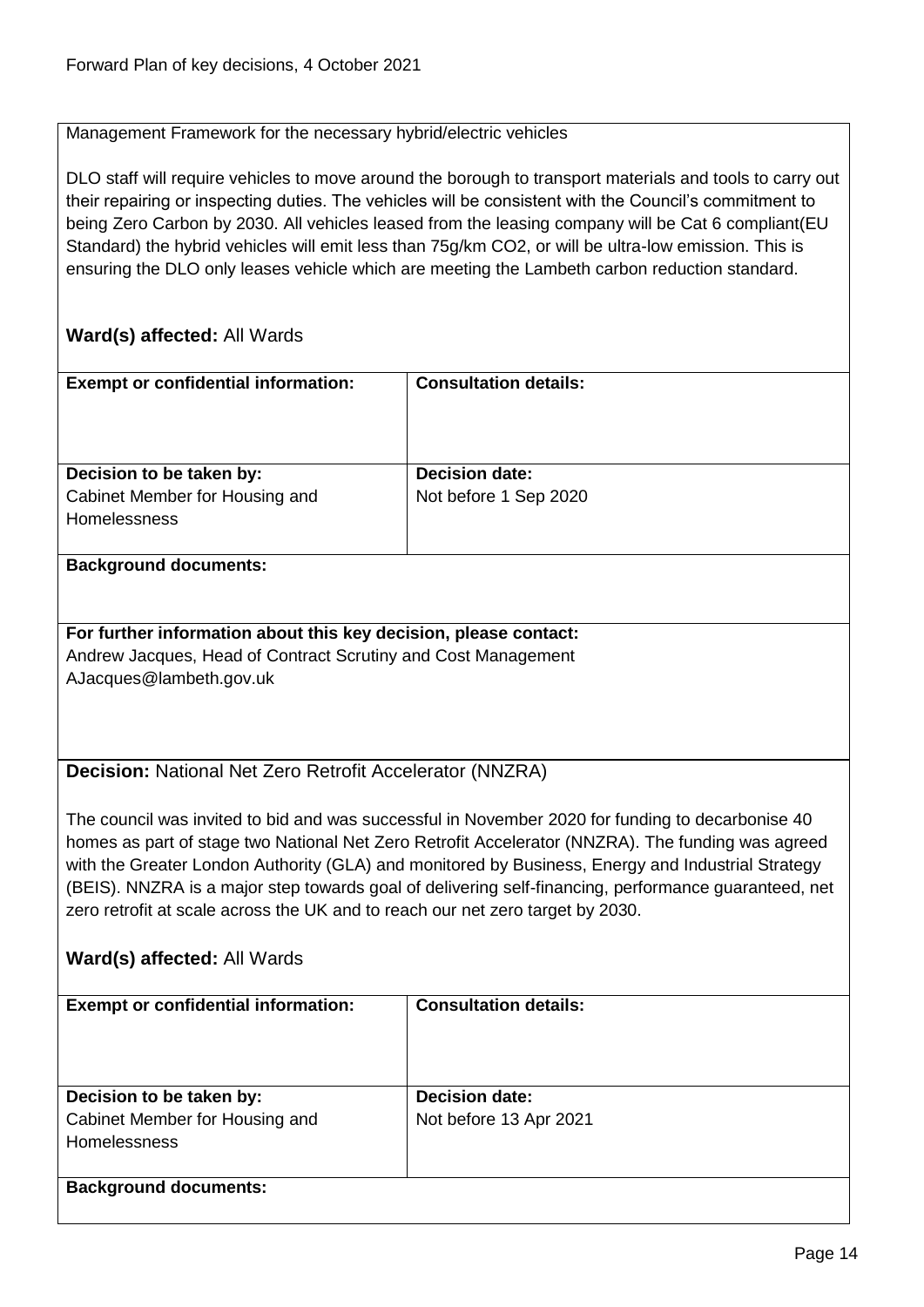Management Framework for the necessary hybrid/electric vehicles

DLO staff will require vehicles to move around the borough to transport materials and tools to carry out their repairing or inspecting duties. The vehicles will be consistent with the Council's commitment to being Zero Carbon by 2030. All vehicles leased from the leasing company will be Cat 6 compliant(EU Standard) the hybrid vehicles will emit less than 75g/km $CO_2$, or will be ultra-low emission. This is ensuring the DLO only leases vehicle which are meeting the Lambeth carbon reduction standard.

**Ward(s) affected:** All Wards

| **Exempt or confidential information:** | **Consultation details:** |
|---|---|
| **Decision to be taken by:** Cabinet Member for Housing and Homelessness | **Decision date:** Not before 1 Sep 2020 |

**Background documents:**

**For further information about this key decision, please contact:**
Andrew Jacques, Head of Contract Scrutiny and Cost Management
AJacques@lambeth.gov.uk

**Decision:** National Net Zero Retrofit Accelerator (NNZRA)

The council was invited to bid and was successful in November 2020 for funding to decarbonise 40 homes as part of stage two National Net Zero Retrofit Accelerator (NNZRA). The funding was agreed with the Greater London Authority (GLA) and monitored by Business, Energy and Industrial Strategy (BEIS). NNZRA is a major step towards goal of delivering self-financing, performance guaranteed, net zero retrofit at scale across the UK and to reach our net zero target by 2030.

**Ward(s) affected:** All Wards

| **Exempt or confidential information:** | **Consultation details:** |
|---|---|
| **Decision to be taken by:** Cabinet Member for Housing and Homelessness | **Decision date:** Not before 13 Apr 2021 |

**Background documents:**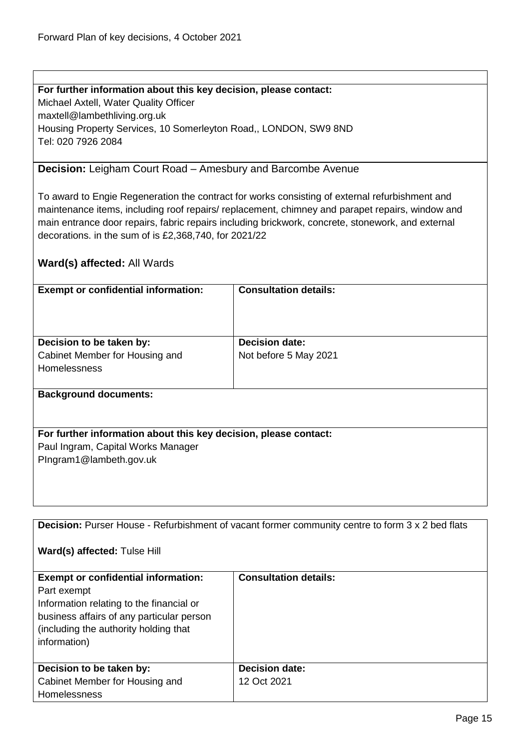**For further information about this key decision, please contact:**
Michael Axtell, Water Quality Officer
maxtell@lambethliving.org.uk
Housing Property Services, 10 Somerleyton Road,, LONDON, SW9 8ND
Tel: 020 7926 2084

**Decision:** Leigham Court Road – Amesbury and Barcombe Avenue

To award to Engie Regeneration the contract for works consisting of external refurbishment and maintenance items, including roof repairs/ replacement, chimney and parapet repairs, window and main entrance door repairs, fabric repairs including brickwork, concrete, stonework, and external decorations. in the sum of is £2,368,740, for 2021/22

**Ward(s) affected:** All Wards

| **Exempt or confidential information:** | **Consultation details:** |
|---|---|
| **Decision to be taken by:** Cabinet Member for Housing and Homelessness | **Decision date:** Not before 5 May 2021 |

**Background documents:**

**For further information about this key decision, please contact:**
Paul Ingram, Capital Works Manager
PIngram1@lambeth.gov.uk

**Decision:** Purser House - Refurbishment of vacant former community centre to form 3 x 2 bed flats

**Ward(s) affected:** Tulse Hill

| **Exempt or confidential information:** Part exempt Information relating to the financial or business affairs of any particular person (including the authority holding that information) | **Consultation details:** |
|---|---|
| **Decision to be taken by:** Cabinet Member for Housing and Homelessness | **Decision date:** 12 Oct 2021 |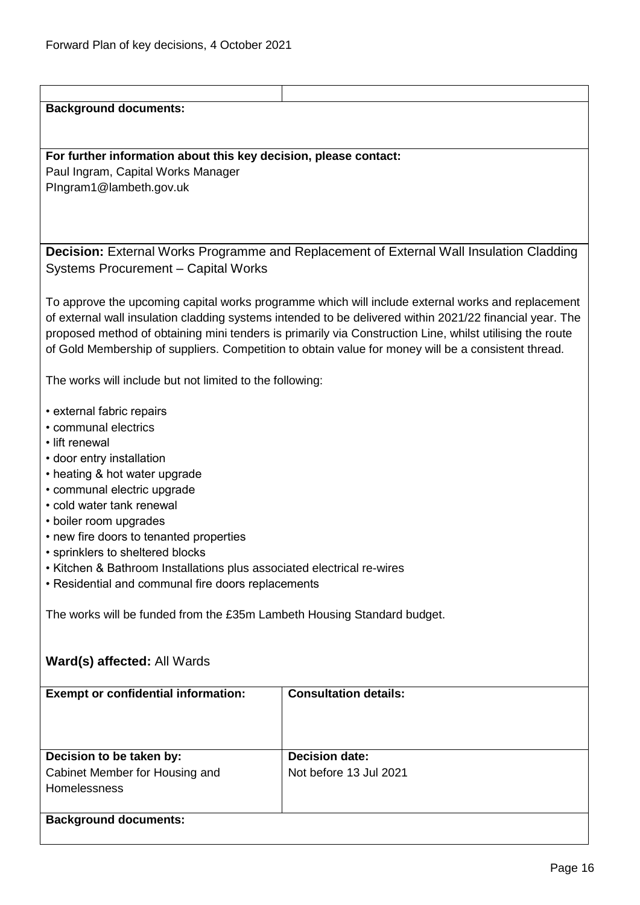| | |
|---|---|
| **Background documents:** | |

**For further information about this key decision, please contact:**
Paul Ingram, Capital Works Manager
PIngram1@lambeth.gov.uk

**Decision:** External Works Programme and Replacement of External Wall Insulation Cladding Systems Procurement – Capital Works

To approve the upcoming capital works programme which will include external works and replacement of external wall insulation cladding systems intended to be delivered within 2021/22 financial year. The proposed method of obtaining mini tenders is primarily via Construction Line, whilst utilising the route of Gold Membership of suppliers. Competition to obtain value for money will be a consistent thread.

The works will include but not limited to the following:

- external fabric repairs
- communal electrics
- lift renewal
- door entry installation
- heating & hot water upgrade
- communal electric upgrade
- cold water tank renewal
- boiler room upgrades
- new fire doors to tenanted properties
- sprinklers to sheltered blocks
- Kitchen & Bathroom Installations plus associated electrical re-wires
- Residential and communal fire doors replacements

The works will be funded from the £35m Lambeth Housing Standard budget.

**Ward(s) affected:** All Wards

| **Exempt or confidential information:** | **Consultation details:** |
|---|---|
| **Decision to be taken by:**<br>Cabinet Member for Housing and Homelessness | **Decision date:**<br>Not before 13 Jul 2021 |
| **Background documents:** | |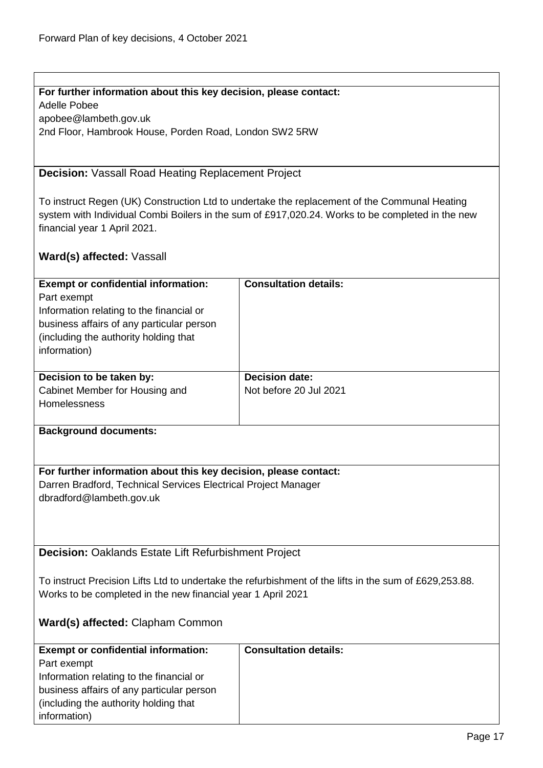**For further information about this key decision, please contact:**
Adelle Pobee
apobee@lambeth.gov.uk
2nd Floor, Hambrook House, Porden Road, London SW2 5RW

**Decision:** Vassall Road Heating Replacement Project

To instruct Regen (UK) Construction Ltd to undertake the replacement of the Communal Heating system with Individual Combi Boilers in the sum of £917,020.24. Works to be completed in the new financial year 1 April 2021.

**Ward(s) affected:** Vassall

| **Exempt or confidential information:** | **Consultation details:** |
|---|---|
| Part exempt<br>Information relating to the financial or business affairs of any particular person (including the authority holding that information) | |
| **Decision to be taken by:**<br>Cabinet Member for Housing and Homelessness | **Decision date:**<br>Not before 20 Jul 2021 |

**Background documents:**

**For further information about this key decision, please contact:**
Darren Bradford, Technical Services Electrical Project Manager
dbradford@lambeth.gov.uk

**Decision:** Oaklands Estate Lift Refurbishment Project

To instruct Precision Lifts Ltd to undertake the refurbishment of the lifts in the sum of £629,253.88. Works to be completed in the new financial year 1 April 2021

**Ward(s) affected:** Clapham Common

| **Exempt or confidential information:** | **Consultation details:** |
|---|---|
| Part exempt<br>Information relating to the financial or business affairs of any particular person (including the authority holding that information) | |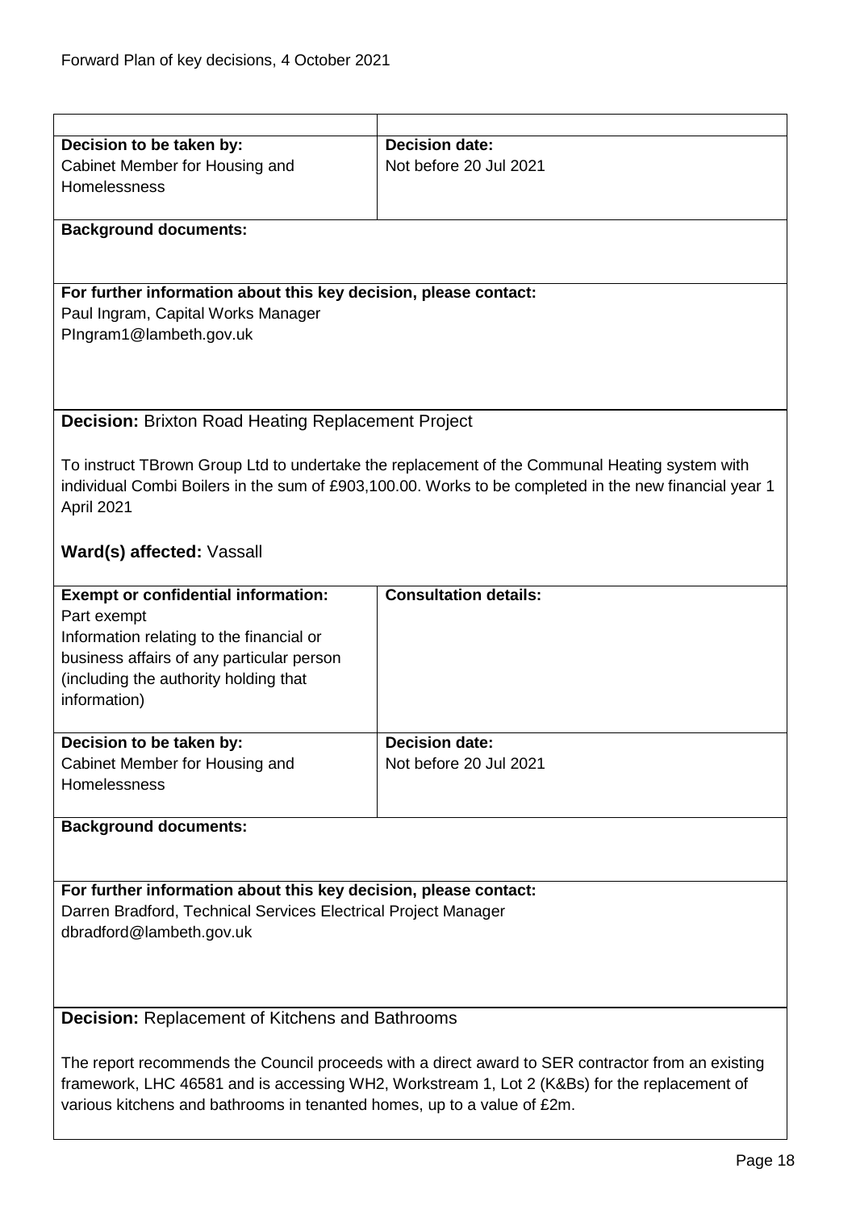| Decision to be taken by: | Decision date: |
| --- | --- |
| Cabinet Member for Housing and Homelessness | Not before 20 Jul 2021 |

**Background documents:**

**For further information about this key decision, please contact:**
Paul Ingram, Capital Works Manager
PIngram1@lambeth.gov.uk

**Decision:** Brixton Road Heating Replacement Project

To instruct TBrown Group Ltd to undertake the replacement of the Communal Heating system with individual Combi Boilers in the sum of £903,100.00. Works to be completed in the new financial year 1 April 2021

**Ward(s) affected:** Vassall

| Exempt or confidential information: | Consultation details: |
| --- | --- |
| Part exempt<br>Information relating to the financial or business affairs of any particular person (including the authority holding that information) | |

| Decision to be taken by: | Decision date: |
| --- | --- |
| Cabinet Member for Housing and Homelessness | Not before 20 Jul 2021 |

**Background documents:**

**For further information about this key decision, please contact:**
Darren Bradford, Technical Services Electrical Project Manager
dbradford@lambeth.gov.uk

**Decision:** Replacement of Kitchens and Bathrooms

The report recommends the Council proceeds with a direct award to SER contractor from an existing framework, LHC 46581 and is accessing WH2, Workstream 1, Lot 2 (K&Bs) for the replacement of various kitchens and bathrooms in tenanted homes, up to a value of £2m.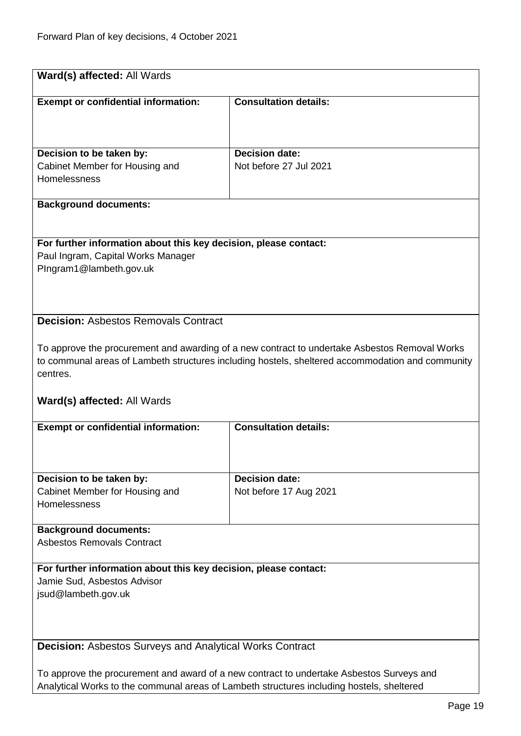**Ward(s) affected:** All Wards

| **Exempt or confidential information:** | **Consultation details:** |
|---|---|
| | |
| **Decision to be taken by:** Cabinet Member for Housing and Homelessness | **Decision date:** Not before 27 Jul 2021 |

**Background documents:**

**For further information about this key decision, please contact:**
Paul Ingram, Capital Works Manager
PIngram1@lambeth.gov.uk

**Decision:** Asbestos Removals Contract

To approve the procurement and awarding of a new contract to undertake Asbestos Removal Works to communal areas of Lambeth structures including hostels, sheltered accommodation and community centres.

**Ward(s) affected:** All Wards

| **Exempt or confidential information:** | **Consultation details:** |
|---|---|
| | |
| **Decision to be taken by:** Cabinet Member for Housing and Homelessness | **Decision date:** Not before 17 Aug 2021 |

**Background documents:**
Asbestos Removals Contract

**For further information about this key decision, please contact:**
Jamie Sud, Asbestos Advisor
jsud@lambeth.gov.uk

**Decision:** Asbestos Surveys and Analytical Works Contract

To approve the procurement and award of a new contract to undertake Asbestos Surveys and Analytical Works to the communal areas of Lambeth structures including hostels, sheltered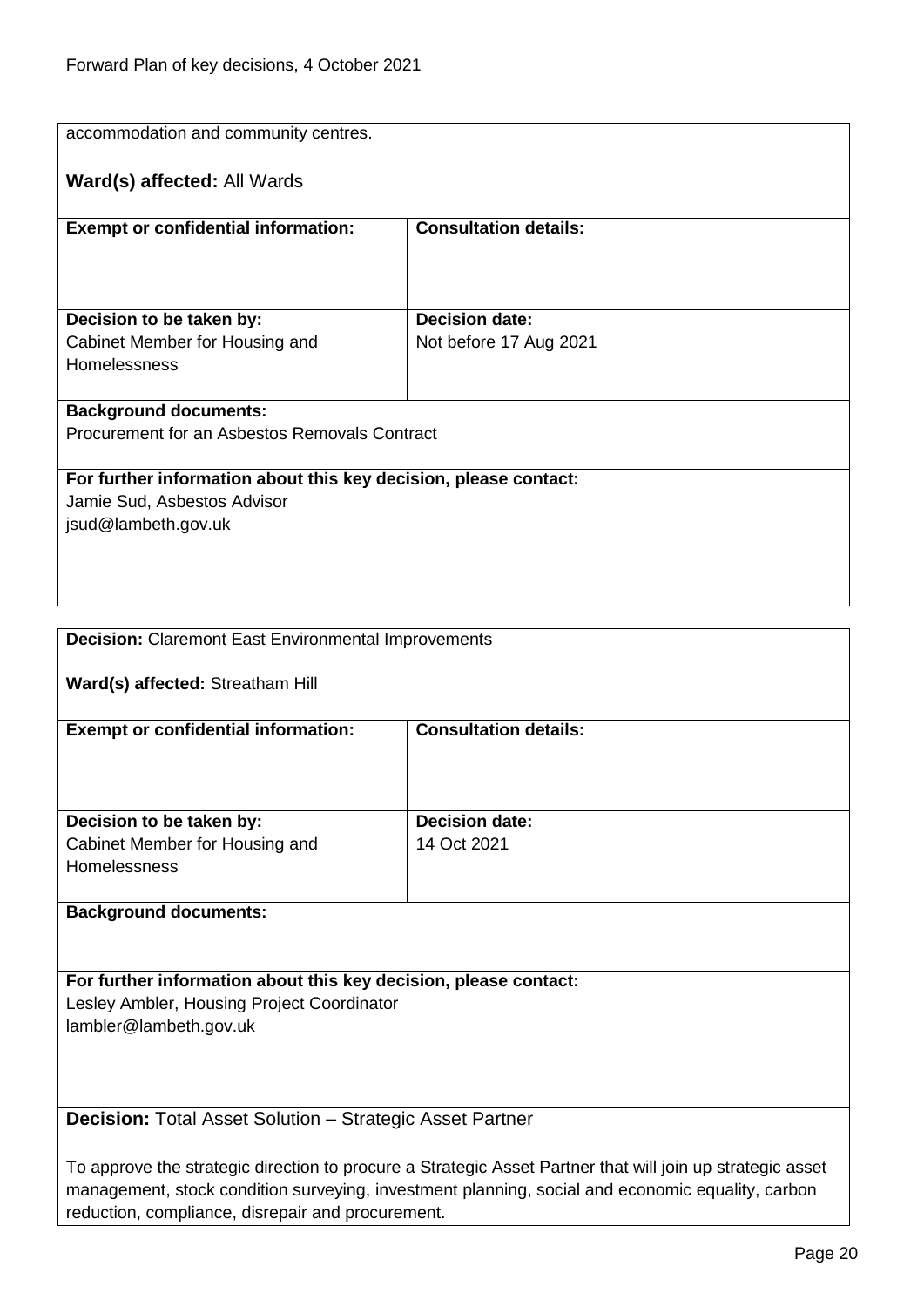accommodation and community centres.

**Ward(s) affected:** All Wards

| **Exempt or confidential information:** | **Consultation details:** |
| --- | --- |
| **Decision to be taken by:**<br>Cabinet Member for Housing and Homelessness | **Decision date:**<br>Not before 17 Aug 2021 |

**Background documents:**
Procurement for an Asbestos Removals Contract

**For further information about this key decision, please contact:**
Jamie Sud, Asbestos Advisor
jsud@lambeth.gov.uk

---

**Decision:** Claremont East Environmental Improvements

**Ward(s) affected:** Streatham Hill

| **Exempt or confidential information:** | **Consultation details:** |
| --- | --- |
| **Decision to be taken by:**<br>Cabinet Member for Housing and Homelessness | **Decision date:**<br>14 Oct 2021 |

**Background documents:**

**For further information about this key decision, please contact:**
Lesley Ambler, Housing Project Coordinator
lambler@lambeth.gov.uk

---

**Decision:** Total Asset Solution – Strategic Asset Partner

To approve the strategic direction to procure a Strategic Asset Partner that will join up strategic asset management, stock condition surveying, investment planning, social and economic equality, carbon reduction, compliance, disrepair and procurement.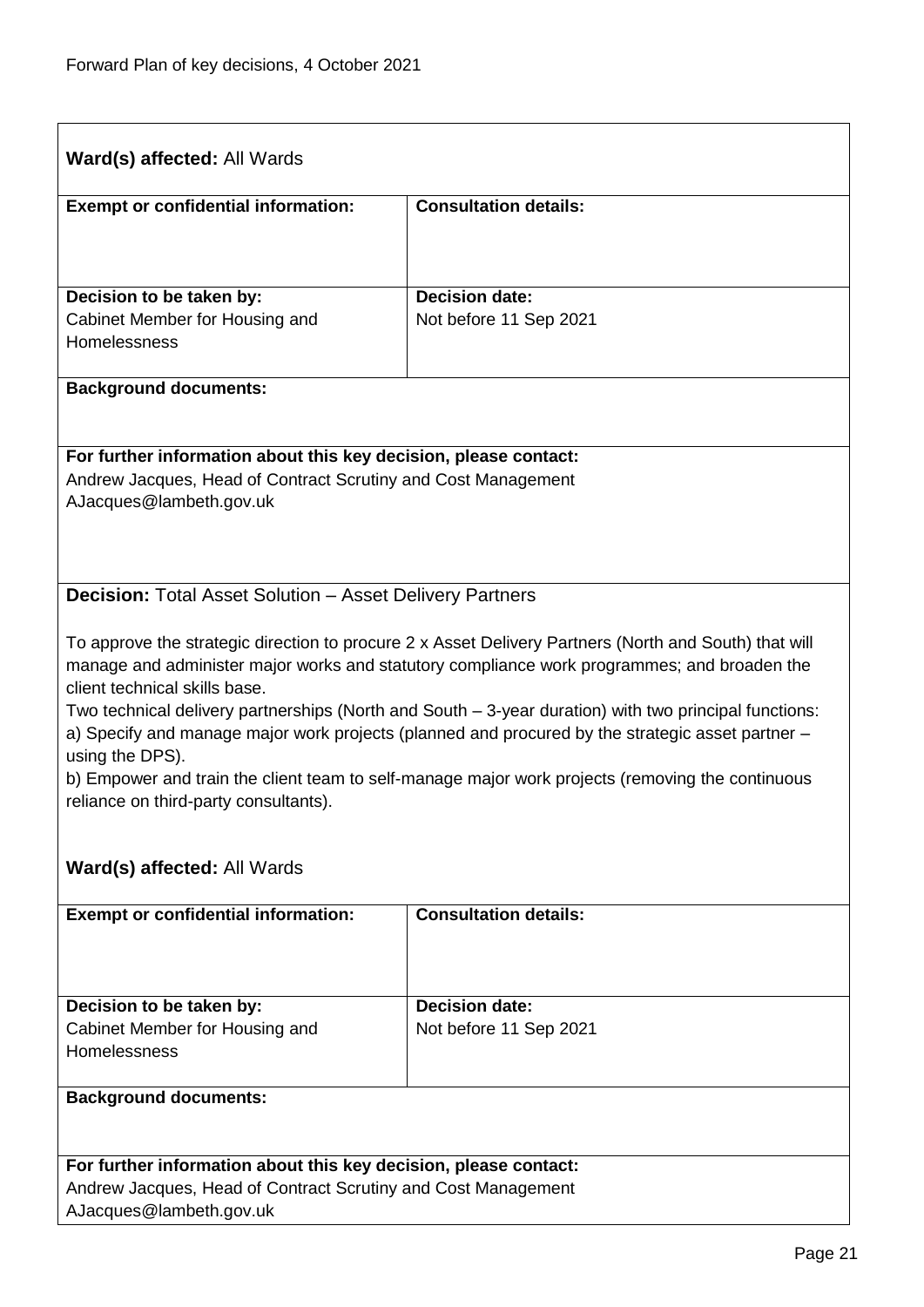**Ward(s) affected:** All Wards

| **Exempt or confidential information:** | **Consultation details:** |
| --- | --- |
| | |
| **Decision to be taken by:** Cabinet Member for Housing and Homelessness | **Decision date:** Not before 11 Sep 2021 |

**Background documents:**

**For further information about this key decision, please contact:**
Andrew Jacques, Head of Contract Scrutiny and Cost Management
AJacques@lambeth.gov.uk

**Decision:** Total Asset Solution – Asset Delivery Partners

To approve the strategic direction to procure 2 x Asset Delivery Partners (North and South) that will manage and administer major works and statutory compliance work programmes; and broaden the client technical skills base.
Two technical delivery partnerships (North and South – 3-year duration) with two principal functions:
a) Specify and manage major work projects (planned and procured by the strategic asset partner – using the DPS).
b) Empower and train the client team to self-manage major work projects (removing the continuous reliance on third-party consultants).

**Ward(s) affected:** All Wards

| **Exempt or confidential information:** | **Consultation details:** |
| --- | --- |
| | |
| **Decision to be taken by:** Cabinet Member for Housing and Homelessness | **Decision date:** Not before 11 Sep 2021 |

**Background documents:**

**For further information about this key decision, please contact:**
Andrew Jacques, Head of Contract Scrutiny and Cost Management
AJacques@lambeth.gov.uk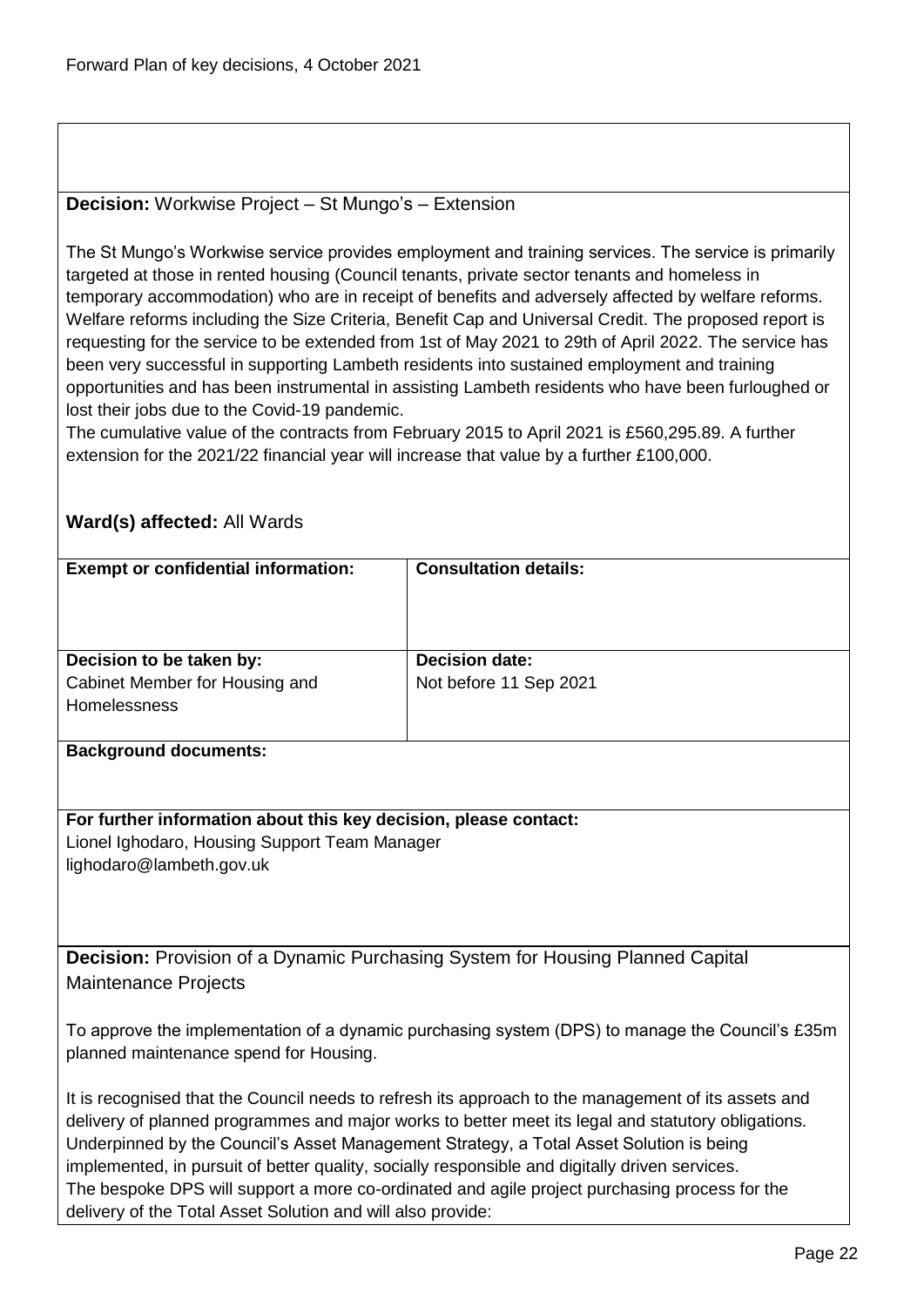**Decision:** Workwise Project – St Mungo's – Extension

The St Mungo's Workwise service provides employment and training services. The service is primarily targeted at those in rented housing (Council tenants, private sector tenants and homeless in temporary accommodation) who are in receipt of benefits and adversely affected by welfare reforms. Welfare reforms including the Size Criteria, Benefit Cap and Universal Credit. The proposed report is requesting for the service to be extended from 1st of May 2021 to 29th of April 2022. The service has been very successful in supporting Lambeth residents into sustained employment and training opportunities and has been instrumental in assisting Lambeth residents who have been furloughed or lost their jobs due to the Covid-19 pandemic.

The cumulative value of the contracts from February 2015 to April 2021 is £560,295.89. A further extension for the 2021/22 financial year will increase that value by a further £100,000.

**Ward(s) affected:** All Wards

| **Exempt or confidential information:** | **Consultation details:** |
|---|---|
| **Decision to be taken by:** Cabinet Member for Housing and Homelessness | **Decision date:** Not before 11 Sep 2021 |

**Background documents:**

**For further information about this key decision, please contact:**
Lionel Ighodaro, Housing Support Team Manager
lighodaro@lambeth.gov.uk

**Decision:** Provision of a Dynamic Purchasing System for Housing Planned Capital Maintenance Projects

To approve the implementation of a dynamic purchasing system (DPS) to manage the Council's £35m planned maintenance spend for Housing.

It is recognised that the Council needs to refresh its approach to the management of its assets and delivery of planned programmes and major works to better meet its legal and statutory obligations. Underpinned by the Council's Asset Management Strategy, a Total Asset Solution is being implemented, in pursuit of better quality, socially responsible and digitally driven services.
The bespoke DPS will support a more co-ordinated and agile project purchasing process for the delivery of the Total Asset Solution and will also provide: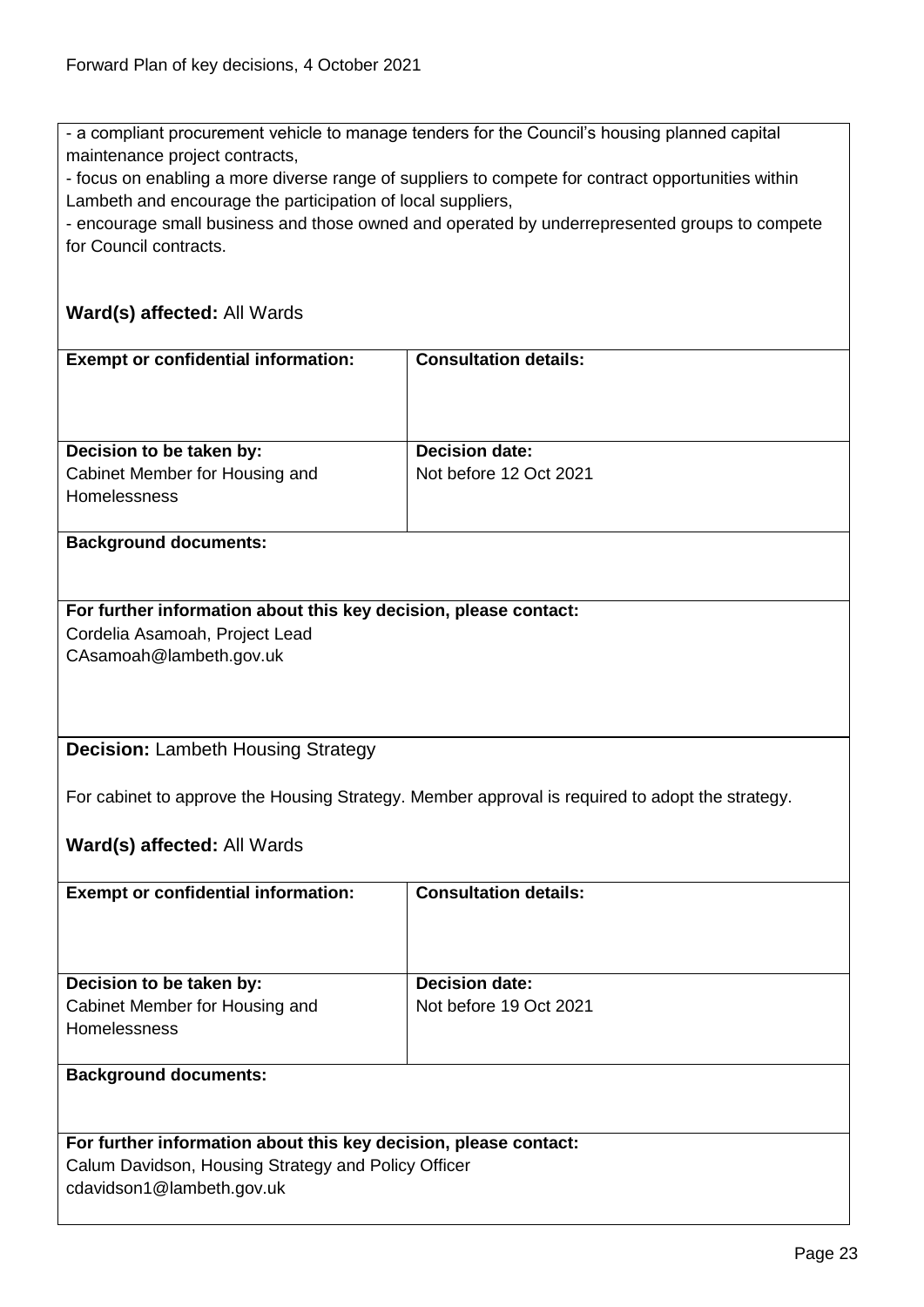- a compliant procurement vehicle to manage tenders for the Council's housing planned capital maintenance project contracts,
- focus on enabling a more diverse range of suppliers to compete for contract opportunities within Lambeth and encourage the participation of local suppliers,
- encourage small business and those owned and operated by underrepresented groups to compete for Council contracts.

**Ward(s) affected:** All Wards

| **Exempt or confidential information:** | **Consultation details:** |
| --- | --- |
| **Decision to be taken by:** Cabinet Member for Housing and Homelessness | **Decision date:** Not before 12 Oct 2021 |

**Background documents:**

**For further information about this key decision, please contact:**
Cordelia Asamoah, Project Lead
CAsamoah@lambeth.gov.uk

**Decision:** Lambeth Housing Strategy

For cabinet to approve the Housing Strategy. Member approval is required to adopt the strategy.

**Ward(s) affected:** All Wards

| **Exempt or confidential information:** | **Consultation details:** |
| --- | --- |
| **Decision to be taken by:** Cabinet Member for Housing and Homelessness | **Decision date:** Not before 19 Oct 2021 |

**Background documents:**

**For further information about this key decision, please contact:**
Calum Davidson, Housing Strategy and Policy Officer
cdavidson1@lambeth.gov.uk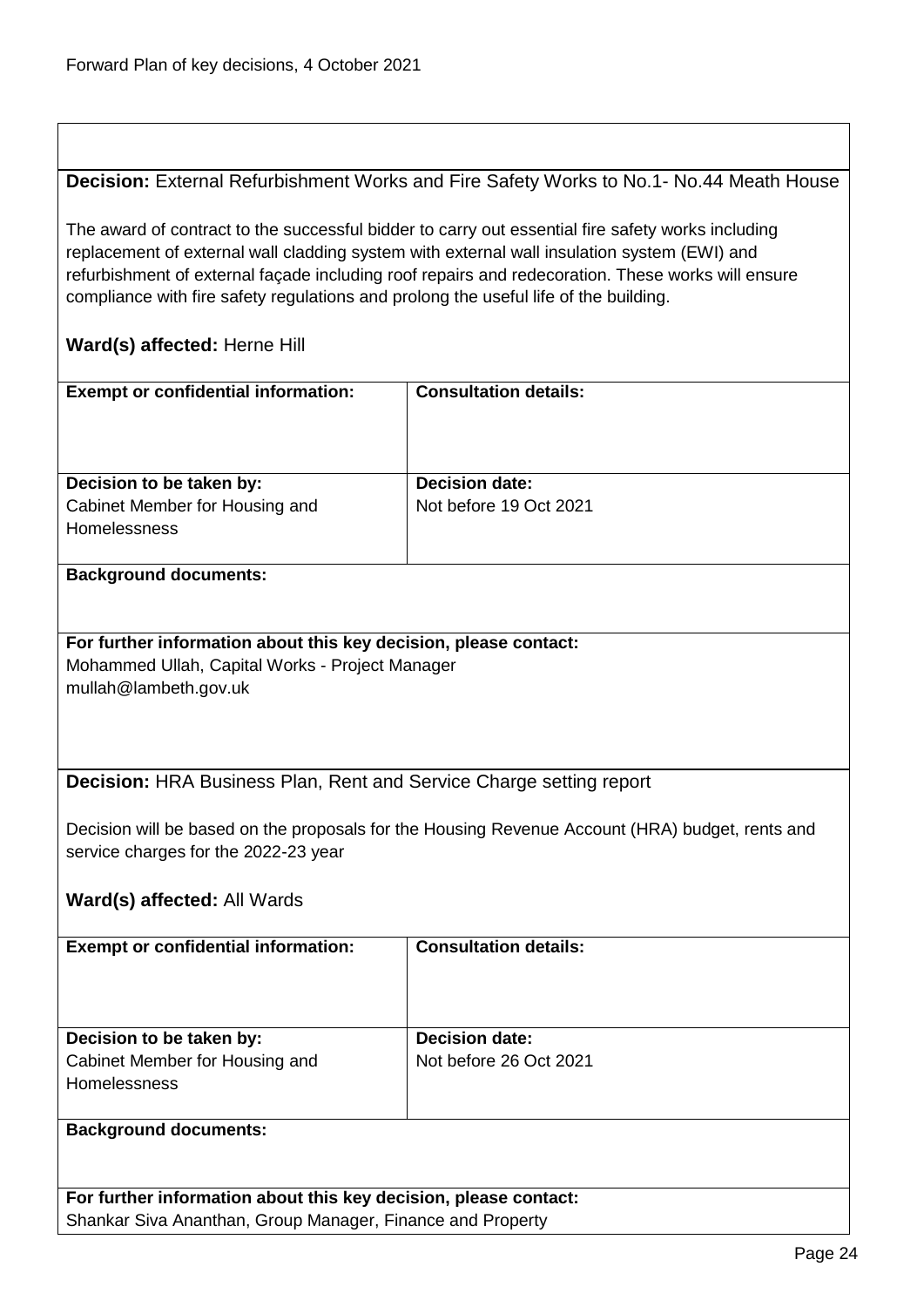**Decision:** External Refurbishment Works and Fire Safety Works to No.1- No.44 Meath House

The award of contract to the successful bidder to carry out essential fire safety works including replacement of external wall cladding system with external wall insulation system (EWI) and refurbishment of external façade including roof repairs and redecoration. These works will ensure compliance with fire safety regulations and prolong the useful life of the building.

**Ward(s) affected:** Herne Hill

| **Exempt or confidential information:** | **Consultation details:** |
| --- | --- |
| **Decision to be taken by:**<br>Cabinet Member for Housing and Homelessness | **Decision date:**<br>Not before 19 Oct 2021 |

**Background documents:**

**For further information about this key decision, please contact:**
Mohammed Ullah, Capital Works - Project Manager
mullah@lambeth.gov.uk

**Decision:** HRA Business Plan, Rent and Service Charge setting report

Decision will be based on the proposals for the Housing Revenue Account (HRA) budget, rents and service charges for the 2022-23 year

**Ward(s) affected:** All Wards

| **Exempt or confidential information:** | **Consultation details:** |
| --- | --- |
| **Decision to be taken by:**<br>Cabinet Member for Housing and Homelessness | **Decision date:**<br>Not before 26 Oct 2021 |

**Background documents:**

**For further information about this key decision, please contact:**
Shankar Siva Ananthan, Group Manager, Finance and Property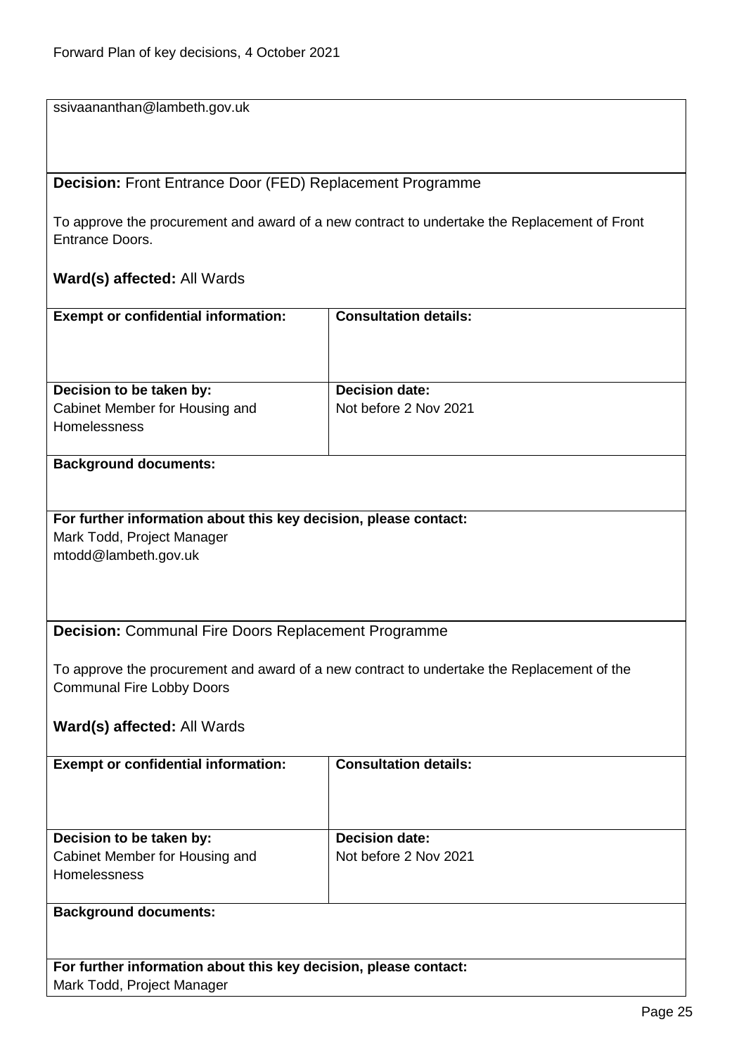ssivaananthan@lambeth.gov.uk

**Decision:** Front Entrance Door (FED) Replacement Programme

To approve the procurement and award of a new contract to undertake the Replacement of Front Entrance Doors.

**Ward(s) affected:** All Wards

| **Exempt or confidential information:** | **Consultation details:** |
| --- | --- |
| **Decision to be taken by:** Cabinet Member for Housing and Homelessness | **Decision date:** Not before 2 Nov 2021 |

**Background documents:**

**For further information about this key decision, please contact:**
Mark Todd, Project Manager
mtodd@lambeth.gov.uk

**Decision:** Communal Fire Doors Replacement Programme

To approve the procurement and award of a new contract to undertake the Replacement of the Communal Fire Lobby Doors

**Ward(s) affected:** All Wards

| **Exempt or confidential information:** | **Consultation details:** |
| --- | --- |
| **Decision to be taken by:** Cabinet Member for Housing and Homelessness | **Decision date:** Not before 2 Nov 2021 |

**Background documents:**

**For further information about this key decision, please contact:**
Mark Todd, Project Manager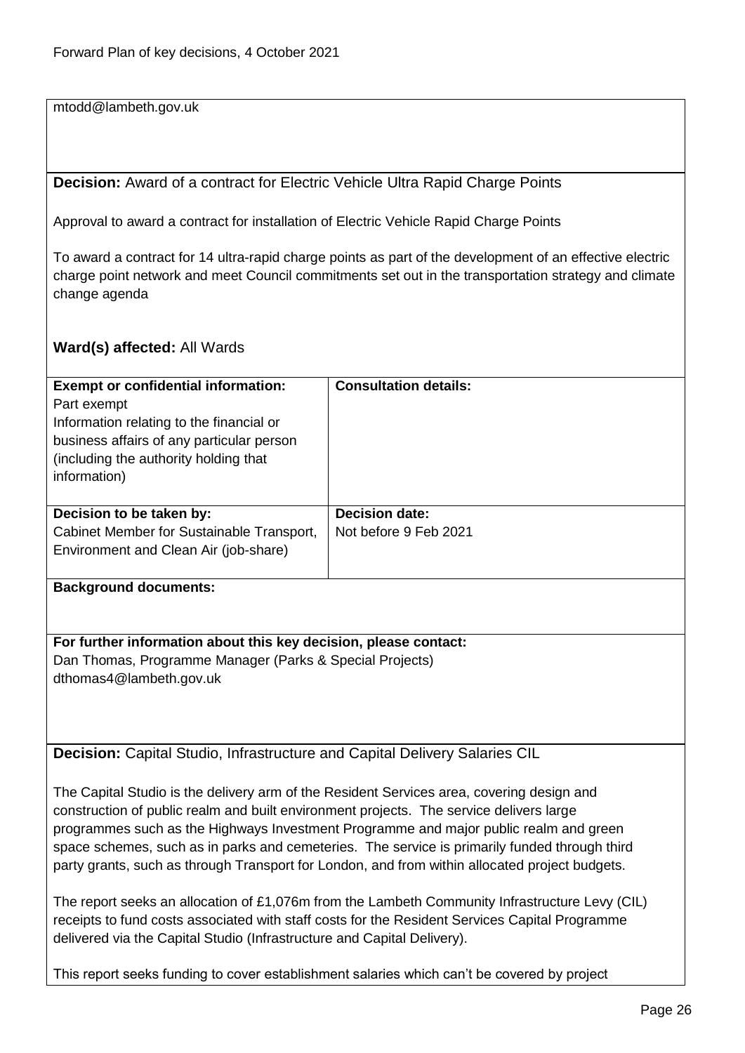mtodd@lambeth.gov.uk

**Decision:** Award of a contract for Electric Vehicle Ultra Rapid Charge Points

Approval to award a contract for installation of Electric Vehicle Rapid Charge Points

To award a contract for 14 ultra-rapid charge points as part of the development of an effective electric charge point network and meet Council commitments set out in the transportation strategy and climate change agenda

**Ward(s) affected:** All Wards

| **Exempt or confidential information:** Part exempt Information relating to the financial or business affairs of any particular person (including the authority holding that information) | **Consultation details:** |
|---|---|
| **Decision to be taken by:** Cabinet Member for Sustainable Transport, Environment and Clean Air (job-share) | **Decision date:** Not before 9 Feb 2021 |

**Background documents:**

**For further information about this key decision, please contact:**
Dan Thomas, Programme Manager (Parks & Special Projects)
dthomas4@lambeth.gov.uk

**Decision:** Capital Studio, Infrastructure and Capital Delivery Salaries CIL

The Capital Studio is the delivery arm of the Resident Services area, covering design and construction of public realm and built environment projects. The service delivers large programmes such as the Highways Investment Programme and major public realm and green space schemes, such as in parks and cemeteries. The service is primarily funded through third party grants, such as through Transport for London, and from within allocated project budgets.

The report seeks an allocation of £1,076m from the Lambeth Community Infrastructure Levy (CIL) receipts to fund costs associated with staff costs for the Resident Services Capital Programme delivered via the Capital Studio (Infrastructure and Capital Delivery).

This report seeks funding to cover establishment salaries which can't be covered by project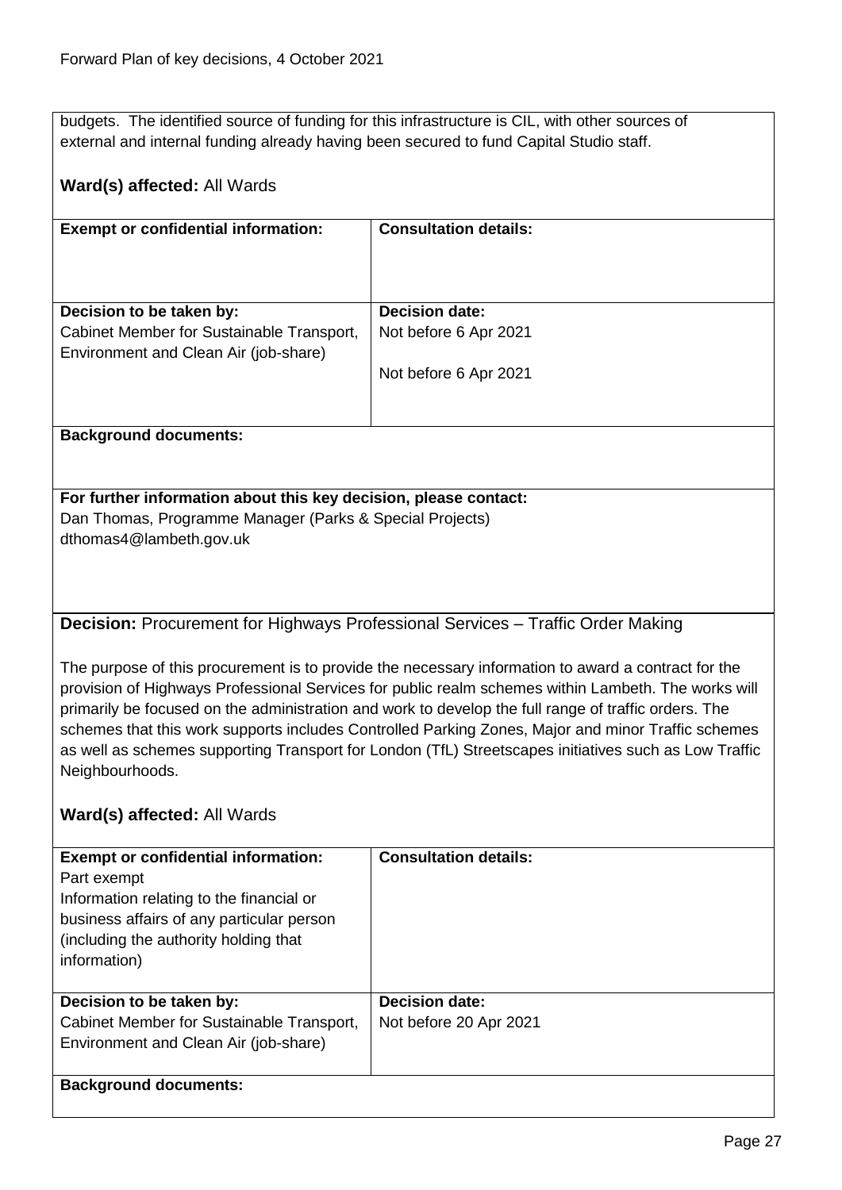budgets. The identified source of funding for this infrastructure is CIL, with other sources of external and internal funding already having been secured to fund Capital Studio staff.

**Ward(s) affected:** All Wards

| **Exempt or confidential information:** | **Consultation details:** |
|---|---|
| | |
| **Decision to be taken by:**<br>Cabinet Member for Sustainable Transport, Environment and Clean Air (job-share) | **Decision date:**<br>Not before 6 Apr 2021<br><br>Not before 6 Apr 2021 |

**Background documents:**

**For further information about this key decision, please contact:**
Dan Thomas, Programme Manager (Parks & Special Projects)
dthomas4@lambeth.gov.uk

**Decision:** Procurement for Highways Professional Services – Traffic Order Making

The purpose of this procurement is to provide the necessary information to award a contract for the provision of Highways Professional Services for public realm schemes within Lambeth. The works will primarily be focused on the administration and work to develop the full range of traffic orders. The schemes that this work supports includes Controlled Parking Zones, Major and minor Traffic schemes as well as schemes supporting Transport for London (TfL) Streetscapes initiatives such as Low Traffic Neighbourhoods.

**Ward(s) affected:** All Wards

| **Exempt or confidential information:** | **Consultation details:** |
|---|---|
| Part exempt<br>Information relating to the financial or business affairs of any particular person (including the authority holding that information) | |
| **Decision to be taken by:**<br>Cabinet Member for Sustainable Transport, Environment and Clean Air (job-share) | **Decision date:**<br>Not before 20 Apr 2021 |

**Background documents:**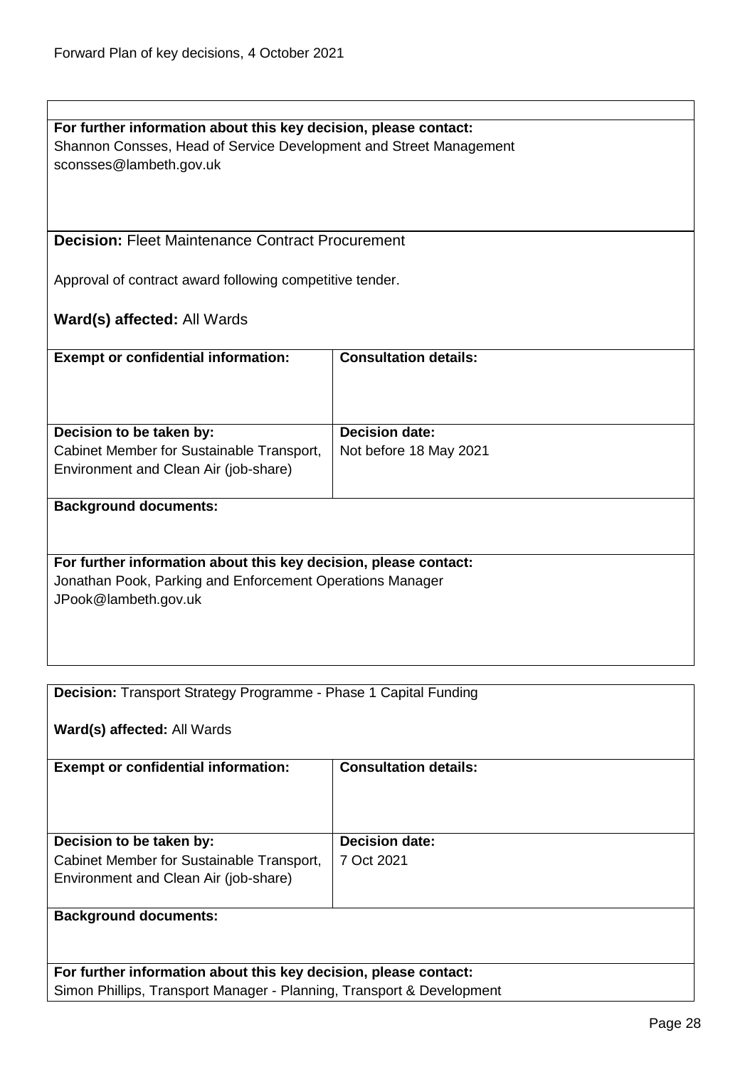**For further information about this key decision, please contact:**
Shannon Consses, Head of Service Development and Street Management
sconsses@lambeth.gov.uk

**Decision:** Fleet Maintenance Contract Procurement

Approval of contract award following competitive tender.

**Ward(s) affected:** All Wards

| **Exempt or confidential information:** | **Consultation details:** |
|---|---|
| | |
| **Decision to be taken by:** Cabinet Member for Sustainable Transport, Environment and Clean Air (job-share) | **Decision date:** Not before 18 May 2021 |

**Background documents:**

**For further information about this key decision, please contact:**
Jonathan Pook, Parking and Enforcement Operations Manager
JPook@lambeth.gov.uk

**Decision:** Transport Strategy Programme - Phase 1 Capital Funding

**Ward(s) affected:** All Wards

| **Exempt or confidential information:** | **Consultation details:** |
|---|---|
| | |
| **Decision to be taken by:** Cabinet Member for Sustainable Transport, Environment and Clean Air (job-share) | **Decision date:** 7 Oct 2021 |

**Background documents:**

**For further information about this key decision, please contact:**
Simon Phillips, Transport Manager - Planning, Transport & Development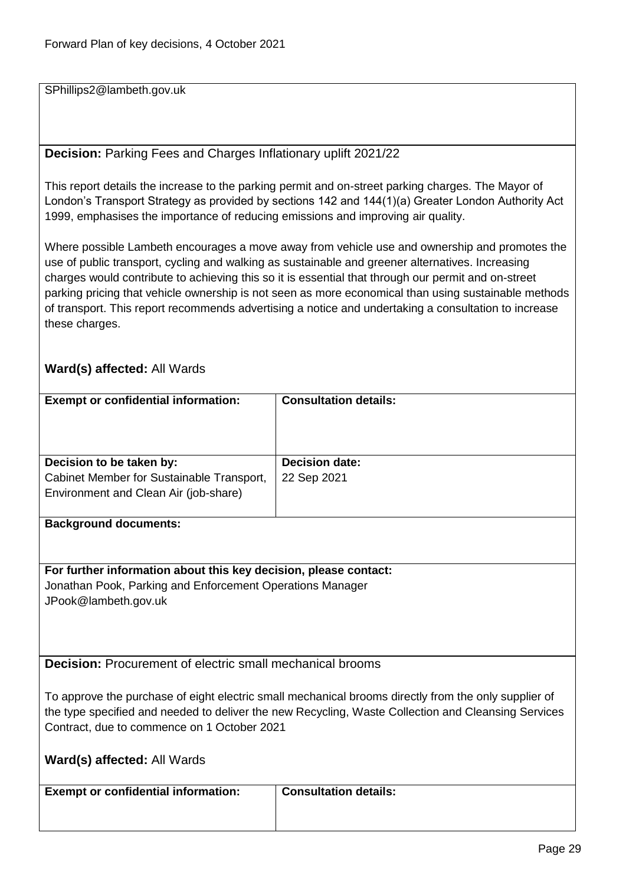SPhillips2@lambeth.gov.uk

**Decision:** Parking Fees and Charges Inflationary uplift 2021/22

This report details the increase to the parking permit and on-street parking charges. The Mayor of London's Transport Strategy as provided by sections 142 and 144(1)(a) Greater London Authority Act 1999, emphasises the importance of reducing emissions and improving air quality.

Where possible Lambeth encourages a move away from vehicle use and ownership and promotes the use of public transport, cycling and walking as sustainable and greener alternatives. Increasing charges would contribute to achieving this so it is essential that through our permit and on-street parking pricing that vehicle ownership is not seen as more economical than using sustainable methods of transport. This report recommends advertising a notice and undertaking a consultation to increase these charges.

**Ward(s) affected:** All Wards

| **Exempt or confidential information:** | **Consultation details:** |
|---|---|
| | |
| **Decision to be taken by:** Cabinet Member for Sustainable Transport, Environment and Clean Air (job-share) | **Decision date:** 22 Sep 2021 |

**Background documents:**

**For further information about this key decision, please contact:**
Jonathan Pook, Parking and Enforcement Operations Manager
JPook@lambeth.gov.uk

**Decision:** Procurement of electric small mechanical brooms

To approve the purchase of eight electric small mechanical brooms directly from the only supplier of the type specified and needed to deliver the new Recycling, Waste Collection and Cleansing Services Contract, due to commence on 1 October 2021

**Ward(s) affected:** All Wards

| **Exempt or confidential information:** | **Consultation details:** |
|---|---|
| | |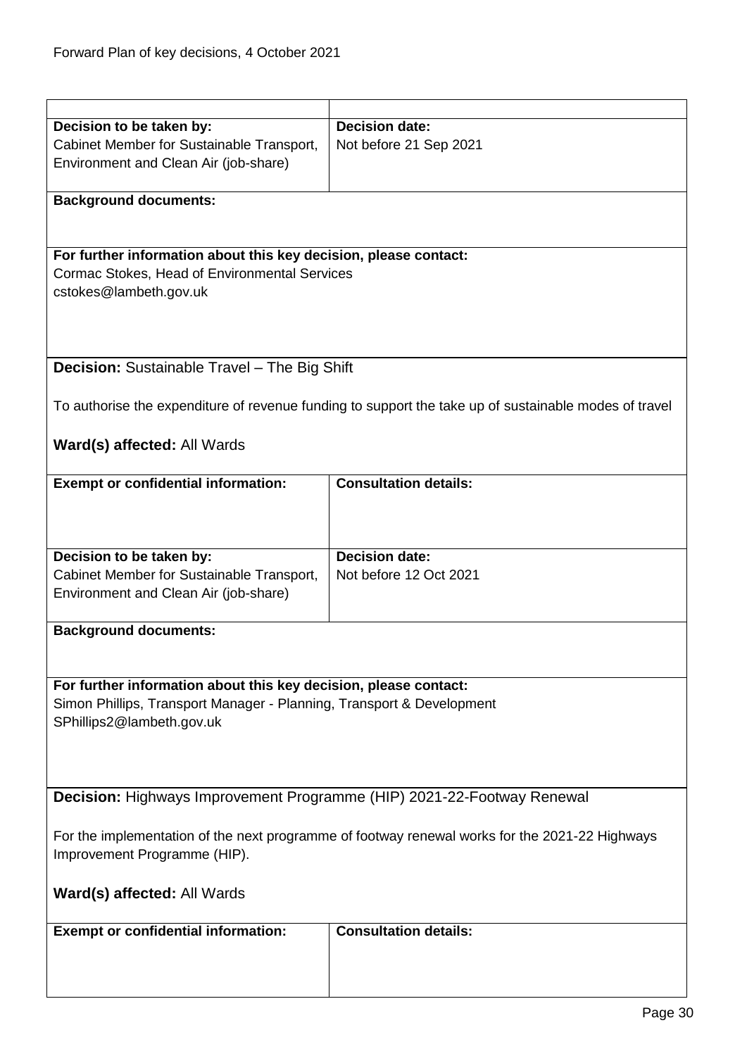| | |
|---|---|
| **Decision to be taken by:**<br>Cabinet Member for Sustainable Transport, Environment and Clean Air (job-share) | **Decision date:**<br>Not before 21 Sep 2021 |

**Background documents:**

**For further information about this key decision, please contact:**
Cormac Stokes, Head of Environmental Services
cstokes@lambeth.gov.uk

**Decision:** Sustainable Travel – The Big Shift

To authorise the expenditure of revenue funding to support the take up of sustainable modes of travel

**Ward(s) affected:** All Wards

| **Exempt or confidential information:** | **Consultation details:** |
|---|---|
| **Decision to be taken by:**<br>Cabinet Member for Sustainable Transport, Environment and Clean Air (job-share) | **Decision date:**<br>Not before 12 Oct 2021 |

**Background documents:**

**For further information about this key decision, please contact:**
Simon Phillips, Transport Manager - Planning, Transport & Development
SPhillips2@lambeth.gov.uk

**Decision:** Highways Improvement Programme (HIP) 2021-22-Footway Renewal

For the implementation of the next programme of footway renewal works for the 2021-22 Highways Improvement Programme (HIP).

**Ward(s) affected:** All Wards

| **Exempt or confidential information:** | **Consultation details:** |
|---|---|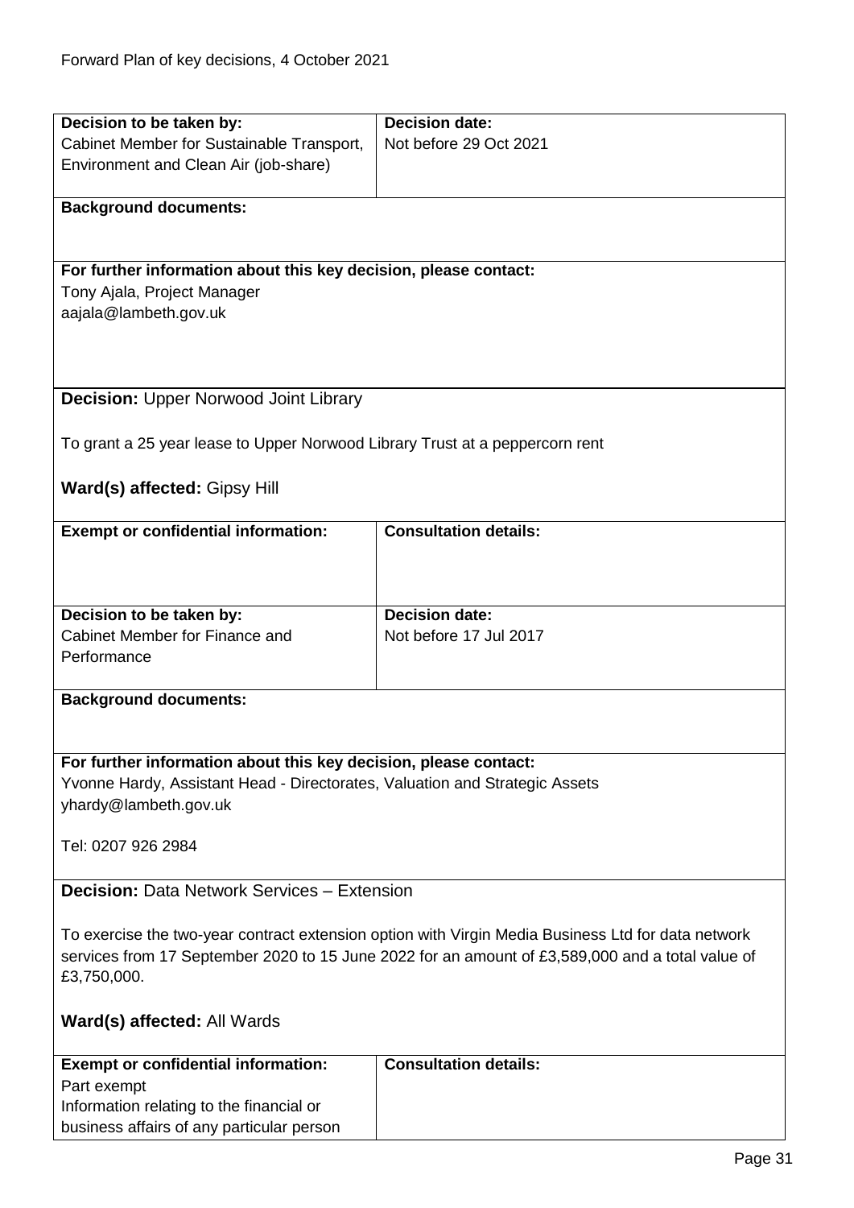| **Decision to be taken by:** | **Decision date:** |
|---|---|
| Cabinet Member for Sustainable Transport, Environment and Clean Air (job-share) | Not before 29 Oct 2021 |

**Background documents:**

**For further information about this key decision, please contact:**
Tony Ajala, Project Manager
aajala@lambeth.gov.uk

**Decision:** Upper Norwood Joint Library

To grant a 25 year lease to Upper Norwood Library Trust at a peppercorn rent

**Ward(s) affected:** Gipsy Hill

| **Exempt or confidential information:** | **Consultation details:** |
|---|---|
| | |

| **Decision to be taken by:** | **Decision date:** |
|---|---|
| Cabinet Member for Finance and Performance | Not before 17 Jul 2017 |

**Background documents:**

**For further information about this key decision, please contact:**
Yvonne Hardy, Assistant Head - Directorates, Valuation and Strategic Assets
yhardy@lambeth.gov.uk

Tel: 0207 926 2984

**Decision:** Data Network Services – Extension

To exercise the two-year contract extension option with Virgin Media Business Ltd for data network services from 17 September 2020 to 15 June 2022 for an amount of £3,589,000 and a total value of £3,750,000.

**Ward(s) affected:** All Wards

| **Exempt or confidential information:** | **Consultation details:** |
|---|---|
| Part exempt<br>Information relating to the financial or business affairs of any particular person | |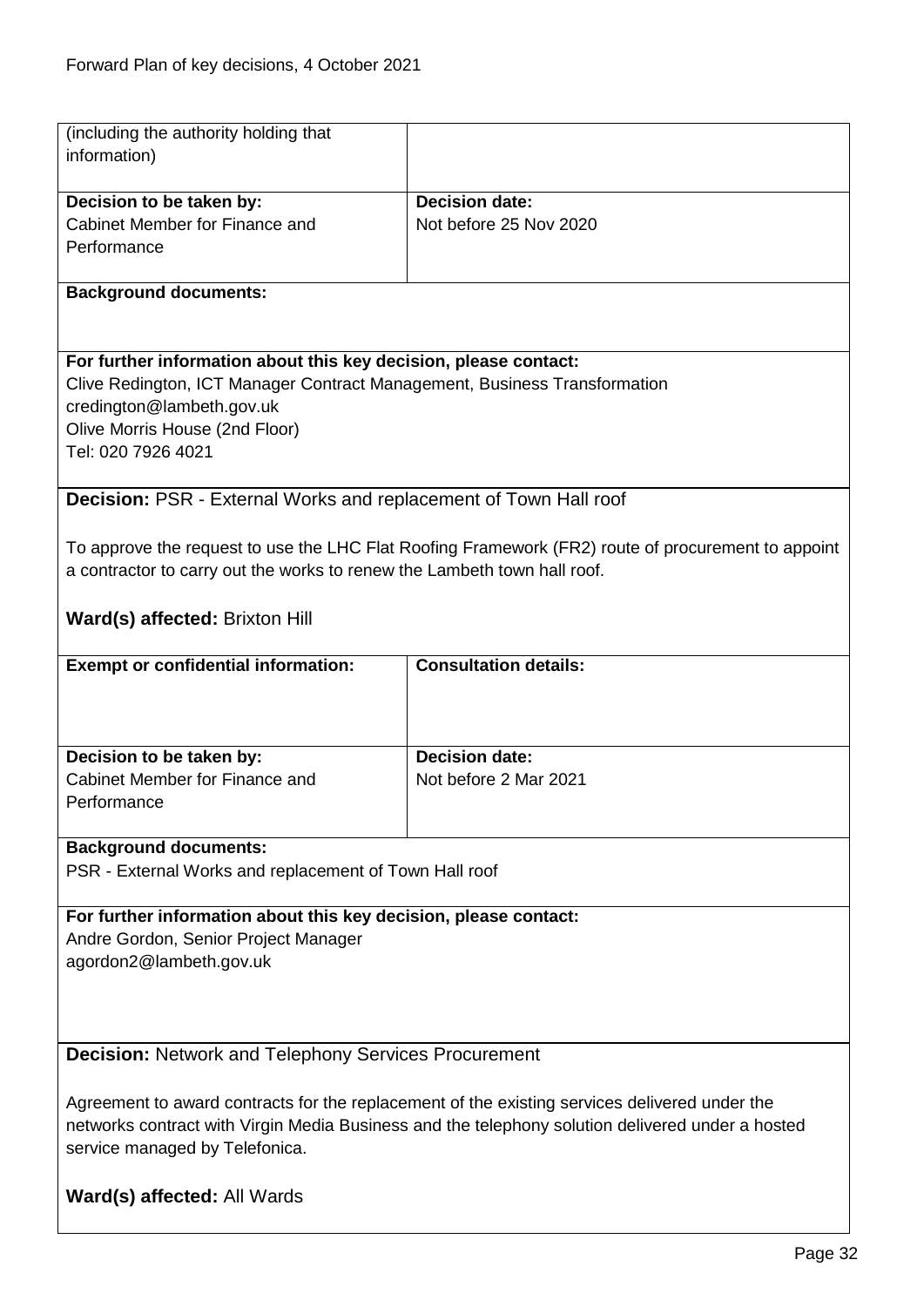| (including the authority holding that information) | |
|---|---|
| **Decision to be taken by:**<br>Cabinet Member for Finance and Performance | **Decision date:**<br>Not before 25 Nov 2020 |

**Background documents:**

**For further information about this key decision, please contact:**
Clive Redington, ICT Manager Contract Management, Business Transformation
credington@lambeth.gov.uk
Olive Morris House (2nd Floor)
Tel: 020 7926 4021

**Decision:** PSR - External Works and replacement of Town Hall roof

To approve the request to use the LHC Flat Roofing Framework (FR2) route of procurement to appoint a contractor to carry out the works to renew the Lambeth town hall roof.

**Ward(s) affected:** Brixton Hill

| **Exempt or confidential information:** | **Consultation details:** |
|---|---|
| **Decision to be taken by:**<br>Cabinet Member for Finance and Performance | **Decision date:**<br>Not before 2 Mar 2021 |

**Background documents:**
PSR - External Works and replacement of Town Hall roof

**For further information about this key decision, please contact:**
Andre Gordon, Senior Project Manager
agordon2@lambeth.gov.uk

**Decision:** Network and Telephony Services Procurement

Agreement to award contracts for the replacement of the existing services delivered under the networks contract with Virgin Media Business and the telephony solution delivered under a hosted service managed by Telefonica.

**Ward(s) affected:** All Wards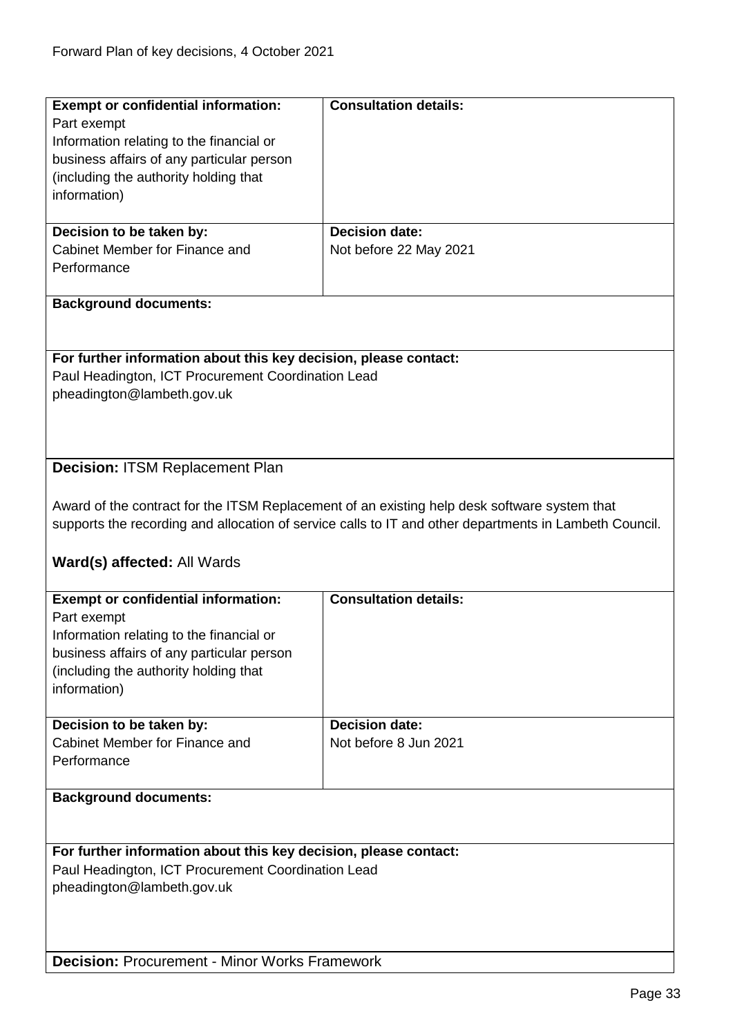| **Exempt or confidential information:** Part exempt Information relating to the financial or business affairs of any particular person (including the authority holding that information) | **Consultation details:** |
| --- | --- |
| **Decision to be taken by:** Cabinet Member for Finance and Performance | **Decision date:** Not before 22 May 2021 |

**Background documents:**

**For further information about this key decision, please contact:**
Paul Headington, ICT Procurement Coordination Lead
pheadington@lambeth.gov.uk

**Decision:** ITSM Replacement Plan

Award of the contract for the ITSM Replacement of an existing help desk software system that supports the recording and allocation of service calls to IT and other departments in Lambeth Council.

**Ward(s) affected:** All Wards

| **Exempt or confidential information:** Part exempt Information relating to the financial or business affairs of any particular person (including the authority holding that information) | **Consultation details:** |
| --- | --- |
| **Decision to be taken by:** Cabinet Member for Finance and Performance | **Decision date:** Not before 8 Jun 2021 |

**Background documents:**

**For further information about this key decision, please contact:**
Paul Headington, ICT Procurement Coordination Lead
pheadington@lambeth.gov.uk

**Decision:** Procurement - Minor Works Framework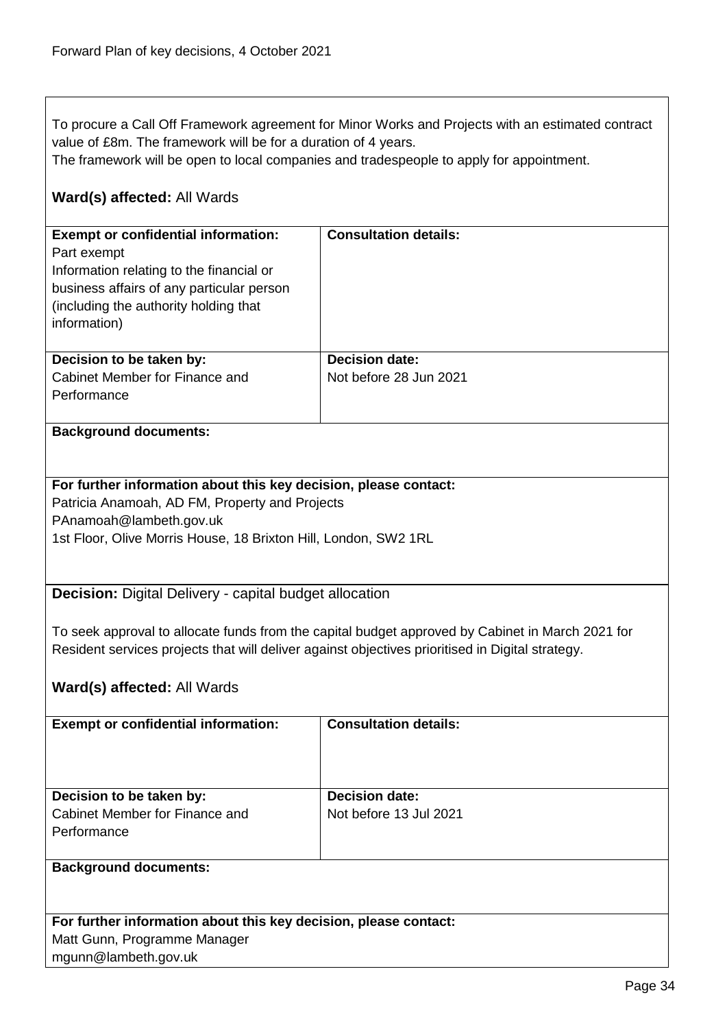To procure a Call Off Framework agreement for Minor Works and Projects with an estimated contract value of £8m. The framework will be for a duration of 4 years.
The framework will be open to local companies and tradespeople to apply for appointment.

**Ward(s) affected:** All Wards

| **Exempt or confidential information:** | **Consultation details:** |
| --- | --- |
| Part exempt<br>Information relating to the financial or business affairs of any particular person (including the authority holding that information) | |
| **Decision to be taken by:**<br>Cabinet Member for Finance and Performance | **Decision date:**<br>Not before 28 Jun 2021 |

**Background documents:**

**For further information about this key decision, please contact:**
Patricia Anamoah, AD FM, Property and Projects
PAnamoah@lambeth.gov.uk
1st Floor, Olive Morris House, 18 Brixton Hill, London, SW2 1RL

**Decision:** Digital Delivery - capital budget allocation

To seek approval to allocate funds from the capital budget approved by Cabinet in March 2021 for Resident services projects that will deliver against objectives prioritised in Digital strategy.

**Ward(s) affected:** All Wards

| **Exempt or confidential information:** | **Consultation details:** |
| --- | --- |
| **Decision to be taken by:**<br>Cabinet Member for Finance and Performance | **Decision date:**<br>Not before 13 Jul 2021 |

**Background documents:**

**For further information about this key decision, please contact:**
Matt Gunn, Programme Manager
mgunn@lambeth.gov.uk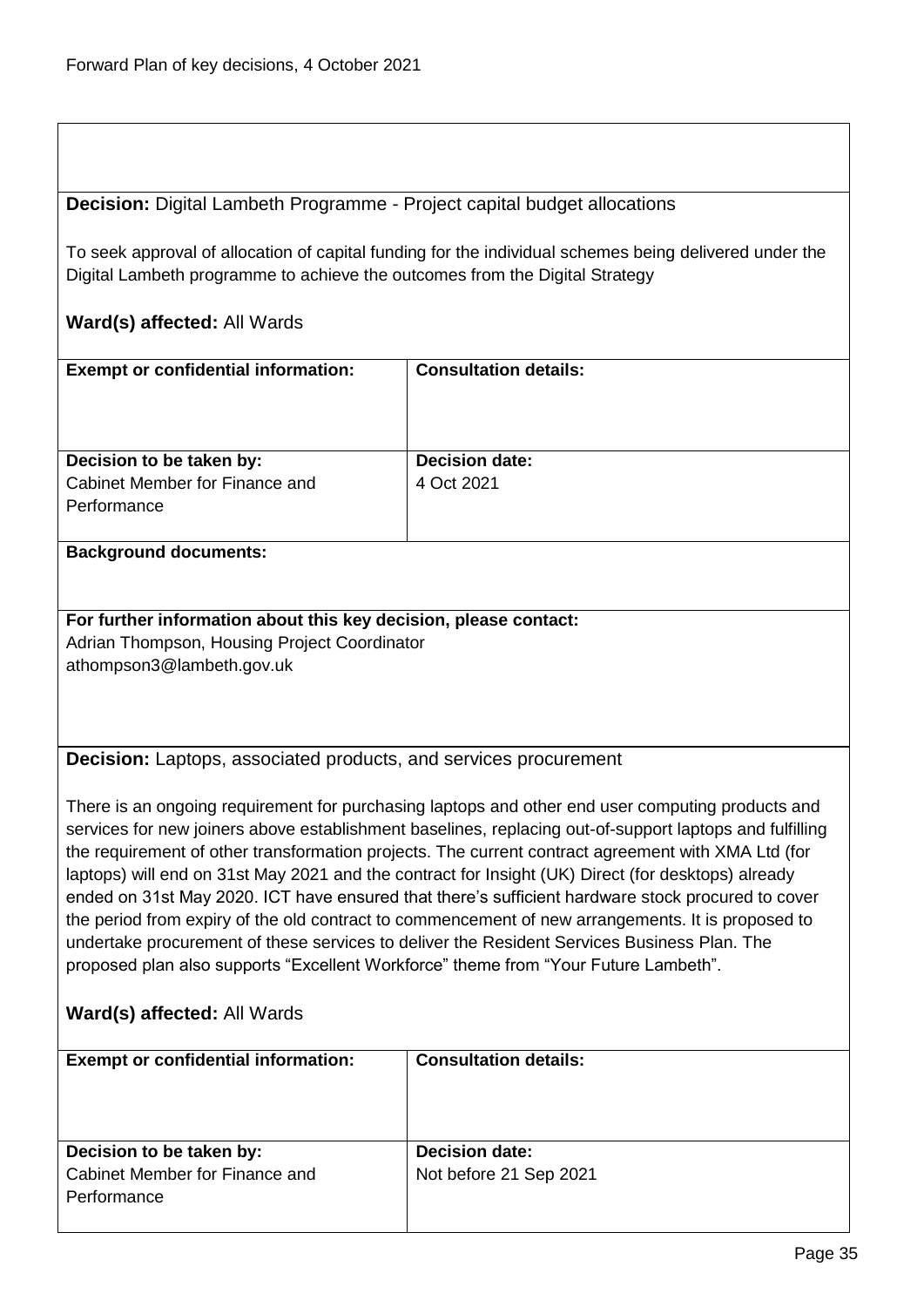**Decision:** Digital Lambeth Programme - Project capital budget allocations

To seek approval of allocation of capital funding for the individual schemes being delivered under the Digital Lambeth programme to achieve the outcomes from the Digital Strategy

**Ward(s) affected:** All Wards

| **Exempt or confidential information:** | **Consultation details:** |
| --- | --- |
| **Decision to be taken by:** Cabinet Member for Finance and Performance | **Decision date:** 4 Oct 2021 |

**Background documents:**

**For further information about this key decision, please contact:**
Adrian Thompson, Housing Project Coordinator
athompson3@lambeth.gov.uk

**Decision:** Laptops, associated products, and services procurement

There is an ongoing requirement for purchasing laptops and other end user computing products and services for new joiners above establishment baselines, replacing out-of-support laptops and fulfilling the requirement of other transformation projects. The current contract agreement with XMA Ltd (for laptops) will end on 31st May 2021 and the contract for Insight (UK) Direct (for desktops) already ended on 31st May 2020. ICT have ensured that there's sufficient hardware stock procured to cover the period from expiry of the old contract to commencement of new arrangements. It is proposed to undertake procurement of these services to deliver the Resident Services Business Plan. The proposed plan also supports "Excellent Workforce" theme from "Your Future Lambeth".

**Ward(s) affected:** All Wards

| **Exempt or confidential information:** | **Consultation details:** |
| --- | --- |
| **Decision to be taken by:** Cabinet Member for Finance and Performance | **Decision date:** Not before 21 Sep 2021 |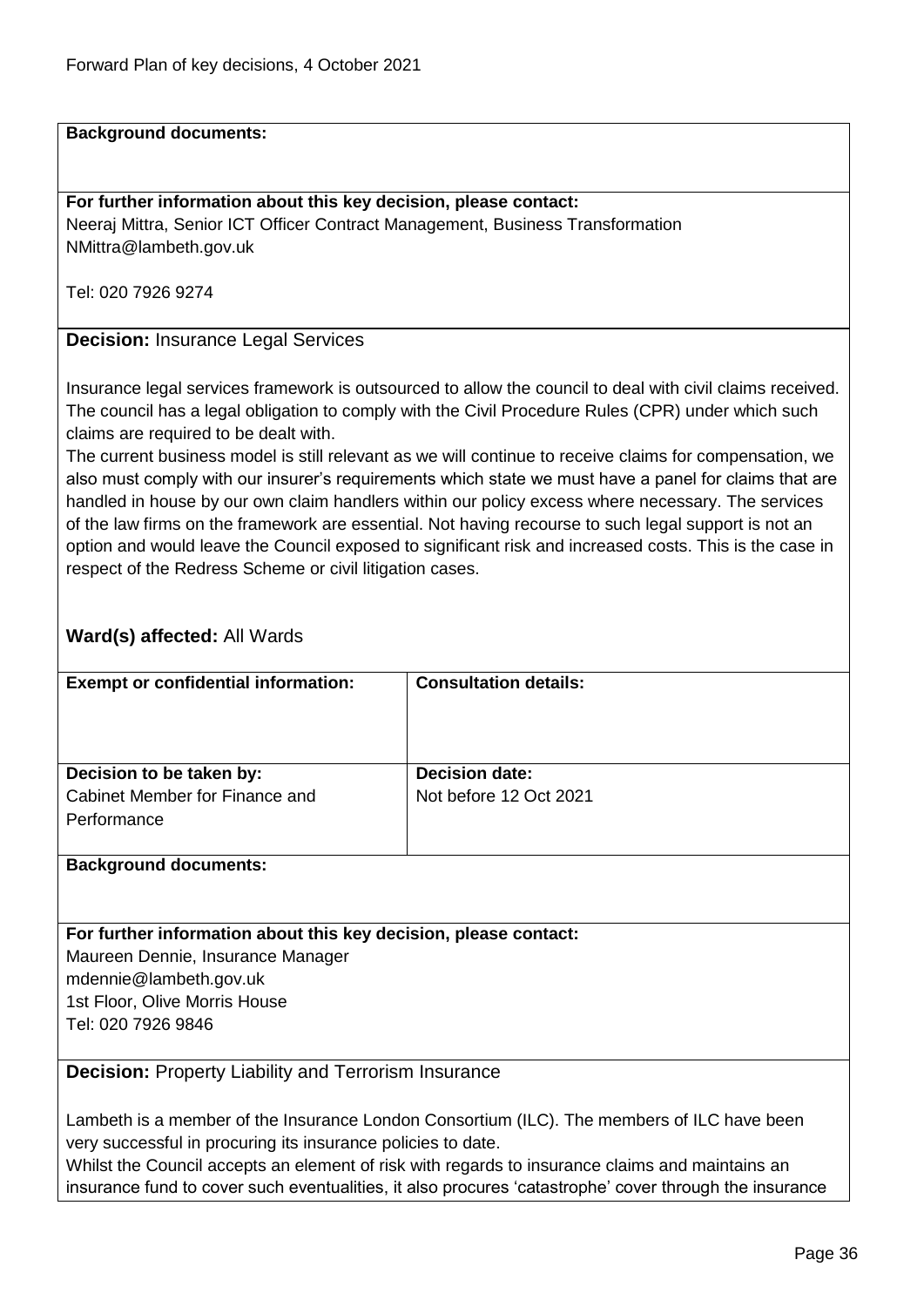**Background documents:**

**For further information about this key decision, please contact:**
Neeraj Mittra, Senior ICT Officer Contract Management, Business Transformation
NMittra@lambeth.gov.uk

Tel: 020 7926 9274

**Decision:** Insurance Legal Services

Insurance legal services framework is outsourced to allow the council to deal with civil claims received. The council has a legal obligation to comply with the Civil Procedure Rules (CPR) under which such claims are required to be dealt with.
The current business model is still relevant as we will continue to receive claims for compensation, we also must comply with our insurer's requirements which state we must have a panel for claims that are handled in house by our own claim handlers within our policy excess where necessary. The services of the law firms on the framework are essential. Not having recourse to such legal support is not an option and would leave the Council exposed to significant risk and increased costs. This is the case in respect of the Redress Scheme or civil litigation cases.

**Ward(s) affected:** All Wards

| **Exempt or confidential information:** | **Consultation details:** |
|---|---|
| **Decision to be taken by:**<br>Cabinet Member for Finance and Performance | **Decision date:**<br>Not before 12 Oct 2021 |

**Background documents:**

**For further information about this key decision, please contact:**
Maureen Dennie, Insurance Manager
mdennie@lambeth.gov.uk
1st Floor, Olive Morris House
Tel: 020 7926 9846

**Decision:** Property Liability and Terrorism Insurance

Lambeth is a member of the Insurance London Consortium (ILC). The members of ILC have been very successful in procuring its insurance policies to date.
Whilst the Council accepts an element of risk with regards to insurance claims and maintains an insurance fund to cover such eventualities, it also procures 'catastrophe' cover through the insurance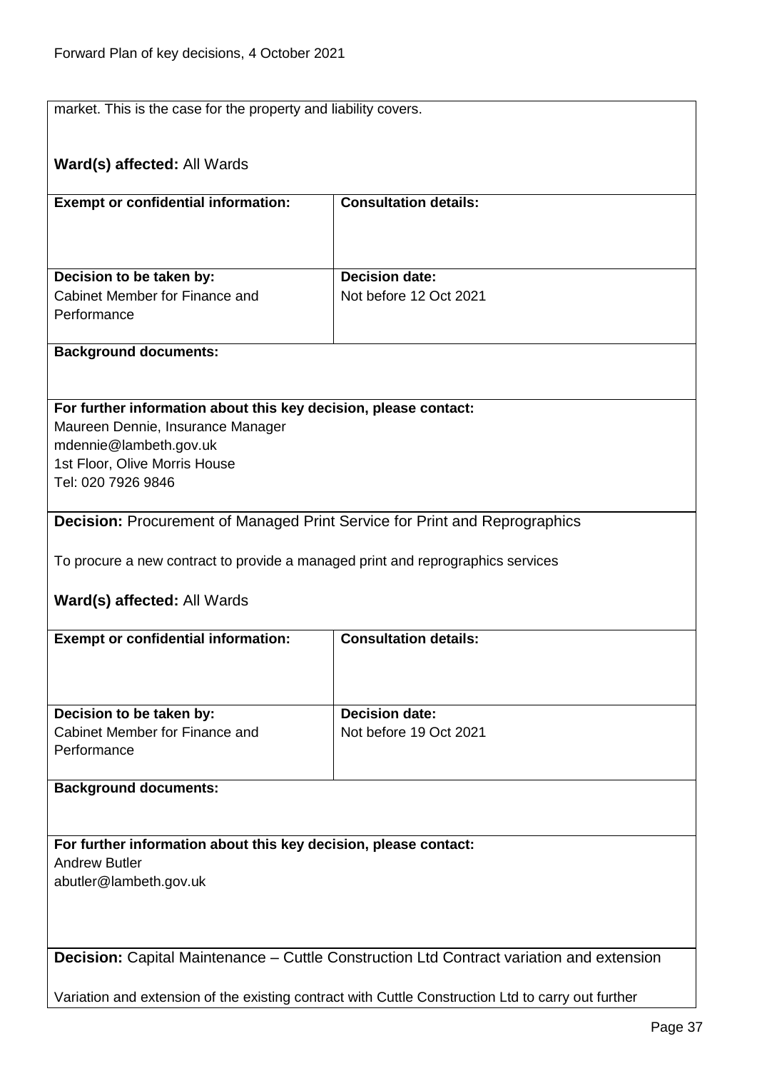market. This is the case for the property and liability covers.

**Ward(s) affected:** All Wards

| **Exempt or confidential information:** | **Consultation details:** |
| --- | --- |
| | |
| **Decision to be taken by:**<br>Cabinet Member for Finance and Performance | **Decision date:**<br>Not before 12 Oct 2021 |

**Background documents:**

**For further information about this key decision, please contact:**
Maureen Dennie, Insurance Manager
mdennie@lambeth.gov.uk
1st Floor, Olive Morris House
Tel: 020 7926 9846

**Decision:** Procurement of Managed Print Service for Print and Reprographics

To procure a new contract to provide a managed print and reprographics services

**Ward(s) affected:** All Wards

| **Exempt or confidential information:** | **Consultation details:** |
| --- | --- |
| | |
| **Decision to be taken by:**<br>Cabinet Member for Finance and Performance | **Decision date:**<br>Not before 19 Oct 2021 |

**Background documents:**

**For further information about this key decision, please contact:**
Andrew Butler
abutler@lambeth.gov.uk

**Decision:** Capital Maintenance – Cuttle Construction Ltd Contract variation and extension

Variation and extension of the existing contract with Cuttle Construction Ltd to carry out further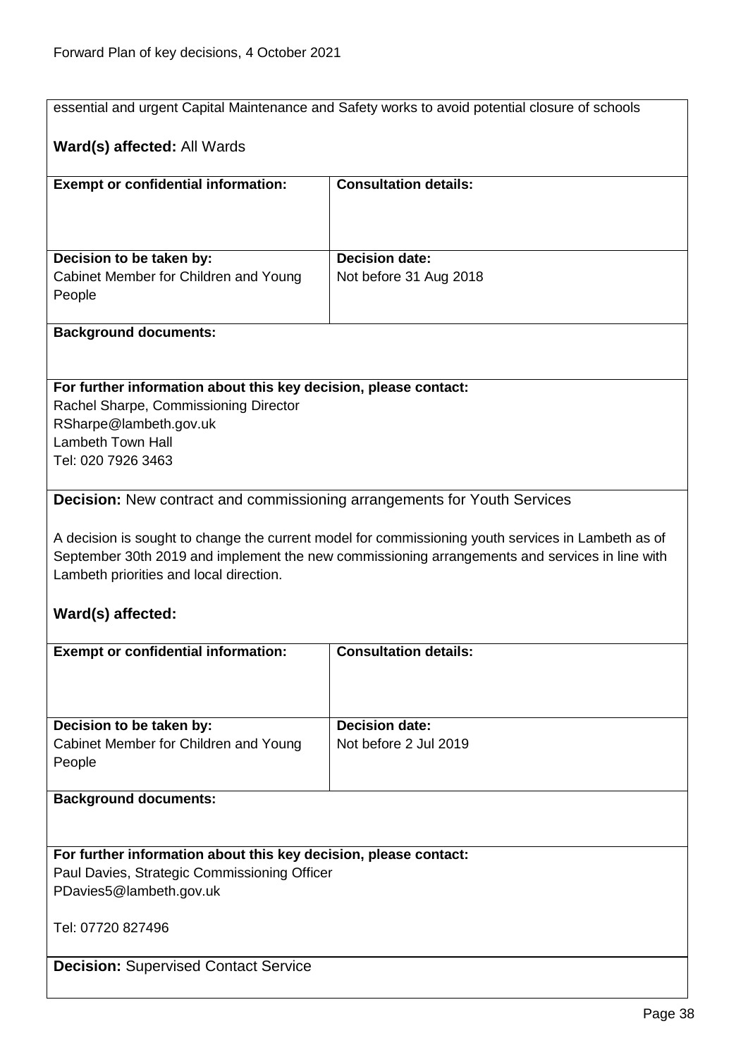essential and urgent Capital Maintenance and Safety works to avoid potential closure of schools

**Ward(s) affected:** All Wards

| **Exempt or confidential information:** | **Consultation details:** |
| --- | --- |
| **Decision to be taken by:**<br>Cabinet Member for Children and Young People | **Decision date:**<br>Not before 31 Aug 2018 |

**Background documents:**

**For further information about this key decision, please contact:**
Rachel Sharpe, Commissioning Director
RSharpe@lambeth.gov.uk
Lambeth Town Hall
Tel: 020 7926 3463

**Decision:** New contract and commissioning arrangements for Youth Services

A decision is sought to change the current model for commissioning youth services in Lambeth as of September 30th 2019 and implement the new commissioning arrangements and services in line with Lambeth priorities and local direction.

**Ward(s) affected:**

| **Exempt or confidential information:** | **Consultation details:** |
| --- | --- |
| **Decision to be taken by:**<br>Cabinet Member for Children and Young People | **Decision date:**<br>Not before 2 Jul 2019 |

**Background documents:**

**For further information about this key decision, please contact:**
Paul Davies, Strategic Commissioning Officer
PDavies5@lambeth.gov.uk

Tel: 07720 827496

**Decision:** Supervised Contact Service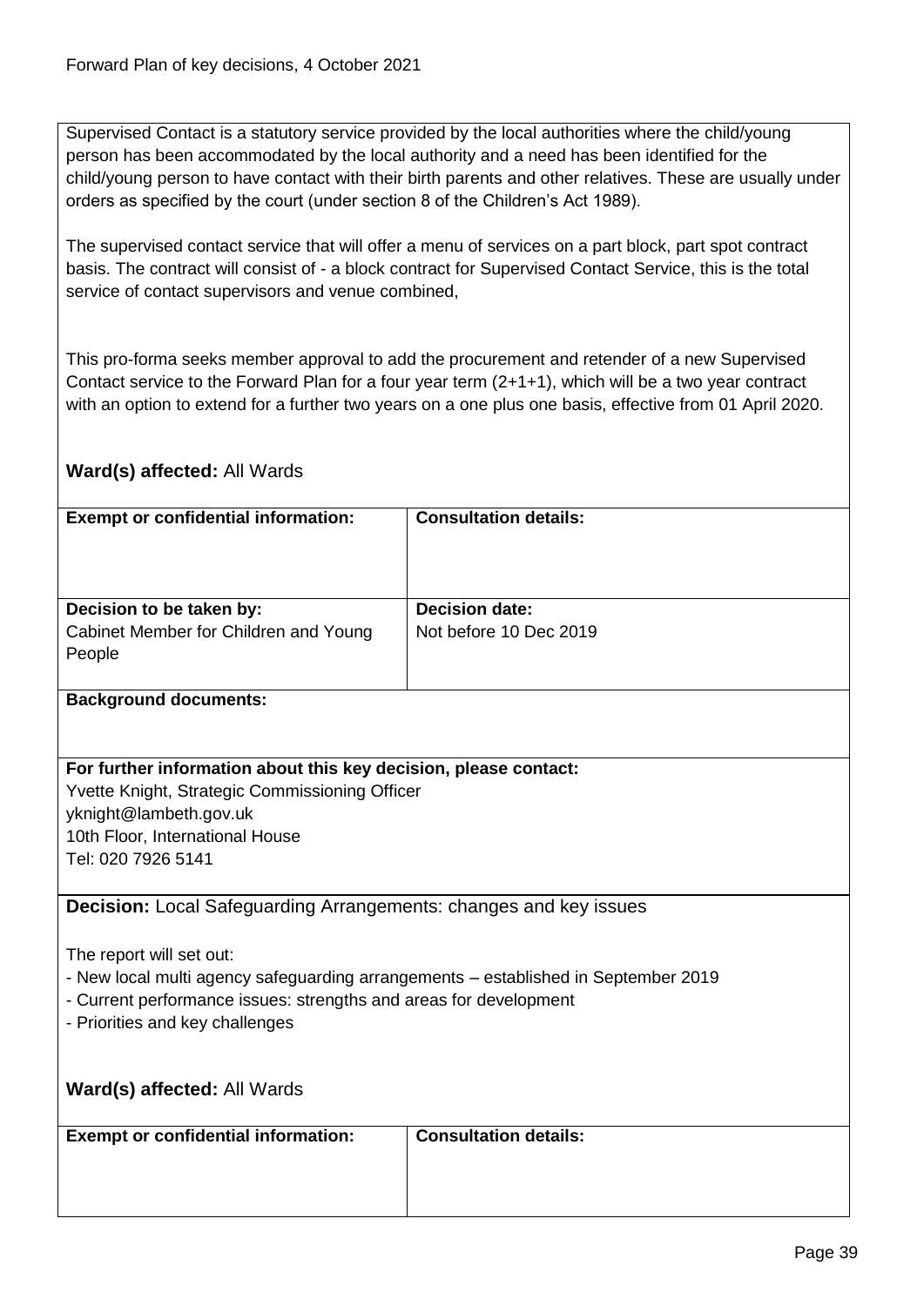Supervised Contact is a statutory service provided by the local authorities where the child/young person has been accommodated by the local authority and a need has been identified for the child/young person to have contact with their birth parents and other relatives. These are usually under orders as specified by the court (under section 8 of the Children's Act 1989).

The supervised contact service that will offer a menu of services on a part block, part spot contract basis. The contract will consist of - a block contract for Supervised Contact Service, this is the total service of contact supervisors and venue combined,

This pro-forma seeks member approval to add the procurement and retender of a new Supervised Contact service to the Forward Plan for a four year term (2+1+1), which will be a two year contract with an option to extend for a further two years on a one plus one basis, effective from 01 April 2020.

**Ward(s) affected:** All Wards

| **Exempt or confidential information:** | **Consultation details:** |
|---|---|
| **Decision to be taken by:**<br>Cabinet Member for Children and Young People | **Decision date:**<br>Not before 10 Dec 2019 |

**Background documents:**

**For further information about this key decision, please contact:**
Yvette Knight, Strategic Commissioning Officer
yknight@lambeth.gov.uk
10th Floor, International House
Tel: 020 7926 5141

**Decision:** Local Safeguarding Arrangements: changes and key issues

The report will set out:
- New local multi agency safeguarding arrangements – established in September 2019
- Current performance issues: strengths and areas for development
- Priorities and key challenges

**Ward(s) affected:** All Wards

| **Exempt or confidential information:** | **Consultation details:** |
|---|---|
| | |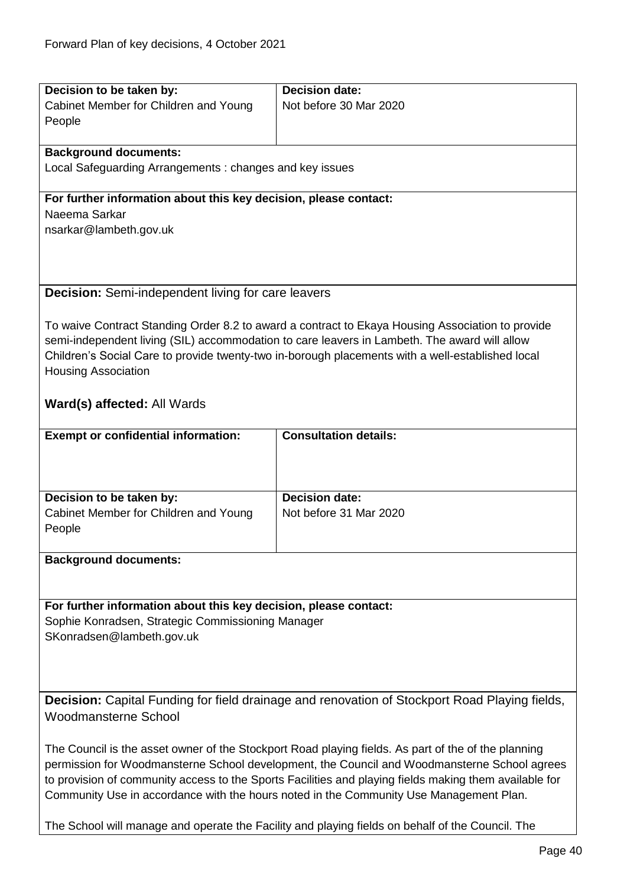| Decision to be taken by: | Decision date: |
|---|---|
| Cabinet Member for Children and Young People | Not before 30 Mar 2020 |

**Background documents:**
Local Safeguarding Arrangements : changes and key issues

**For further information about this key decision, please contact:**
Naeema Sarkar
nsarkar@lambeth.gov.uk

**Decision:** Semi-independent living for care leavers

To waive Contract Standing Order 8.2 to award a contract to Ekaya Housing Association to provide semi-independent living (SIL) accommodation to care leavers in Lambeth. The award will allow Children's Social Care to provide twenty-two in-borough placements with a well-established local Housing Association

**Ward(s) affected:** All Wards

| Exempt or confidential information: | Consultation details: |
|---|---|
| | |

| Decision to be taken by: | Decision date: |
|---|---|
| Cabinet Member for Children and Young People | Not before 31 Mar 2020 |

**Background documents:**

**For further information about this key decision, please contact:**
Sophie Konradsen, Strategic Commissioning Manager
SKonradsen@lambeth.gov.uk

**Decision:** Capital Funding for field drainage and renovation of Stockport Road Playing fields, Woodmansterne School

The Council is the asset owner of the Stockport Road playing fields. As part of the of the planning permission for Woodmansterne School development, the Council and Woodmansterne School agrees to provision of community access to the Sports Facilities and playing fields making them available for Community Use in accordance with the hours noted in the Community Use Management Plan.

The School will manage and operate the Facility and playing fields on behalf of the Council. The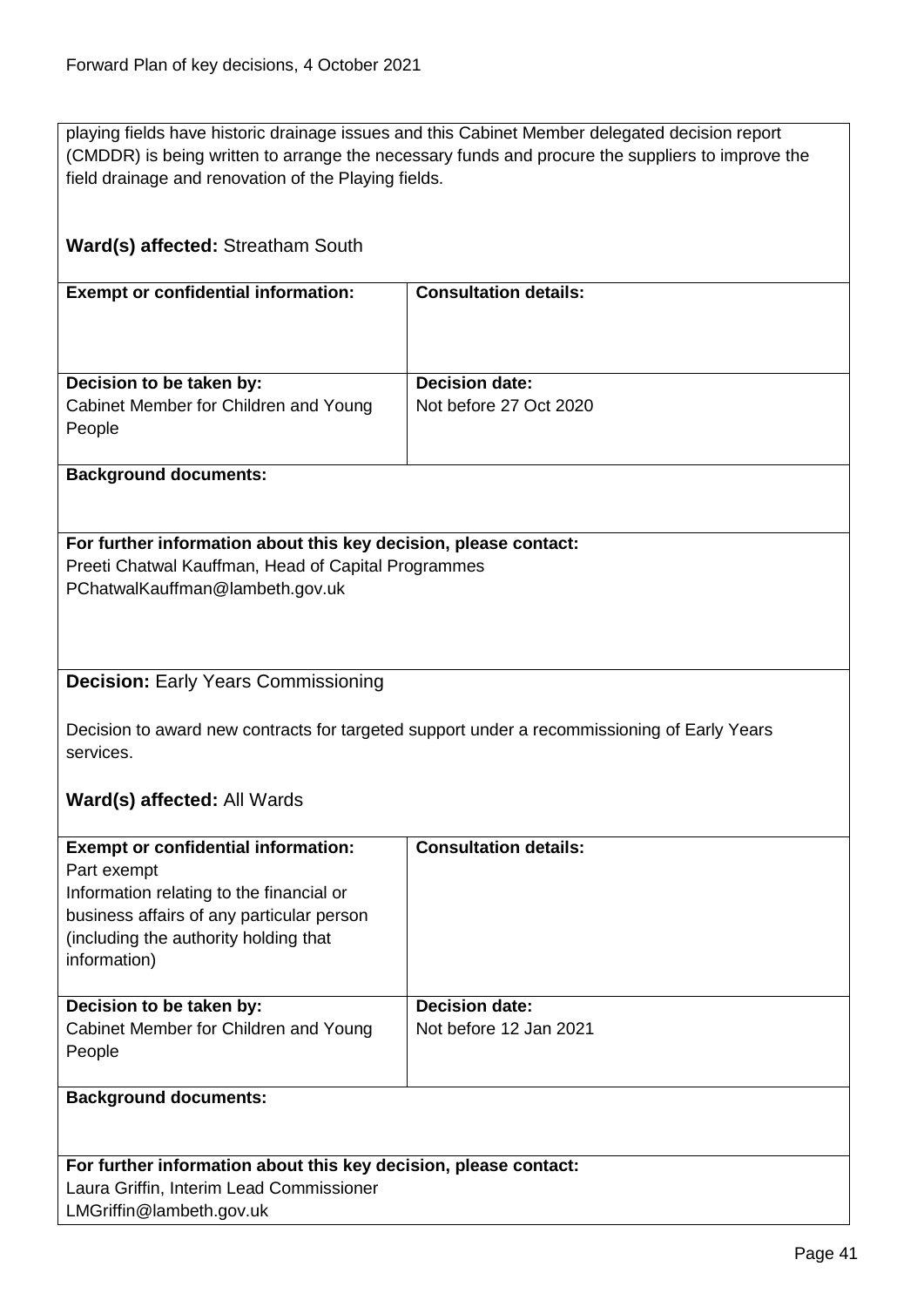playing fields have historic drainage issues and this Cabinet Member delegated decision report (CMDDR) is being written to arrange the necessary funds and procure the suppliers to improve the field drainage and renovation of the Playing fields.

**Ward(s) affected:** Streatham South

| **Exempt or confidential information:** | **Consultation details:** |
| --- | --- |
| **Decision to be taken by:**<br>Cabinet Member for Children and Young People | **Decision date:**<br>Not before 27 Oct 2020 |

**Background documents:**

**For further information about this key decision, please contact:**
Preeti Chatwal Kauffman, Head of Capital Programmes
PChatwalKauffman@lambeth.gov.uk

**Decision:** Early Years Commissioning

Decision to award new contracts for targeted support under a recommissioning of Early Years services.

**Ward(s) affected:** All Wards

| **Exempt or confidential information:**<br>Part exempt<br>Information relating to the financial or business affairs of any particular person (including the authority holding that information) | **Consultation details:** |
| --- | --- |
| **Decision to be taken by:**<br>Cabinet Member for Children and Young People | **Decision date:**<br>Not before 12 Jan 2021 |

**Background documents:**

**For further information about this key decision, please contact:**
Laura Griffin, Interim Lead Commissioner
LMGriffin@lambeth.gov.uk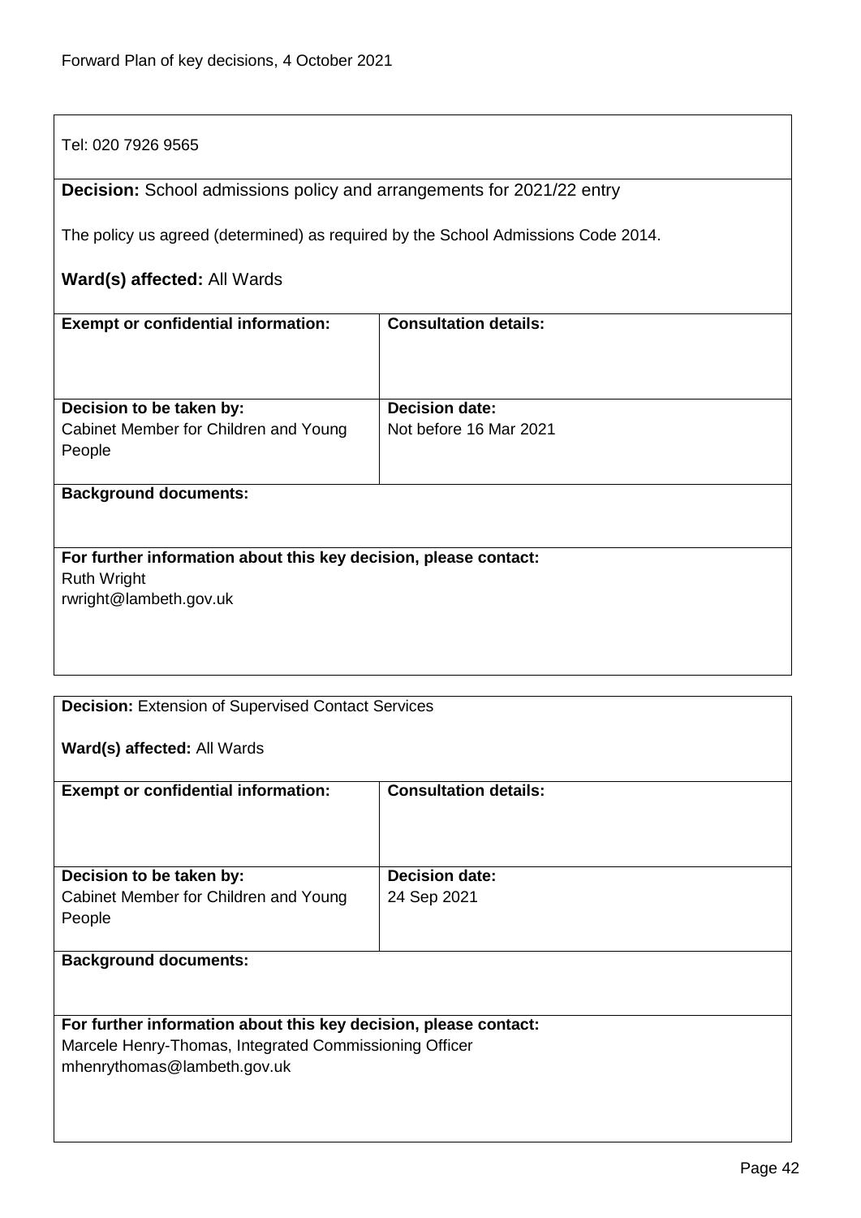Tel: 020 7926 9565

**Decision:** School admissions policy and arrangements for 2021/22 entry

The policy us agreed (determined) as required by the School Admissions Code 2014.

**Ward(s) affected:** All Wards

| **Exempt or confidential information:** | **Consultation details:** |
| --- | --- |
| **Decision to be taken by:** Cabinet Member for Children and Young People | **Decision date:** Not before 16 Mar 2021 |

**Background documents:**

**For further information about this key decision, please contact:**
Ruth Wright
rwright@lambeth.gov.uk

**Decision:** Extension of Supervised Contact Services

**Ward(s) affected:** All Wards

| **Exempt or confidential information:** | **Consultation details:** |
| --- | --- |
| **Decision to be taken by:** Cabinet Member for Children and Young People | **Decision date:** 24 Sep 2021 |

**Background documents:**

**For further information about this key decision, please contact:**
Marcele Henry-Thomas, Integrated Commissioning Officer
mhenrythomas@lambeth.gov.uk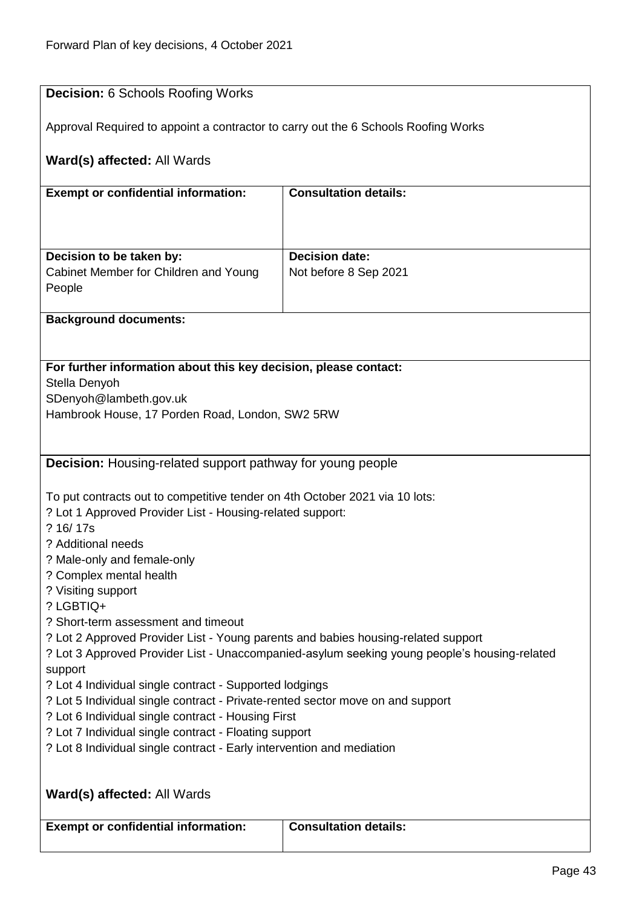**Decision:** 6 Schools Roofing Works

Approval Required to appoint a contractor to carry out the 6 Schools Roofing Works

**Ward(s) affected:** All Wards

| **Exempt or confidential information:** | **Consultation details:** |
|---|---|
| | |
| **Decision to be taken by:** Cabinet Member for Children and Young People | **Decision date:** Not before 8 Sep 2021 |

**Background documents:**

**For further information about this key decision, please contact:**
Stella Denyoh
SDenyoh@lambeth.gov.uk
Hambrook House, 17 Porden Road, London, SW2 5RW

**Decision:** Housing-related support pathway for young people

To put contracts out to competitive tender on 4th October 2021 via 10 lots:
? Lot 1 Approved Provider List - Housing-related support:
? 16/ 17s
? Additional needs
? Male-only and female-only
? Complex mental health
? Visiting support
? LGBTIQ+
? Short-term assessment and timeout
? Lot 2 Approved Provider List - Young parents and babies housing-related support
? Lot 3 Approved Provider List - Unaccompanied-asylum seeking young people's housing-related support
? Lot 4 Individual single contract - Supported lodgings
? Lot 5 Individual single contract - Private-rented sector move on and support
? Lot 6 Individual single contract - Housing First
? Lot 7 Individual single contract - Floating support
? Lot 8 Individual single contract - Early intervention and mediation

**Ward(s) affected:** All Wards

| **Exempt or confidential information:** | **Consultation details:** |
|---|---|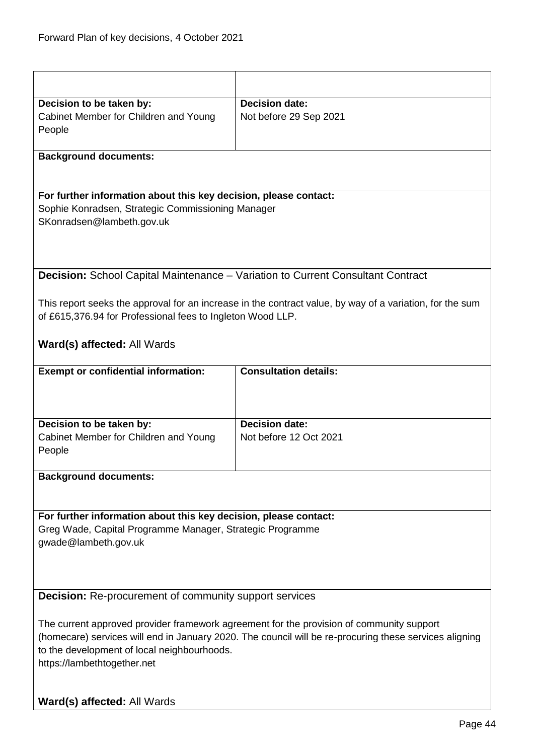| Decision to be taken by: | Decision date: |
|---|---|
| Cabinet Member for Children and Young People | Not before 29 Sep 2021 |

**Background documents:**

**For further information about this key decision, please contact:**
Sophie Konradsen, Strategic Commissioning Manager
SKonradsen@lambeth.gov.uk

**Decision:** School Capital Maintenance – Variation to Current Consultant Contract

This report seeks the approval for an increase in the contract value, by way of a variation, for the sum of £615,376.94 for Professional fees to Ingleton Wood LLP.

**Ward(s) affected:** All Wards

| Exempt or confidential information: | Consultation details: |
|---|---|
| | |

| Decision to be taken by: | Decision date: |
|---|---|
| Cabinet Member for Children and Young People | Not before 12 Oct 2021 |

**Background documents:**

**For further information about this key decision, please contact:**
Greg Wade, Capital Programme Manager, Strategic Programme
gwade@lambeth.gov.uk

**Decision:** Re-procurement of community support services

The current approved provider framework agreement for the provision of community support (homecare) services will end in January 2020. The council will be re-procuring these services aligning to the development of local neighbourhoods.
https://lambethtogether.net

**Ward(s) affected:** All Wards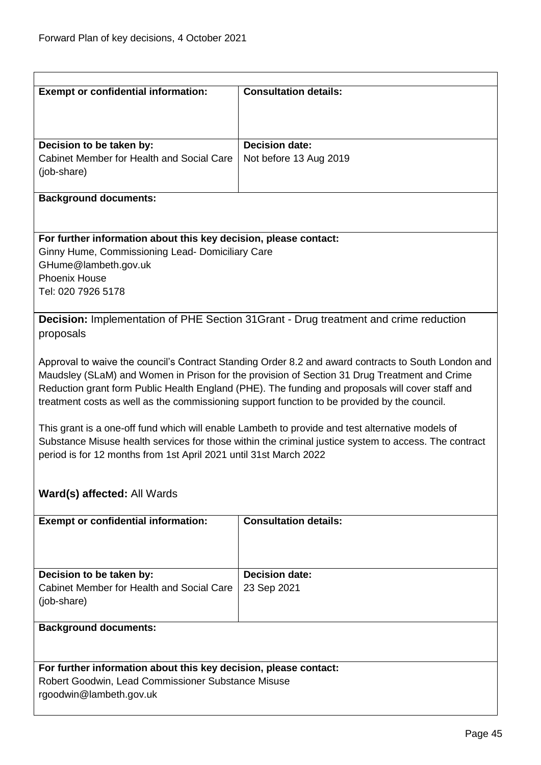| **Exempt or confidential information:** | **Consultation details:** |
|---|---|
| **Decision to be taken by:**<br>Cabinet Member for Health and Social Care (job-share) | **Decision date:**<br>Not before 13 Aug 2019 |

**Background documents:**

**For further information about this key decision, please contact:**
Ginny Hume, Commissioning Lead- Domiciliary Care
GHume@lambeth.gov.uk
Phoenix House
Tel: 020 7926 5178

**Decision:** Implementation of PHE Section 31Grant - Drug treatment and crime reduction proposals

Approval to waive the council's Contract Standing Order 8.2 and award contracts to South London and Maudsley (SLaM) and Women in Prison for the provision of Section 31 Drug Treatment and Crime Reduction grant form Public Health England (PHE). The funding and proposals will cover staff and treatment costs as well as the commissioning support function to be provided by the council.

This grant is a one-off fund which will enable Lambeth to provide and test alternative models of Substance Misuse health services for those within the criminal justice system to access. The contract period is for 12 months from 1st April 2021 until 31st March 2022

**Ward(s) affected:** All Wards

| **Exempt or confidential information:** | **Consultation details:** |
|---|---|
| **Decision to be taken by:**<br>Cabinet Member for Health and Social Care (job-share) | **Decision date:**<br>23 Sep 2021 |

**Background documents:**

**For further information about this key decision, please contact:**
Robert Goodwin, Lead Commissioner Substance Misuse
rgoodwin@lambeth.gov.uk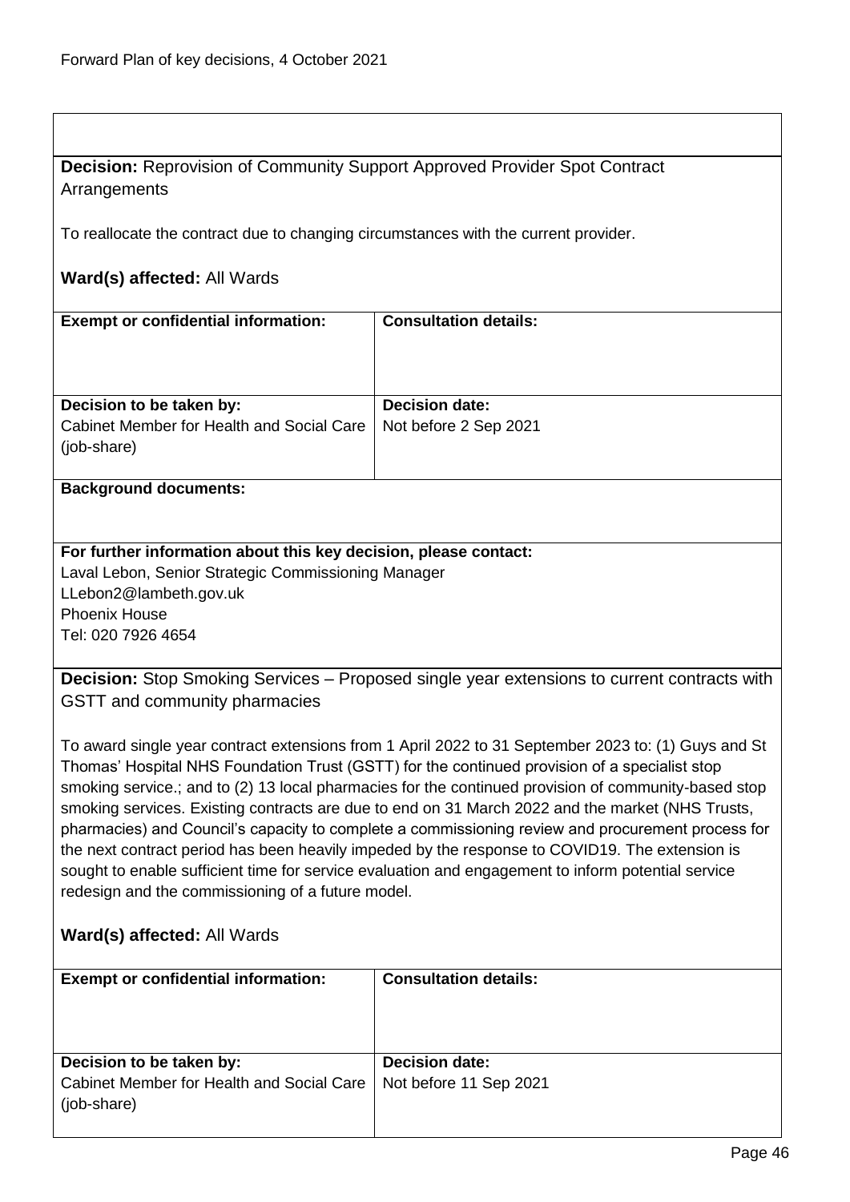**Decision:** Reprovision of Community Support Approved Provider Spot Contract Arrangements

To reallocate the contract due to changing circumstances with the current provider.

**Ward(s) affected:** All Wards

| **Exempt or confidential information:** | **Consultation details:** |
| --- | --- |
| **Decision to be taken by:** Cabinet Member for Health and Social Care (job-share) | **Decision date:** Not before 2 Sep 2021 |

**Background documents:**

**For further information about this key decision, please contact:**
Laval Lebon, Senior Strategic Commissioning Manager
LLebon2@lambeth.gov.uk
Phoenix House
Tel: 020 7926 4654

**Decision:** Stop Smoking Services – Proposed single year extensions to current contracts with GSTT and community pharmacies

To award single year contract extensions from 1 April 2022 to 31 September 2023 to: (1) Guys and St Thomas' Hospital NHS Foundation Trust (GSTT) for the continued provision of a specialist stop smoking service.; and to (2) 13 local pharmacies for the continued provision of community-based stop smoking services. Existing contracts are due to end on 31 March 2022 and the market (NHS Trusts, pharmacies) and Council's capacity to complete a commissioning review and procurement process for the next contract period has been heavily impeded by the response to COVID19. The extension is sought to enable sufficient time for service evaluation and engagement to inform potential service redesign and the commissioning of a future model.

**Ward(s) affected:** All Wards

| **Exempt or confidential information:** | **Consultation details:** |
| --- | --- |
| **Decision to be taken by:** Cabinet Member for Health and Social Care (job-share) | **Decision date:** Not before 11 Sep 2021 |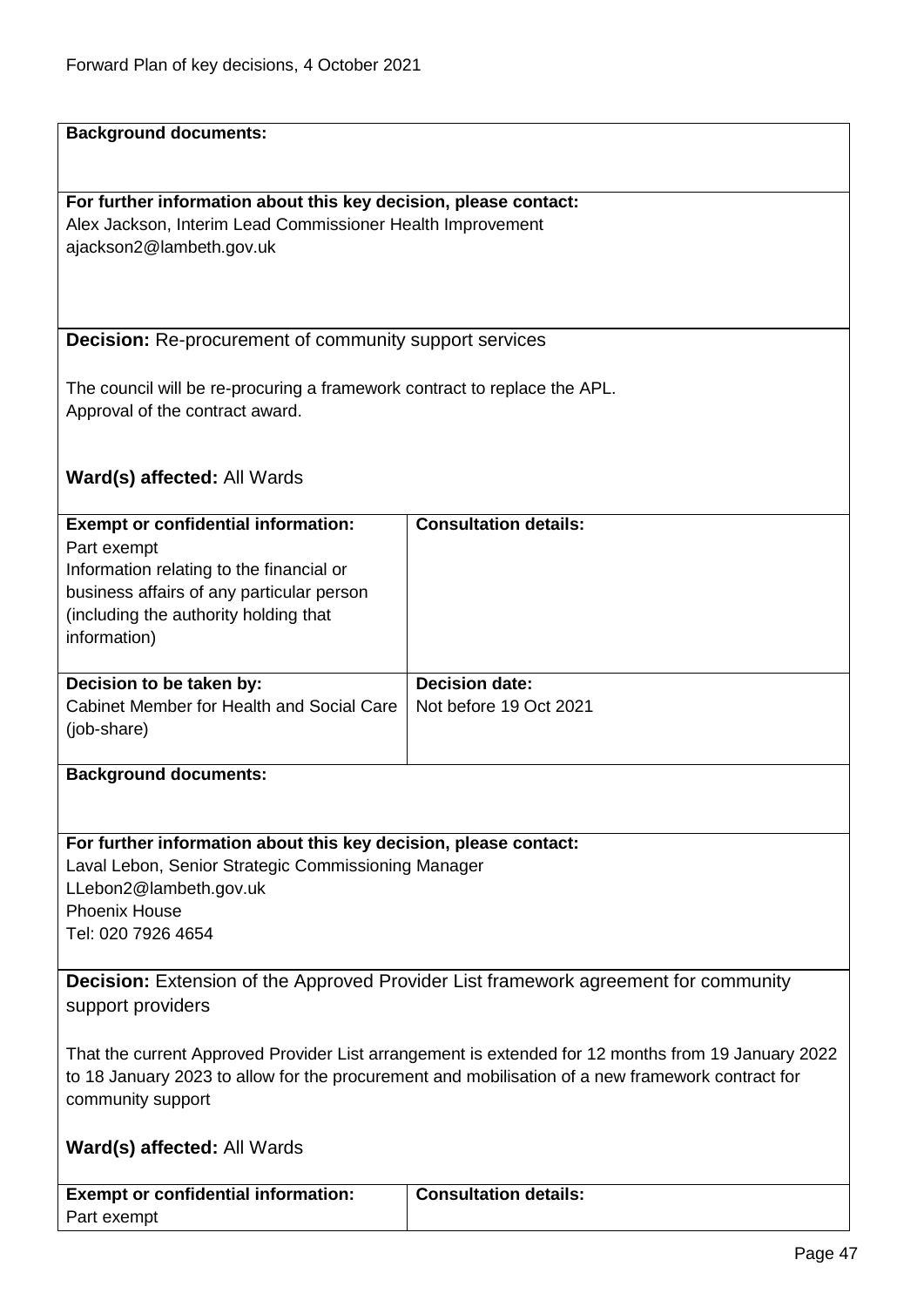**Background documents:**

**For further information about this key decision, please contact:**
Alex Jackson, Interim Lead Commissioner Health Improvement
ajackson2@lambeth.gov.uk

**Decision:** Re-procurement of community support services

The council will be re-procuring a framework contract to replace the APL.
Approval of the contract award.

**Ward(s) affected:** All Wards

| **Exempt or confidential information:** | **Consultation details:** |
|---|---|
| Part exempt<br>Information relating to the financial or business affairs of any particular person (including the authority holding that information) | |
| **Decision to be taken by:**<br>Cabinet Member for Health and Social Care (job-share) | **Decision date:**<br>Not before 19 Oct 2021 |

**Background documents:**

**For further information about this key decision, please contact:**
Laval Lebon, Senior Strategic Commissioning Manager
LLebon2@lambeth.gov.uk
Phoenix House
Tel: 020 7926 4654

**Decision:** Extension of the Approved Provider List framework agreement for community support providers

That the current Approved Provider List arrangement is extended for 12 months from 19 January 2022 to 18 January 2023 to allow for the procurement and mobilisation of a new framework contract for community support

**Ward(s) affected:** All Wards

| **Exempt or confidential information:** | **Consultation details:** |
|---|---|
| Part exempt | |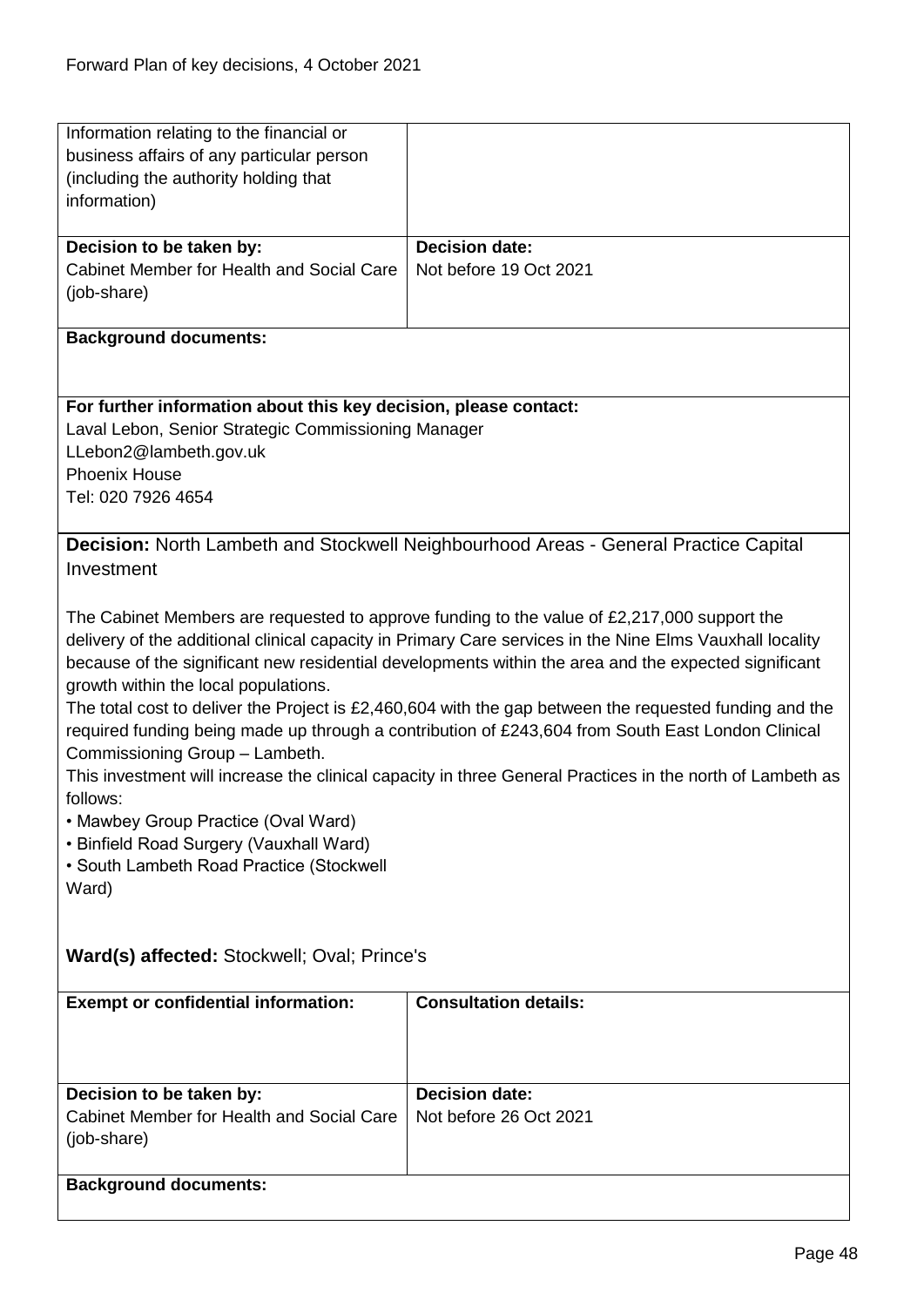| | |
|---|---|
| Information relating to the financial or business affairs of any particular person (including the authority holding that information) | |
| **Decision to be taken by:** Cabinet Member for Health and Social Care (job-share) | **Decision date:** Not before 19 Oct 2021 |

**Background documents:**

**For further information about this key decision, please contact:**
Laval Lebon, Senior Strategic Commissioning Manager
LLebon2@lambeth.gov.uk
Phoenix House
Tel: 020 7926 4654

**Decision:** North Lambeth and Stockwell Neighbourhood Areas - General Practice Capital Investment

The Cabinet Members are requested to approve funding to the value of £2,217,000 support the delivery of the additional clinical capacity in Primary Care services in the Nine Elms Vauxhall locality because of the significant new residential developments within the area and the expected significant growth within the local populations.
The total cost to deliver the Project is £2,460,604 with the gap between the requested funding and the required funding being made up through a contribution of £243,604 from South East London Clinical Commissioning Group – Lambeth.
This investment will increase the clinical capacity in three General Practices in the north of Lambeth as follows:

- Mawbey Group Practice (Oval Ward)
- Binfield Road Surgery (Vauxhall Ward)
- South Lambeth Road Practice (Stockwell Ward)

**Ward(s) affected:** Stockwell; Oval; Prince's

| **Exempt or confidential information:** | **Consultation details:** |
|---|---|
| **Decision to be taken by:** Cabinet Member for Health and Social Care (job-share) | **Decision date:** Not before 26 Oct 2021 |

**Background documents:**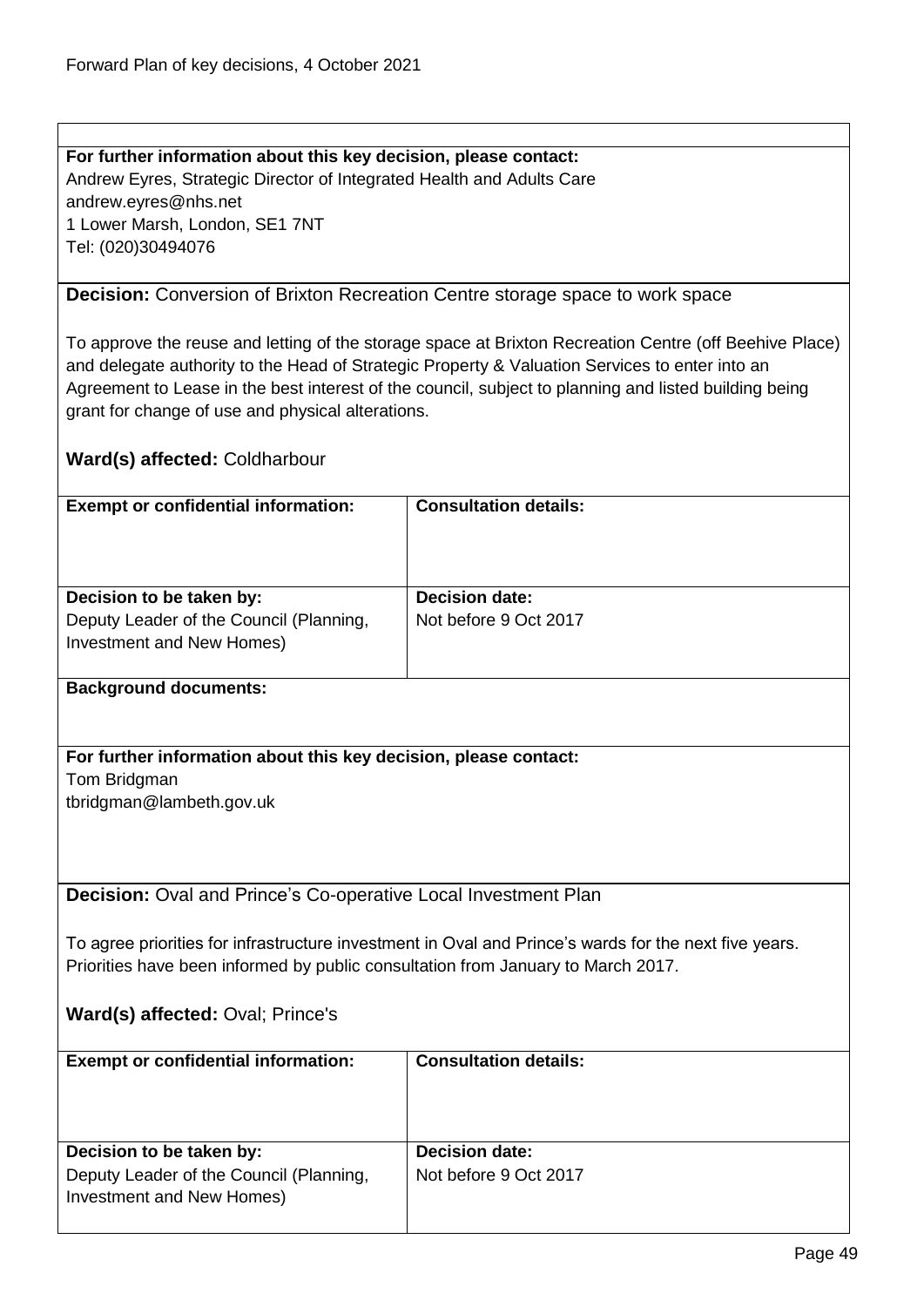**For further information about this key decision, please contact:**
Andrew Eyres, Strategic Director of Integrated Health and Adults Care
andrew.eyres@nhs.net
1 Lower Marsh, London, SE1 7NT
Tel: (020)30494076

**Decision:** Conversion of Brixton Recreation Centre storage space to work space

To approve the reuse and letting of the storage space at Brixton Recreation Centre (off Beehive Place) and delegate authority to the Head of Strategic Property & Valuation Services to enter into an Agreement to Lease in the best interest of the council, subject to planning and listed building being grant for change of use and physical alterations.

**Ward(s) affected:** Coldharbour

| **Exempt or confidential information:** | **Consultation details:** |
|---|---|
| **Decision to be taken by:** Deputy Leader of the Council (Planning, Investment and New Homes) | **Decision date:** Not before 9 Oct 2017 |

**Background documents:**

**For further information about this key decision, please contact:**
Tom Bridgman
tbridgman@lambeth.gov.uk

**Decision:** Oval and Prince's Co-operative Local Investment Plan

To agree priorities for infrastructure investment in Oval and Prince's wards for the next five years. Priorities have been informed by public consultation from January to March 2017.

**Ward(s) affected:** Oval; Prince's

| **Exempt or confidential information:** | **Consultation details:** |
|---|---|
| **Decision to be taken by:** Deputy Leader of the Council (Planning, Investment and New Homes) | **Decision date:** Not before 9 Oct 2017 |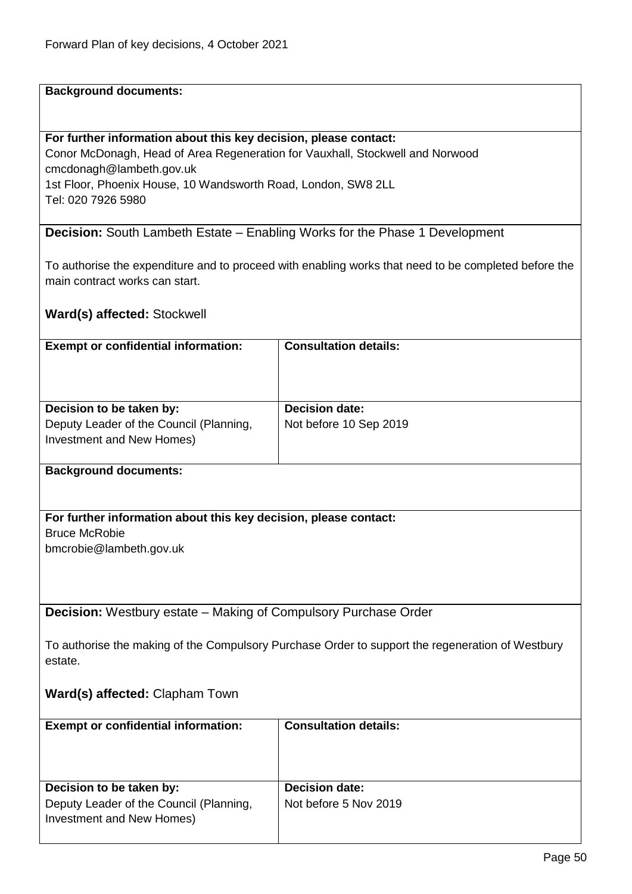**Background documents:**

**For further information about this key decision, please contact:**
Conor McDonagh, Head of Area Regeneration for Vauxhall, Stockwell and Norwood
cmcdonagh@lambeth.gov.uk
1st Floor, Phoenix House, 10 Wandsworth Road, London, SW8 2LL
Tel: 020 7926 5980

**Decision:** South Lambeth Estate – Enabling Works for the Phase 1 Development

To authorise the expenditure and to proceed with enabling works that need to be completed before the main contract works can start.

**Ward(s) affected:** Stockwell

| **Exempt or confidential information:** | **Consultation details:** |
|---|---|
| **Decision to be taken by:** Deputy Leader of the Council (Planning, Investment and New Homes) | **Decision date:** Not before 10 Sep 2019 |

**Background documents:**

**For further information about this key decision, please contact:**
Bruce McRobie
bmcrobie@lambeth.gov.uk

**Decision:** Westbury estate – Making of Compulsory Purchase Order

To authorise the making of the Compulsory Purchase Order to support the regeneration of Westbury estate.

**Ward(s) affected:** Clapham Town

| **Exempt or confidential information:** | **Consultation details:** |
|---|---|
| **Decision to be taken by:** Deputy Leader of the Council (Planning, Investment and New Homes) | **Decision date:** Not before 5 Nov 2019 |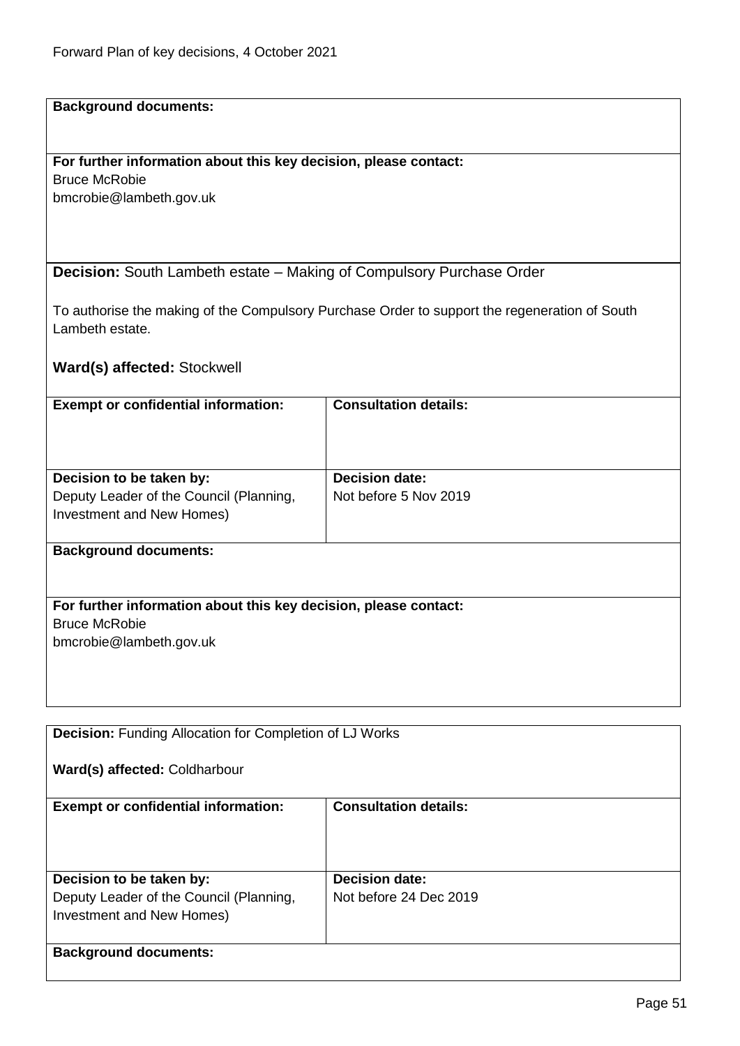**Background documents:**

**For further information about this key decision, please contact:**
Bruce McRobie
bmcrobie@lambeth.gov.uk

**Decision:** South Lambeth estate – Making of Compulsory Purchase Order

To authorise the making of the Compulsory Purchase Order to support the regeneration of South Lambeth estate.

**Ward(s) affected:** Stockwell

| **Exempt or confidential information:** | **Consultation details:** |
|---|---|
| **Decision to be taken by:**<br>Deputy Leader of the Council (Planning, Investment and New Homes) | **Decision date:**<br>Not before 5 Nov 2019 |

**Background documents:**

**For further information about this key decision, please contact:**
Bruce McRobie
bmcrobie@lambeth.gov.uk

**Decision:** Funding Allocation for Completion of LJ Works

**Ward(s) affected:** Coldharbour

| **Exempt or confidential information:** | **Consultation details:** |
|---|---|
| **Decision to be taken by:**<br>Deputy Leader of the Council (Planning, Investment and New Homes) | **Decision date:**<br>Not before 24 Dec 2019 |

**Background documents:**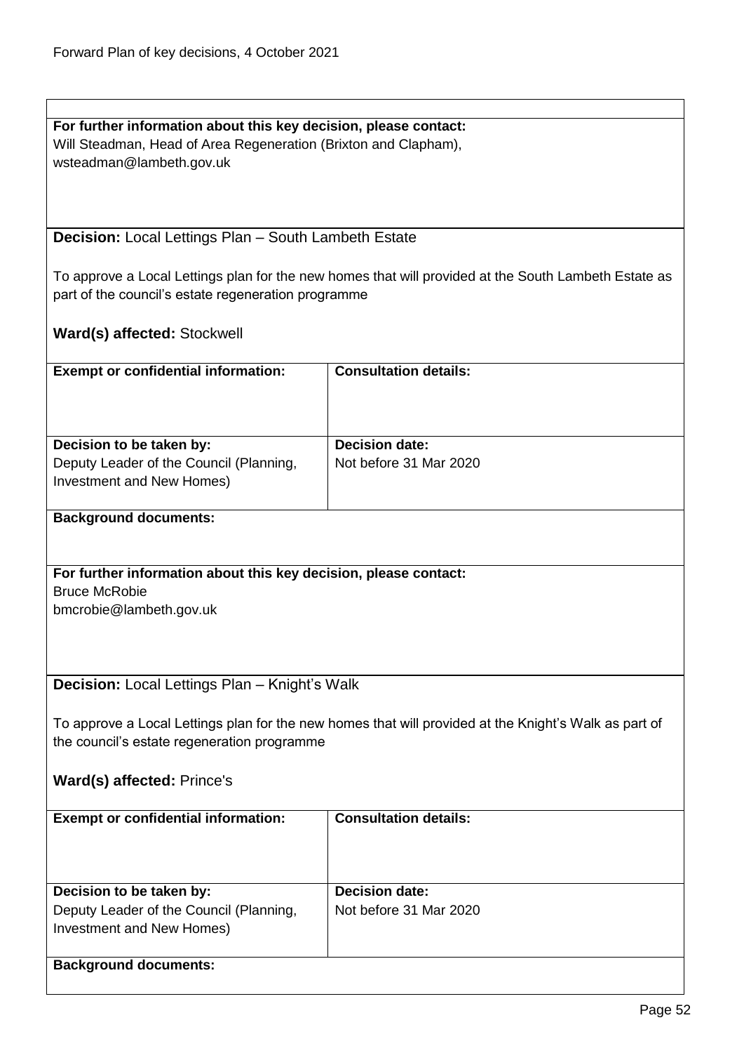**For further information about this key decision, please contact:**
Will Steadman, Head of Area Regeneration (Brixton and Clapham),
wsteadman@lambeth.gov.uk

**Decision:** Local Lettings Plan – South Lambeth Estate

To approve a Local Lettings plan for the new homes that will provided at the South Lambeth Estate as part of the council's estate regeneration programme

**Ward(s) affected:** Stockwell

| **Exempt or confidential information:** | **Consultation details:** |
| --- | --- |
| | |
| **Decision to be taken by:** Deputy Leader of the Council (Planning, Investment and New Homes) | **Decision date:** Not before 31 Mar 2020 |

**Background documents:**

**For further information about this key decision, please contact:**
Bruce McRobie
bmcrobie@lambeth.gov.uk

**Decision:** Local Lettings Plan – Knight's Walk

To approve a Local Lettings plan for the new homes that will provided at the Knight's Walk as part of the council's estate regeneration programme

**Ward(s) affected:** Prince's

| **Exempt or confidential information:** | **Consultation details:** |
| --- | --- |
| | |
| **Decision to be taken by:** Deputy Leader of the Council (Planning, Investment and New Homes) | **Decision date:** Not before 31 Mar 2020 |

**Background documents:**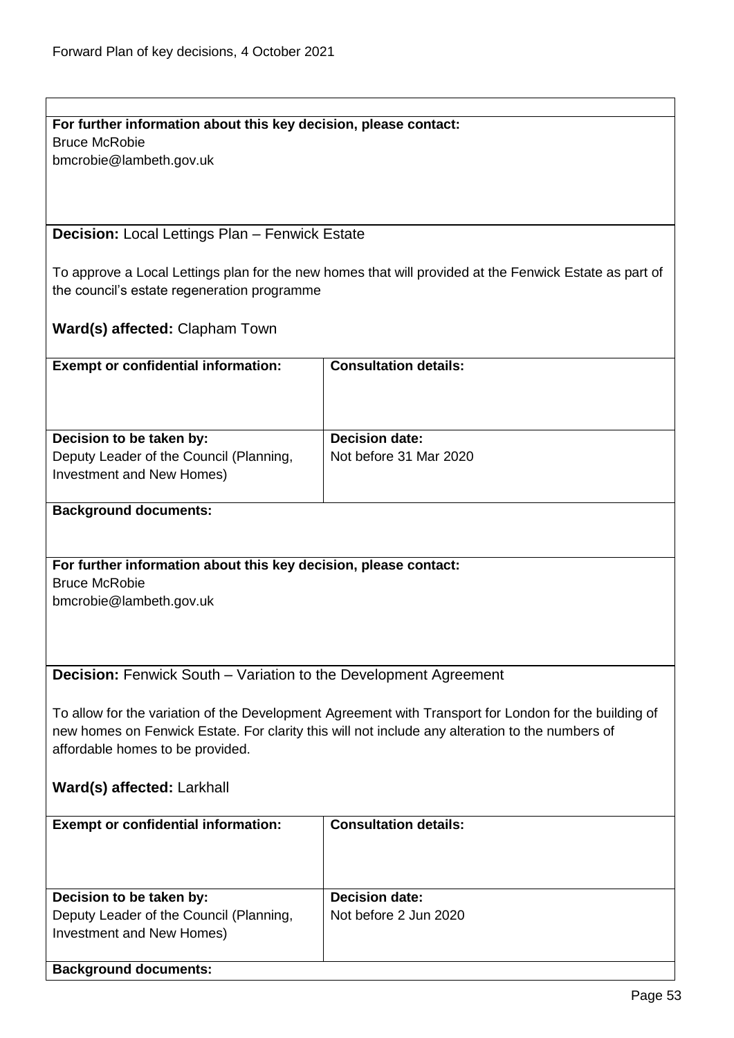**For further information about this key decision, please contact:**
Bruce McRobie
bmcrobie@lambeth.gov.uk

**Decision:** Local Lettings Plan – Fenwick Estate

To approve a Local Lettings plan for the new homes that will provided at the Fenwick Estate as part of the council's estate regeneration programme

**Ward(s) affected:** Clapham Town

| **Exempt or confidential information:** | **Consultation details:** |
|---|---|
| **Decision to be taken by:**<br>Deputy Leader of the Council (Planning, Investment and New Homes) | **Decision date:**<br>Not before 31 Mar 2020 |

**Background documents:**

**For further information about this key decision, please contact:**
Bruce McRobie
bmcrobie@lambeth.gov.uk

**Decision:** Fenwick South – Variation to the Development Agreement

To allow for the variation of the Development Agreement with Transport for London for the building of new homes on Fenwick Estate. For clarity this will not include any alteration to the numbers of affordable homes to be provided.

**Ward(s) affected:** Larkhall

| **Exempt or confidential information:** | **Consultation details:** |
|---|---|
| **Decision to be taken by:**<br>Deputy Leader of the Council (Planning, Investment and New Homes) | **Decision date:**<br>Not before 2 Jun 2020 |

**Background documents:**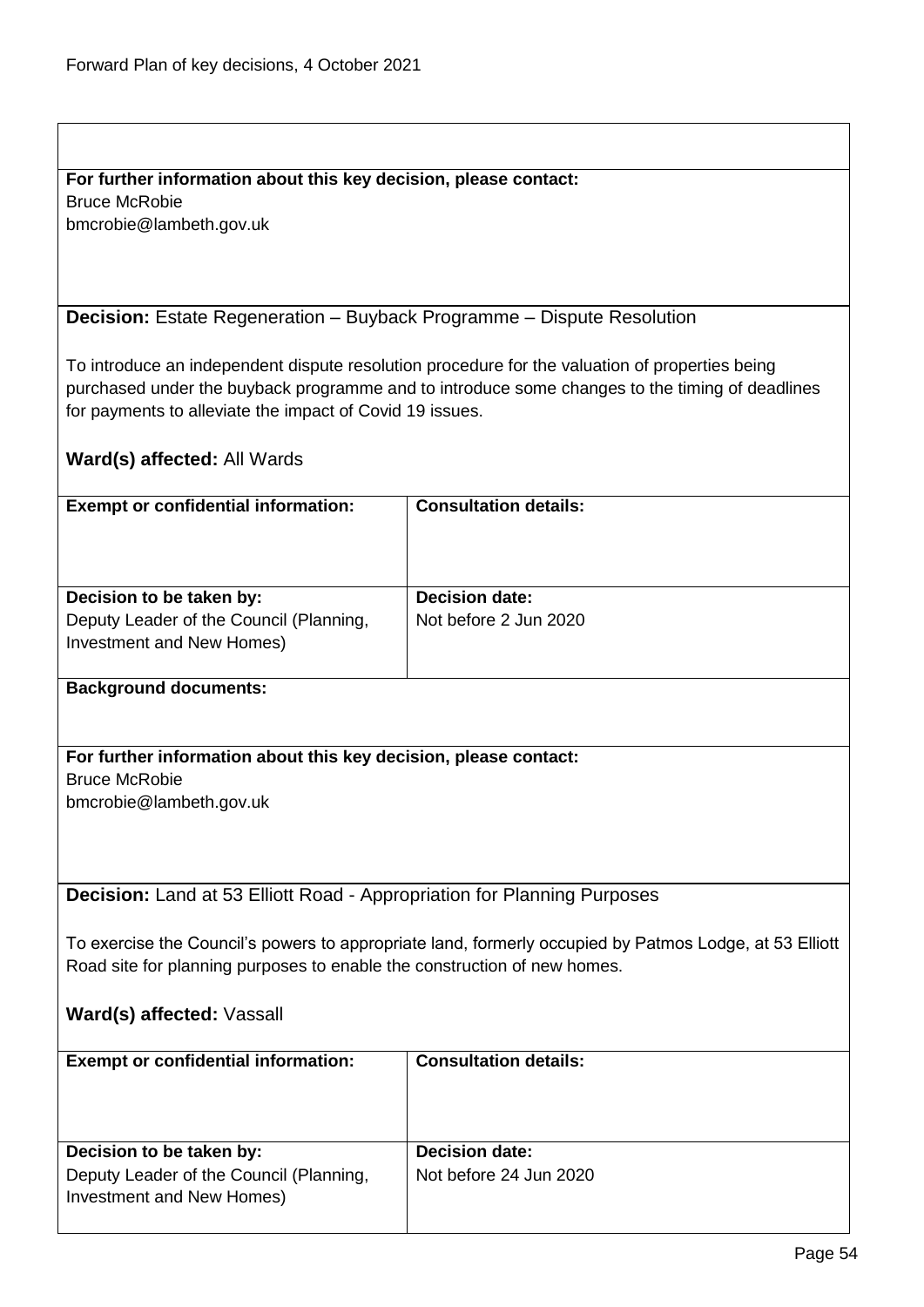**For further information about this key decision, please contact:**
Bruce McRobie
bmcrobie@lambeth.gov.uk

**Decision:** Estate Regeneration – Buyback Programme – Dispute Resolution

To introduce an independent dispute resolution procedure for the valuation of properties being purchased under the buyback programme and to introduce some changes to the timing of deadlines for payments to alleviate the impact of Covid 19 issues.

**Ward(s) affected:** All Wards

| **Exempt or confidential information:** | **Consultation details:** |
|---|---|
| **Decision to be taken by:** Deputy Leader of the Council (Planning, Investment and New Homes) | **Decision date:** Not before 2 Jun 2020 |

**Background documents:**

**For further information about this key decision, please contact:**
Bruce McRobie
bmcrobie@lambeth.gov.uk

**Decision:** Land at 53 Elliott Road - Appropriation for Planning Purposes

To exercise the Council's powers to appropriate land, formerly occupied by Patmos Lodge, at 53 Elliott Road site for planning purposes to enable the construction of new homes.

**Ward(s) affected:** Vassall

| **Exempt or confidential information:** | **Consultation details:** |
|---|---|
| **Decision to be taken by:** Deputy Leader of the Council (Planning, Investment and New Homes) | **Decision date:** Not before 24 Jun 2020 |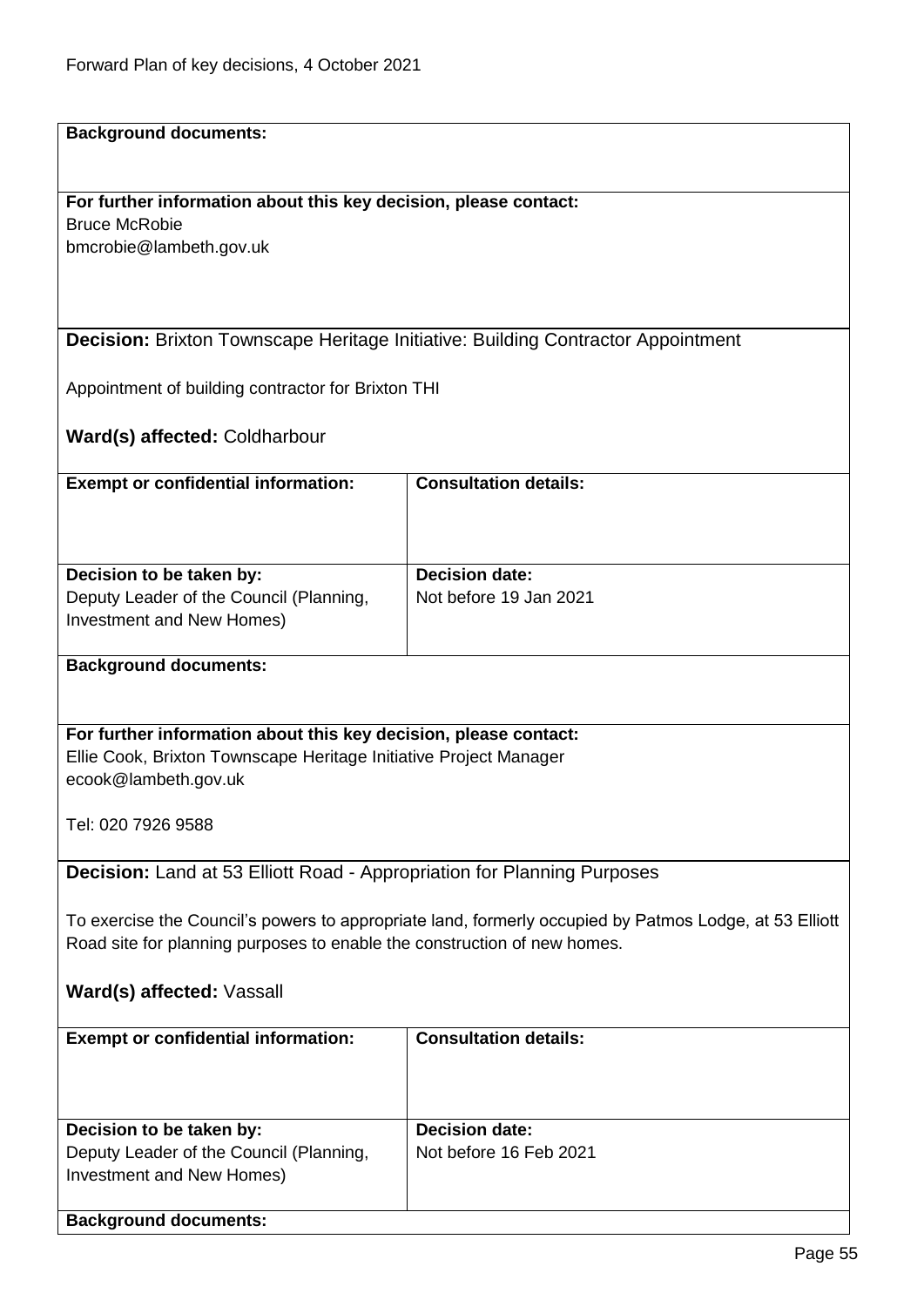**Background documents:**

**For further information about this key decision, please contact:**
Bruce McRobie
bmcrobie@lambeth.gov.uk

**Decision:** Brixton Townscape Heritage Initiative: Building Contractor Appointment

Appointment of building contractor for Brixton THI

**Ward(s) affected:** Coldharbour

| **Exempt or confidential information:** | **Consultation details:** |
| --- | --- |
| | |
| **Decision to be taken by:** Deputy Leader of the Council (Planning, Investment and New Homes) | **Decision date:** Not before 19 Jan 2021 |

**Background documents:**

**For further information about this key decision, please contact:**
Ellie Cook, Brixton Townscape Heritage Initiative Project Manager
ecook@lambeth.gov.uk

Tel: 020 7926 9588

**Decision:** Land at 53 Elliott Road - Appropriation for Planning Purposes

To exercise the Council's powers to appropriate land, formerly occupied by Patmos Lodge, at 53 Elliott Road site for planning purposes to enable the construction of new homes.

**Ward(s) affected:** Vassall

| **Exempt or confidential information:** | **Consultation details:** |
| --- | --- |
| | |
| **Decision to be taken by:** Deputy Leader of the Council (Planning, Investment and New Homes) | **Decision date:** Not before 16 Feb 2021 |

**Background documents:**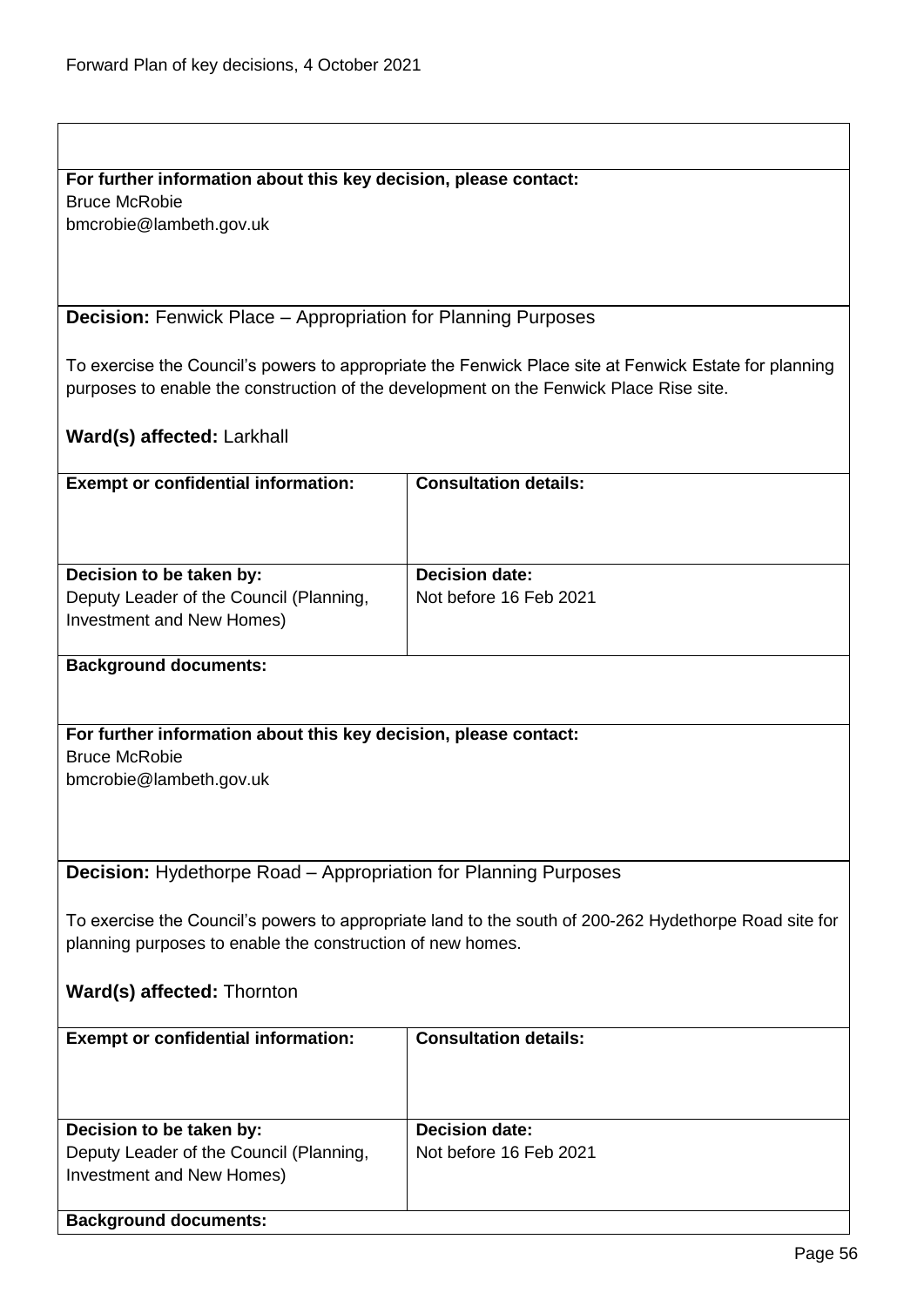**For further information about this key decision, please contact:**
Bruce McRobie
bmcrobie@lambeth.gov.uk

**Decision:** Fenwick Place – Appropriation for Planning Purposes

To exercise the Council's powers to appropriate the Fenwick Place site at Fenwick Estate for planning purposes to enable the construction of the development on the Fenwick Place Rise site.

**Ward(s) affected:** Larkhall

| **Exempt or confidential information:** | **Consultation details:** |
| --- | --- |
| | |
| **Decision to be taken by:** Deputy Leader of the Council (Planning, Investment and New Homes) | **Decision date:** Not before 16 Feb 2021 |

**Background documents:**

**For further information about this key decision, please contact:**
Bruce McRobie
bmcrobie@lambeth.gov.uk

**Decision:** Hydethorpe Road – Appropriation for Planning Purposes

To exercise the Council's powers to appropriate land to the south of 200-262 Hydethorpe Road site for planning purposes to enable the construction of new homes.

**Ward(s) affected:** Thornton

| **Exempt or confidential information:** | **Consultation details:** |
| --- | --- |
| | |
| **Decision to be taken by:** Deputy Leader of the Council (Planning, Investment and New Homes) | **Decision date:** Not before 16 Feb 2021 |

**Background documents:**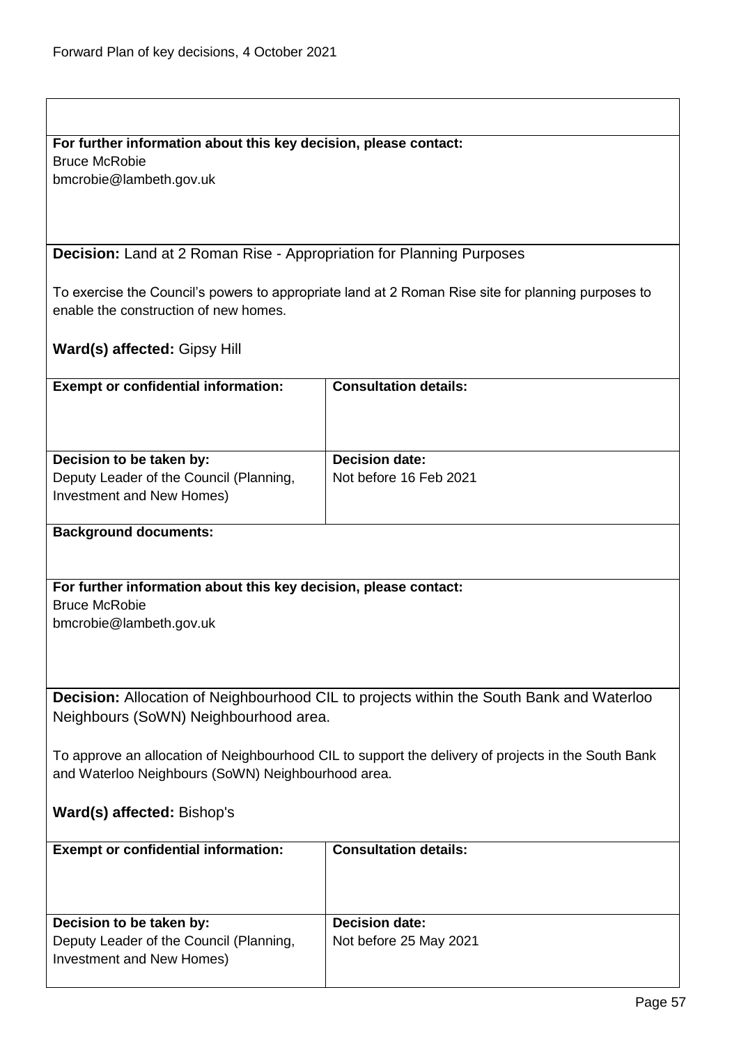**For further information about this key decision, please contact:**
Bruce McRobie
bmcrobie@lambeth.gov.uk

**Decision:** Land at 2 Roman Rise - Appropriation for Planning Purposes

To exercise the Council's powers to appropriate land at 2 Roman Rise site for planning purposes to enable the construction of new homes.

**Ward(s) affected:** Gipsy Hill

| **Exempt or confidential information:** | **Consultation details:** |
|---|---|
| **Decision to be taken by:** Deputy Leader of the Council (Planning, Investment and New Homes) | **Decision date:** Not before 16 Feb 2021 |

**Background documents:**

**For further information about this key decision, please contact:**
Bruce McRobie
bmcrobie@lambeth.gov.uk

**Decision:** Allocation of Neighbourhood CIL to projects within the South Bank and Waterloo Neighbours (SoWN) Neighbourhood area.

To approve an allocation of Neighbourhood CIL to support the delivery of projects in the South Bank and Waterloo Neighbours (SoWN) Neighbourhood area.

**Ward(s) affected:** Bishop's

| **Exempt or confidential information:** | **Consultation details:** |
|---|---|
| **Decision to be taken by:** Deputy Leader of the Council (Planning, Investment and New Homes) | **Decision date:** Not before 25 May 2021 |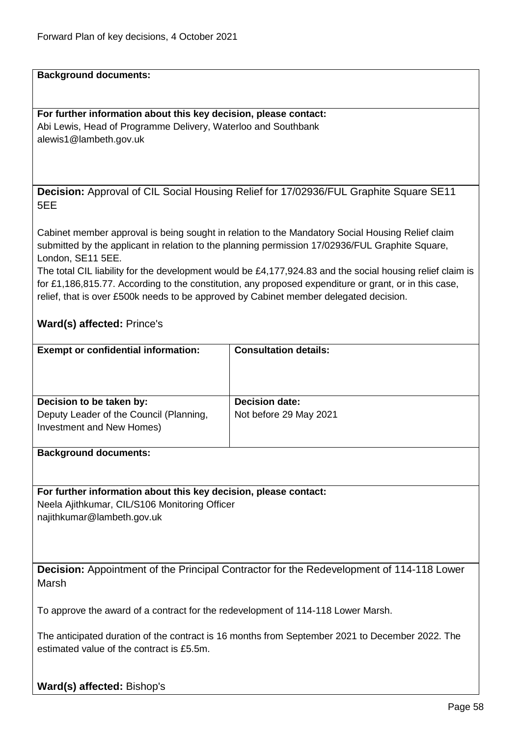**Background documents:**

**For further information about this key decision, please contact:**
Abi Lewis, Head of Programme Delivery, Waterloo and Southbank
alewis1@lambeth.gov.uk

**Decision:** Approval of CIL Social Housing Relief for 17/02936/FUL Graphite Square SE11 5EE

Cabinet member approval is being sought in relation to the Mandatory Social Housing Relief claim submitted by the applicant in relation to the planning permission 17/02936/FUL Graphite Square, London, SE11 5EE.
The total CIL liability for the development would be £4,177,924.83 and the social housing relief claim is for £1,186,815.77. According to the constitution, any proposed expenditure or grant, or in this case, relief, that is over £500k needs to be approved by Cabinet member delegated decision.

**Ward(s) affected:** Prince's

| **Exempt or confidential information:** | **Consultation details:** |
|---|---|
| **Decision to be taken by:** Deputy Leader of the Council (Planning, Investment and New Homes) | **Decision date:** Not before 29 May 2021 |

**Background documents:**

**For further information about this key decision, please contact:**
Neela Ajithkumar, CIL/S106 Monitoring Officer
najithkumar@lambeth.gov.uk

**Decision:** Appointment of the Principal Contractor for the Redevelopment of 114-118 Lower Marsh

To approve the award of a contract for the redevelopment of 114-118 Lower Marsh.

The anticipated duration of the contract is 16 months from September 2021 to December 2022. The estimated value of the contract is £5.5m.

**Ward(s) affected:** Bishop's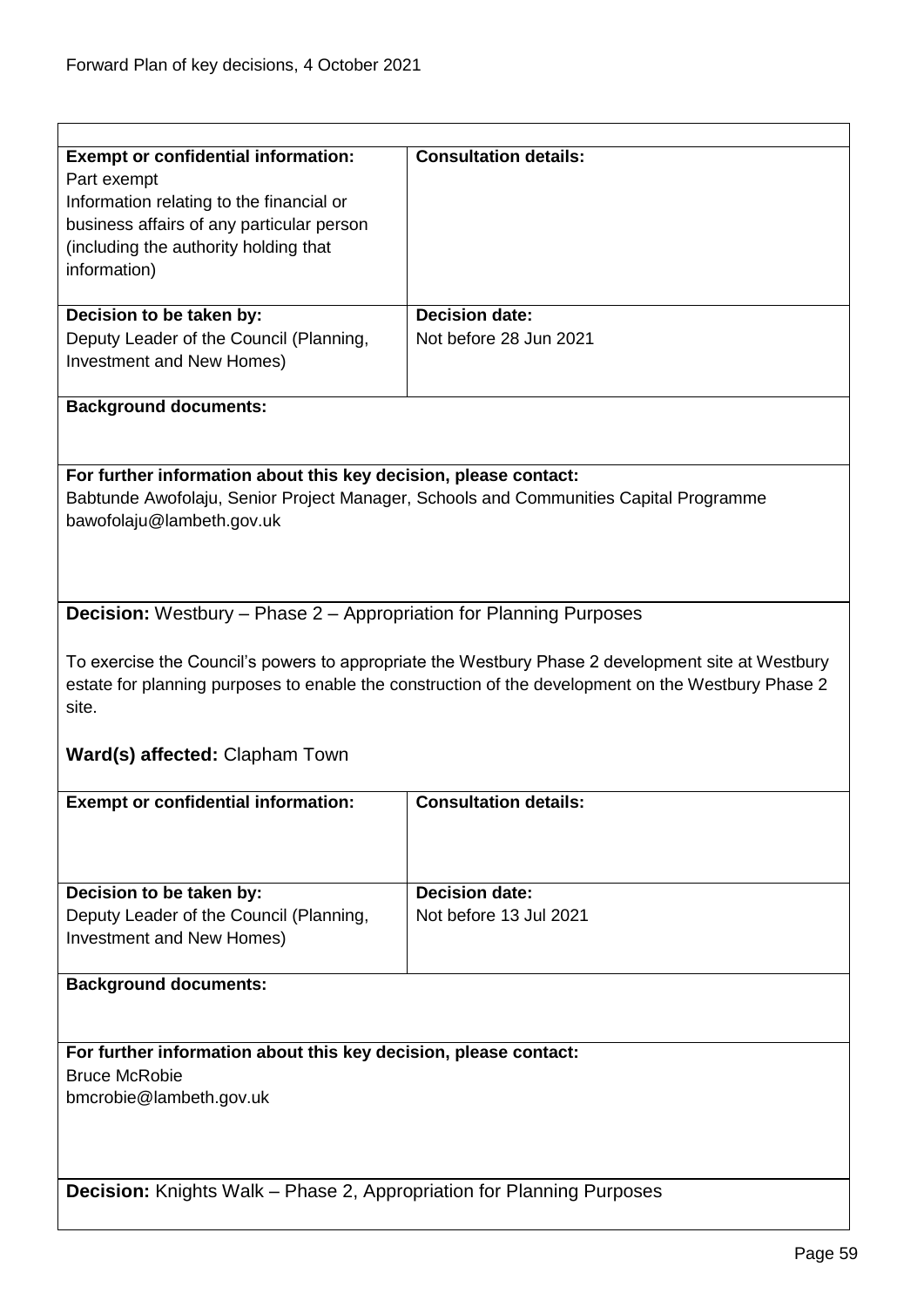| **Exempt or confidential information:** | **Consultation details:** |
|---|---|
| Part exempt<br>Information relating to the financial or business affairs of any particular person (including the authority holding that information) | |
| **Decision to be taken by:**<br>Deputy Leader of the Council (Planning, Investment and New Homes) | **Decision date:**<br>Not before 28 Jun 2021 |

**Background documents:**

**For further information about this key decision, please contact:**
Babtunde Awofolaju, Senior Project Manager, Schools and Communities Capital Programme
bawofolaju@lambeth.gov.uk

**Decision:** Westbury – Phase 2 – Appropriation for Planning Purposes

To exercise the Council's powers to appropriate the Westbury Phase 2 development site at Westbury estate for planning purposes to enable the construction of the development on the Westbury Phase 2 site.

**Ward(s) affected:** Clapham Town

| **Exempt or confidential information:** | **Consultation details:** |
|---|---|
| **Decision to be taken by:**<br>Deputy Leader of the Council (Planning, Investment and New Homes) | **Decision date:**<br>Not before 13 Jul 2021 |

**Background documents:**

**For further information about this key decision, please contact:**
Bruce McRobie
bmcrobie@lambeth.gov.uk

**Decision:** Knights Walk – Phase 2, Appropriation for Planning Purposes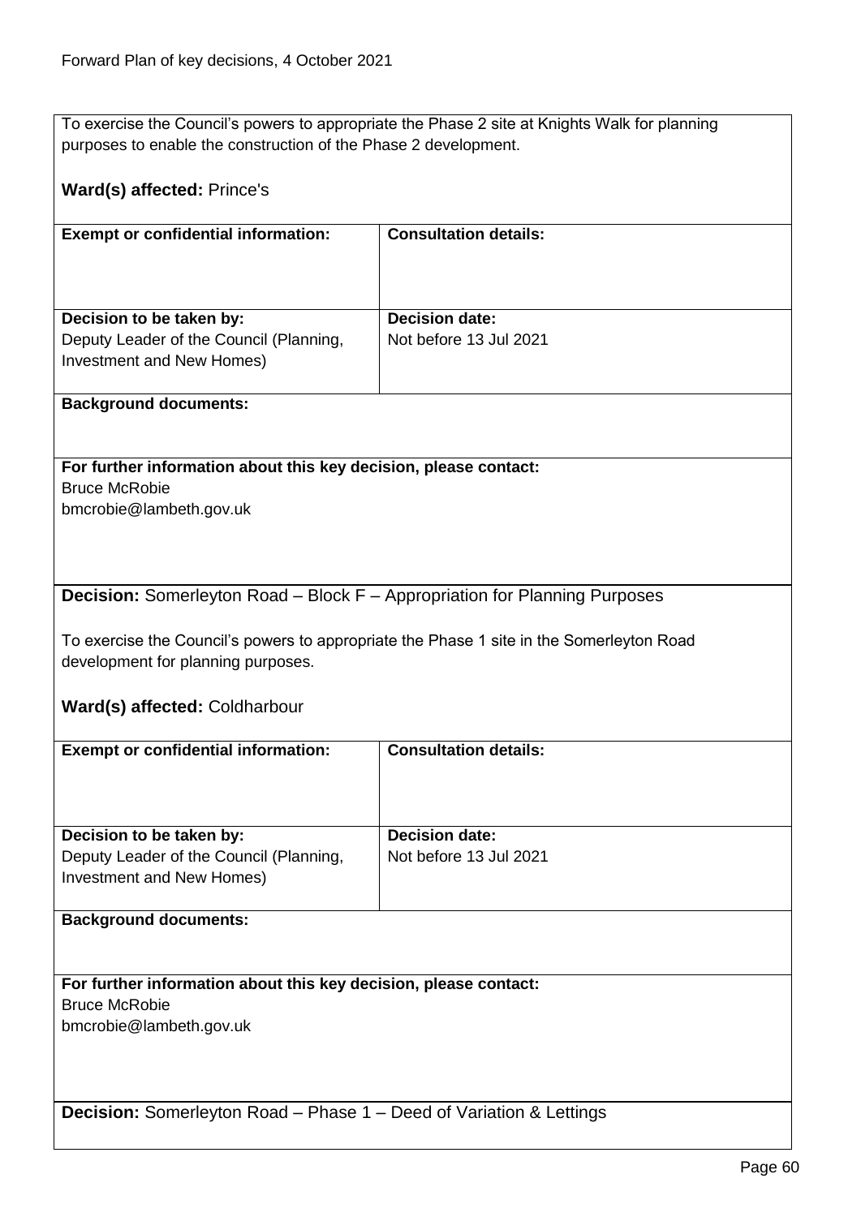To exercise the Council's powers to appropriate the Phase 2 site at Knights Walk for planning purposes to enable the construction of the Phase 2 development.

**Ward(s) affected:** Prince's

| **Exempt or confidential information:** | **Consultation details:** |
| --- | --- |
| **Decision to be taken by:** Deputy Leader of the Council (Planning, Investment and New Homes) | **Decision date:** Not before 13 Jul 2021 |

**Background documents:**

**For further information about this key decision, please contact:**
Bruce McRobie
bmcrobie@lambeth.gov.uk

**Decision:** Somerleyton Road – Block F – Appropriation for Planning Purposes

To exercise the Council's powers to appropriate the Phase 1 site in the Somerleyton Road development for planning purposes.

**Ward(s) affected:** Coldharbour

| **Exempt or confidential information:** | **Consultation details:** |
| --- | --- |
| **Decision to be taken by:** Deputy Leader of the Council (Planning, Investment and New Homes) | **Decision date:** Not before 13 Jul 2021 |

**Background documents:**

**For further information about this key decision, please contact:**
Bruce McRobie
bmcrobie@lambeth.gov.uk

**Decision:** Somerleyton Road – Phase 1 – Deed of Variation & Lettings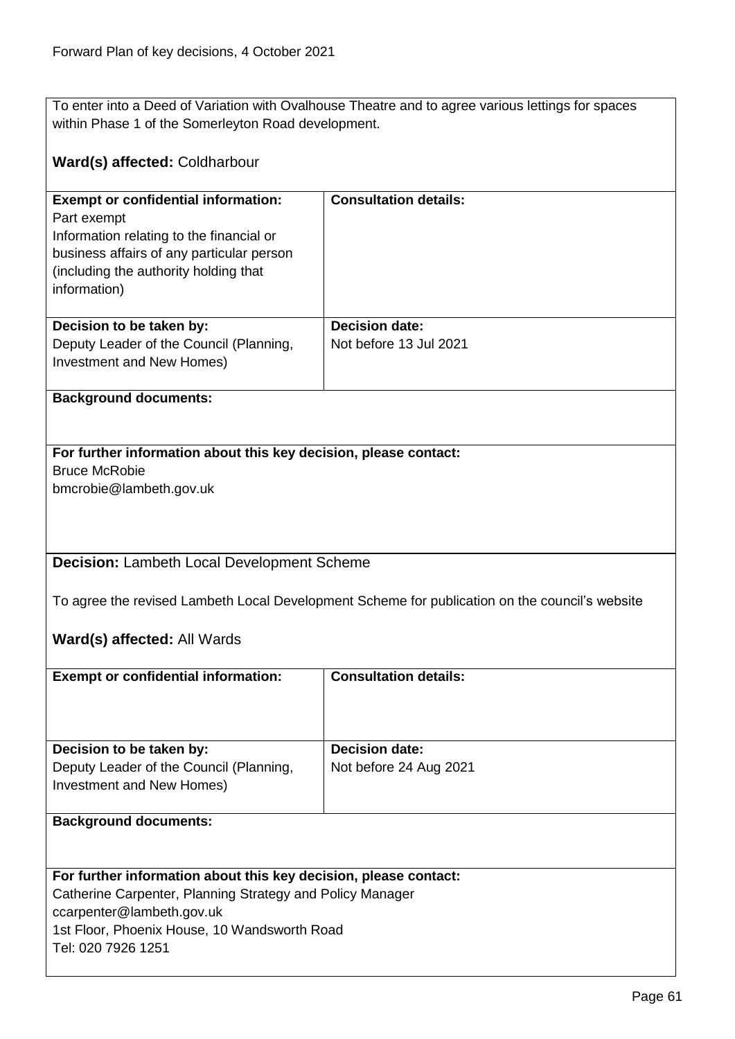To enter into a Deed of Variation with Ovalhouse Theatre and to agree various lettings for spaces within Phase 1 of the Somerleyton Road development.

**Ward(s) affected:** Coldharbour

| **Exempt or confidential information:** | **Consultation details:** |
|---|---|
| Part exempt<br>Information relating to the financial or business affairs of any particular person (including the authority holding that information) | |
| **Decision to be taken by:**<br>Deputy Leader of the Council (Planning, Investment and New Homes) | **Decision date:**<br>Not before 13 Jul 2021 |

**Background documents:**

**For further information about this key decision, please contact:**
Bruce McRobie
bmcrobie@lambeth.gov.uk

**Decision:** Lambeth Local Development Scheme

To agree the revised Lambeth Local Development Scheme for publication on the council's website

**Ward(s) affected:** All Wards

| **Exempt or confidential information:** | **Consultation details:** |
|---|---|
| **Decision to be taken by:**<br>Deputy Leader of the Council (Planning, Investment and New Homes) | **Decision date:**<br>Not before 24 Aug 2021 |

**Background documents:**

**For further information about this key decision, please contact:**
Catherine Carpenter, Planning Strategy and Policy Manager
ccarpenter@lambeth.gov.uk
1st Floor, Phoenix House, 10 Wandsworth Road
Tel: 020 7926 1251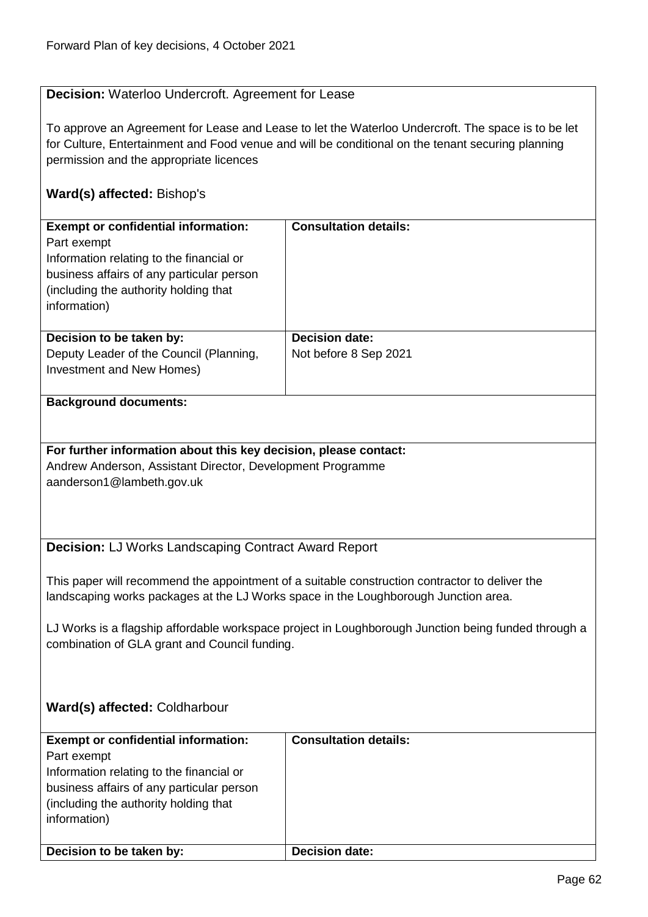**Decision:** Waterloo Undercroft. Agreement for Lease

To approve an Agreement for Lease and Lease to let the Waterloo Undercroft. The space is to be let for Culture, Entertainment and Food venue and will be conditional on the tenant securing planning permission and the appropriate licences

**Ward(s) affected:** Bishop's

| **Exempt or confidential information:** Part exempt Information relating to the financial or business affairs of any particular person (including the authority holding that information) | **Consultation details:** |
|---|---|
| **Decision to be taken by:** Deputy Leader of the Council (Planning, Investment and New Homes) | **Decision date:** Not before 8 Sep 2021 |

**Background documents:**

**For further information about this key decision, please contact:**
Andrew Anderson, Assistant Director, Development Programme
aanderson1@lambeth.gov.uk

**Decision:** LJ Works Landscaping Contract Award Report

This paper will recommend the appointment of a suitable construction contractor to deliver the landscaping works packages at the LJ Works space in the Loughborough Junction area.

LJ Works is a flagship affordable workspace project in Loughborough Junction being funded through a combination of GLA grant and Council funding.

**Ward(s) affected:** Coldharbour

| **Exempt or confidential information:** Part exempt Information relating to the financial or business affairs of any particular person (including the authority holding that information) | **Consultation details:** |
|---|---|
| **Decision to be taken by:** | **Decision date:** |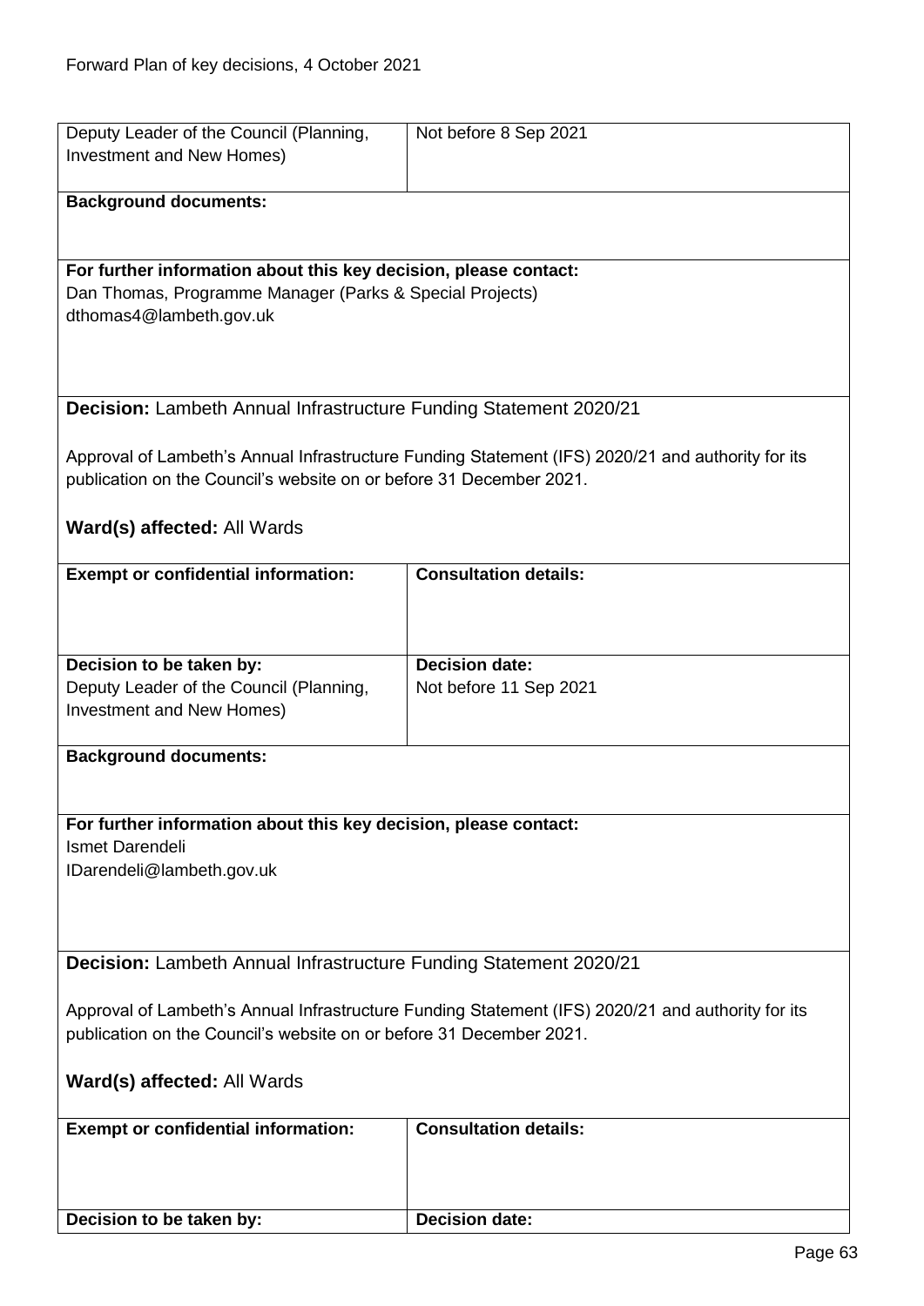| Deputy Leader of the Council (Planning, Investment and New Homes) | Not before 8 Sep 2021 |
|---|---|

**Background documents:**

**For further information about this key decision, please contact:**
Dan Thomas, Programme Manager (Parks & Special Projects)
dthomas4@lambeth.gov.uk

**Decision:** Lambeth Annual Infrastructure Funding Statement 2020/21

Approval of Lambeth's Annual Infrastructure Funding Statement (IFS) 2020/21 and authority for its publication on the Council's website on or before 31 December 2021.

**Ward(s) affected:** All Wards

| **Exempt or confidential information:** | **Consultation details:** |
|---|---|
| **Decision to be taken by:**<br>Deputy Leader of the Council (Planning, Investment and New Homes) | **Decision date:**<br>Not before 11 Sep 2021 |

**Background documents:**

**For further information about this key decision, please contact:**
Ismet Darendeli
IDarendeli@lambeth.gov.uk

**Decision:** Lambeth Annual Infrastructure Funding Statement 2020/21

Approval of Lambeth's Annual Infrastructure Funding Statement (IFS) 2020/21 and authority for its publication on the Council's website on or before 31 December 2021.

**Ward(s) affected:** All Wards

| **Exempt or confidential information:** | **Consultation details:** |
|---|---|
| **Decision to be taken by:** | **Decision date:** |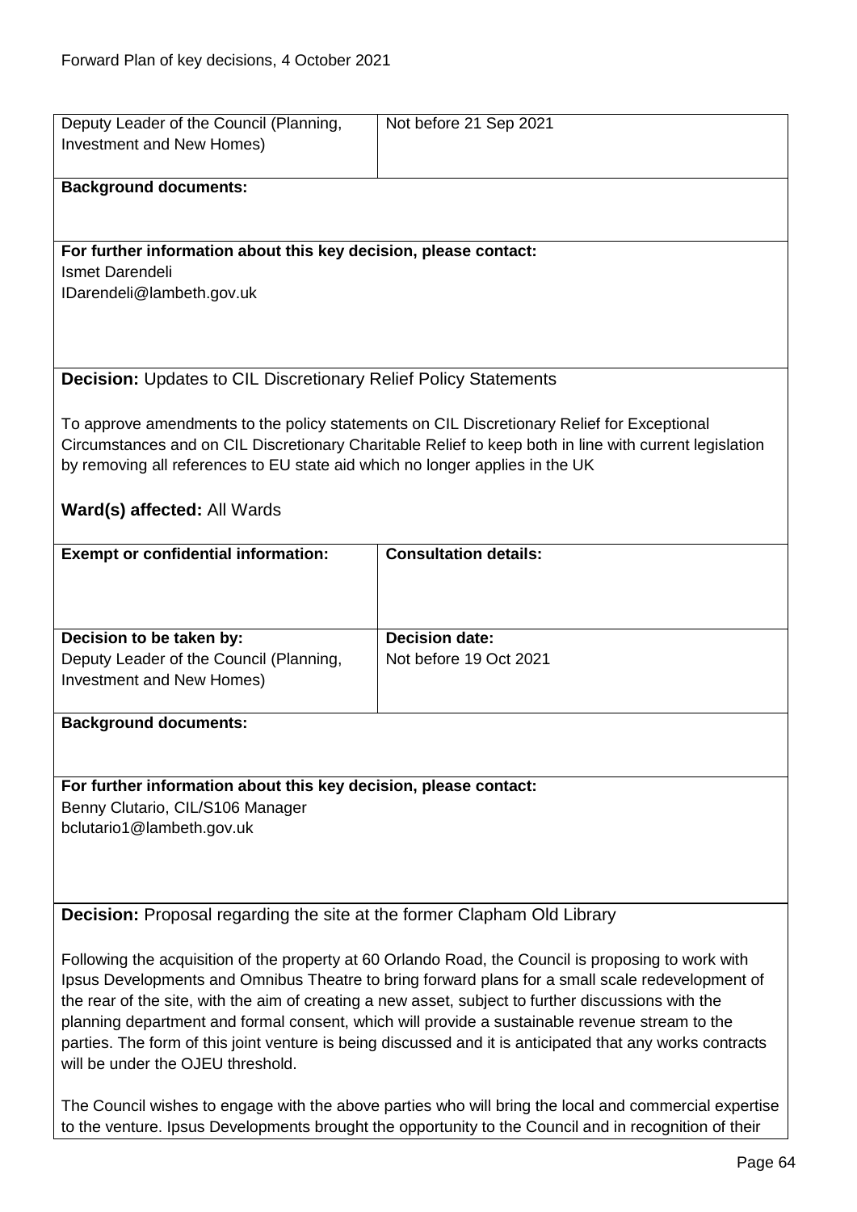| Deputy Leader of the Council (Planning, Investment and New Homes) | Not before 21 Sep 2021 |
|---|---|

**Background documents:**

**For further information about this key decision, please contact:**
Ismet Darendeli
IDarendeli@lambeth.gov.uk

**Decision:** Updates to CIL Discretionary Relief Policy Statements

To approve amendments to the policy statements on CIL Discretionary Relief for Exceptional Circumstances and on CIL Discretionary Charitable Relief to keep both in line with current legislation by removing all references to EU state aid which no longer applies in the UK

**Ward(s) affected:** All Wards

| **Exempt or confidential information:** | **Consultation details:** |
|---|---|
| **Decision to be taken by:**<br>Deputy Leader of the Council (Planning, Investment and New Homes) | **Decision date:**<br>Not before 19 Oct 2021 |

**Background documents:**

**For further information about this key decision, please contact:**
Benny Clutario, CIL/S106 Manager
bclutario1@lambeth.gov.uk

**Decision:** Proposal regarding the site at the former Clapham Old Library

Following the acquisition of the property at 60 Orlando Road, the Council is proposing to work with Ipsus Developments and Omnibus Theatre to bring forward plans for a small scale redevelopment of the rear of the site, with the aim of creating a new asset, subject to further discussions with the planning department and formal consent, which will provide a sustainable revenue stream to the parties. The form of this joint venture is being discussed and it is anticipated that any works contracts will be under the OJEU threshold.

The Council wishes to engage with the above parties who will bring the local and commercial expertise to the venture. Ipsus Developments brought the opportunity to the Council and in recognition of their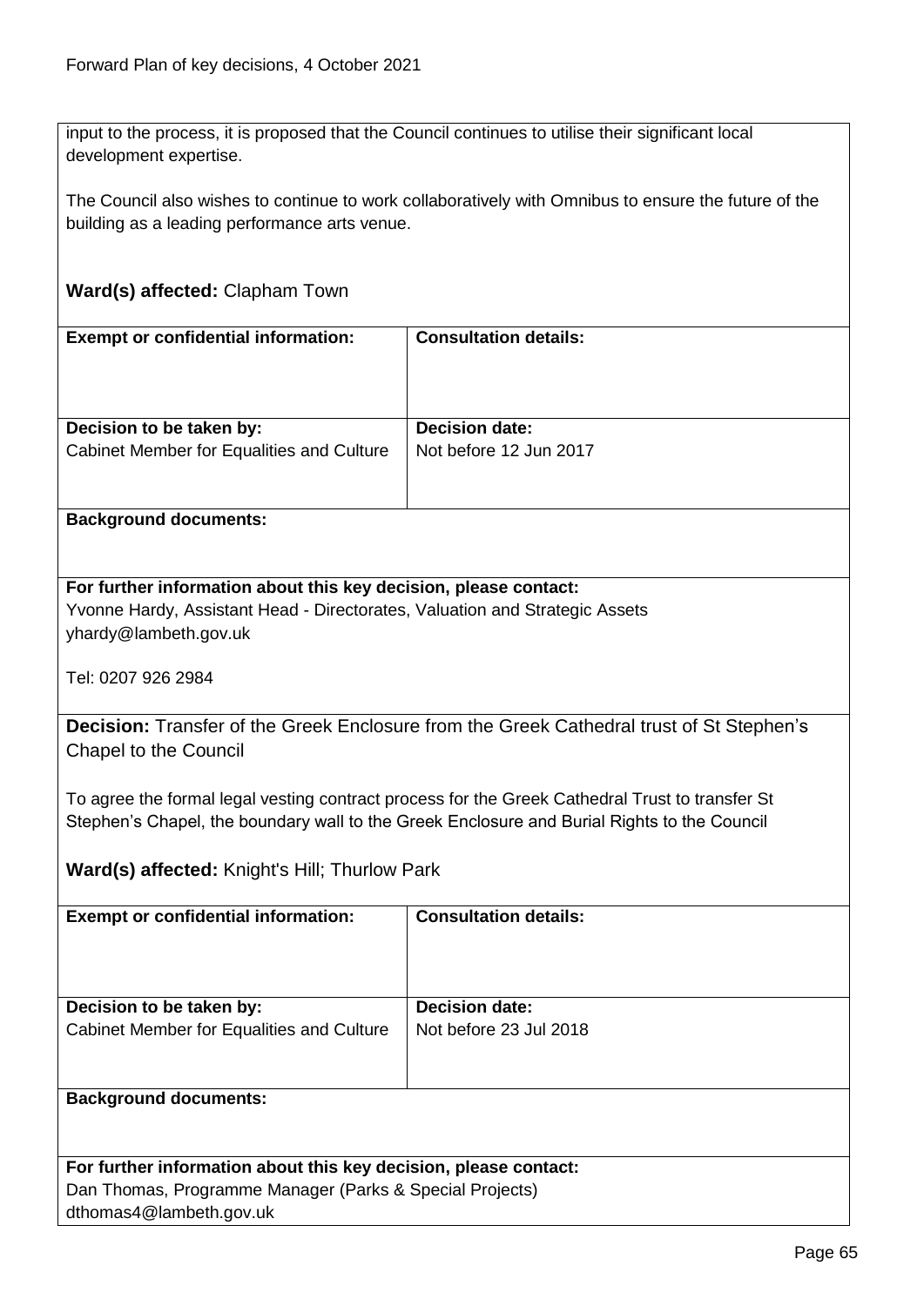input to the process, it is proposed that the Council continues to utilise their significant local development expertise.

The Council also wishes to continue to work collaboratively with Omnibus to ensure the future of the building as a leading performance arts venue.

**Ward(s) affected:** Clapham Town

| **Exempt or confidential information:** | **Consultation details:** |
| --- | --- |
| **Decision to be taken by:**<br>Cabinet Member for Equalities and Culture | **Decision date:**<br>Not before 12 Jun 2017 |

**Background documents:**

**For further information about this key decision, please contact:**
Yvonne Hardy, Assistant Head - Directorates, Valuation and Strategic Assets
yhardy@lambeth.gov.uk

Tel: 0207 926 2984

**Decision:** Transfer of the Greek Enclosure from the Greek Cathedral trust of St Stephen's Chapel to the Council

To agree the formal legal vesting contract process for the Greek Cathedral Trust to transfer St Stephen's Chapel, the boundary wall to the Greek Enclosure and Burial Rights to the Council

**Ward(s) affected:** Knight's Hill; Thurlow Park

| **Exempt or confidential information:** | **Consultation details:** |
| --- | --- |
| **Decision to be taken by:**<br>Cabinet Member for Equalities and Culture | **Decision date:**<br>Not before 23 Jul 2018 |

**Background documents:**

**For further information about this key decision, please contact:**
Dan Thomas, Programme Manager (Parks & Special Projects)
dthomas4@lambeth.gov.uk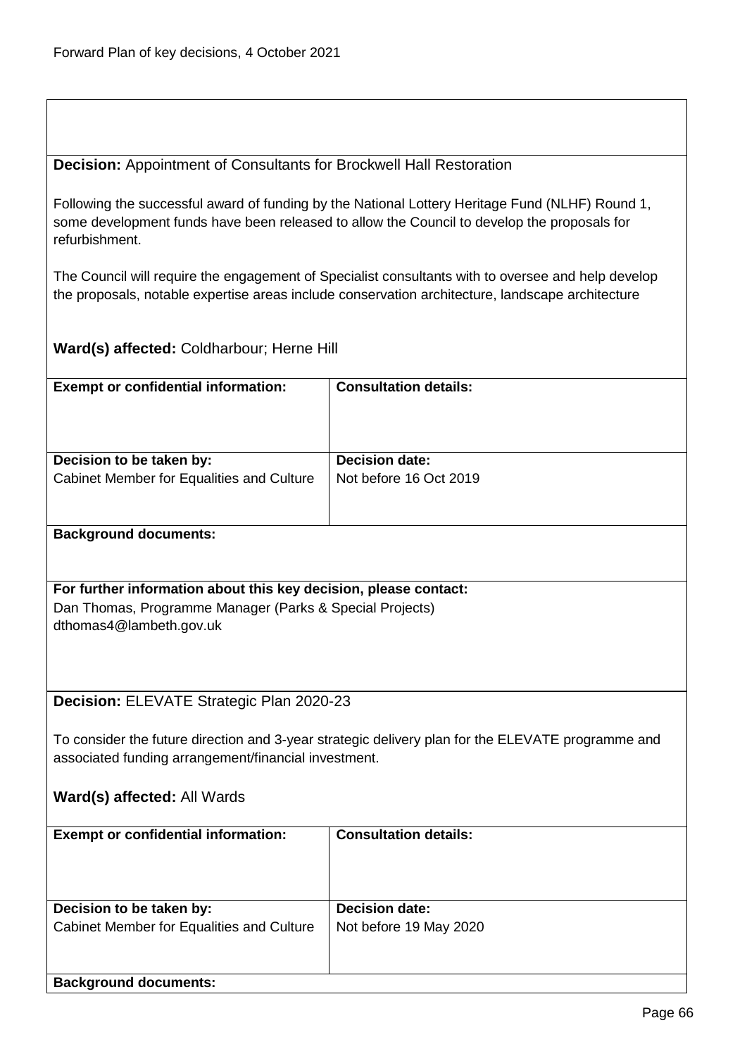**Decision:** Appointment of Consultants for Brockwell Hall Restoration

Following the successful award of funding by the National Lottery Heritage Fund (NLHF) Round 1, some development funds have been released to allow the Council to develop the proposals for refurbishment.

The Council will require the engagement of Specialist consultants with to oversee and help develop the proposals, notable expertise areas include conservation architecture, landscape architecture

**Ward(s) affected:** Coldharbour; Herne Hill

| **Exempt or confidential information:** | **Consultation details:** |
|---|---|
| **Decision to be taken by:**<br>Cabinet Member for Equalities and Culture | **Decision date:**<br>Not before 16 Oct 2019 |

**Background documents:**

**For further information about this key decision, please contact:**
Dan Thomas, Programme Manager (Parks & Special Projects)
dthomas4@lambeth.gov.uk

**Decision:** ELEVATE Strategic Plan 2020-23

To consider the future direction and 3-year strategic delivery plan for the ELEVATE programme and associated funding arrangement/financial investment.

**Ward(s) affected:** All Wards

| **Exempt or confidential information:** | **Consultation details:** |
|---|---|
| **Decision to be taken by:**<br>Cabinet Member for Equalities and Culture | **Decision date:**<br>Not before 19 May 2020 |

**Background documents:**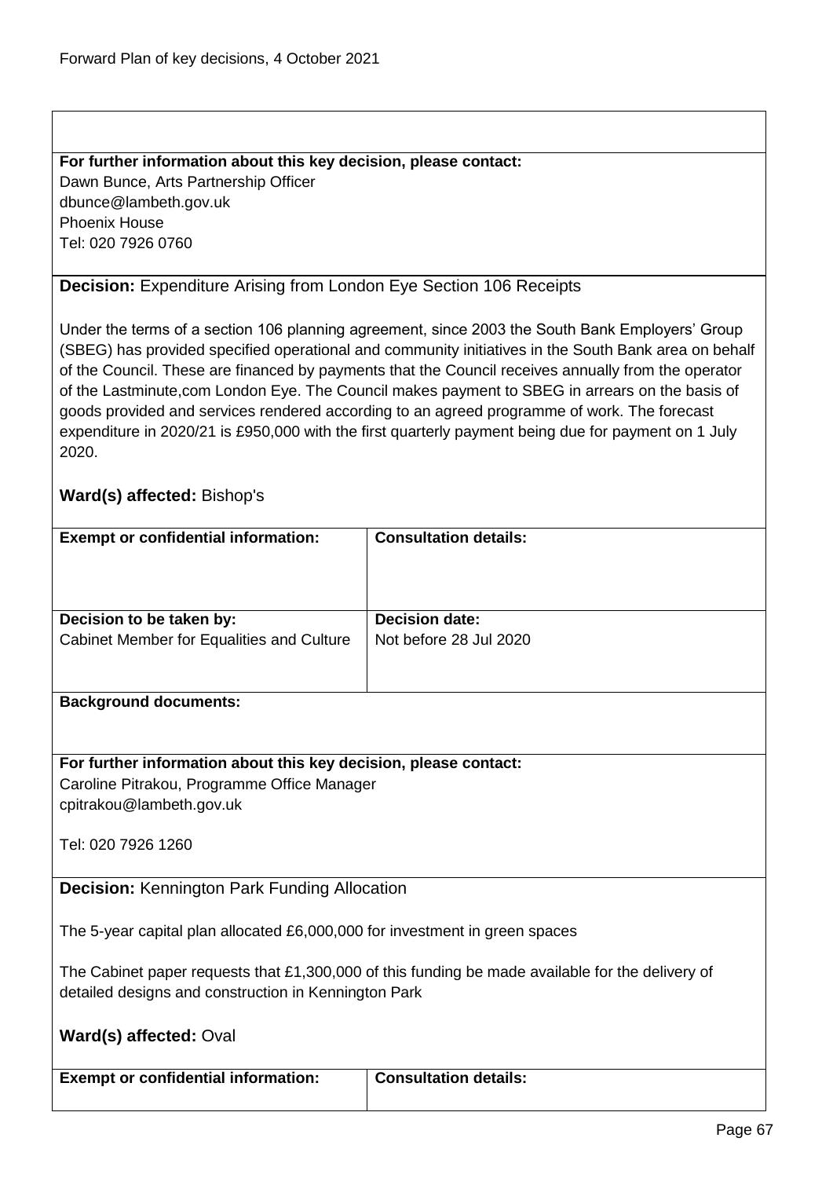**For further information about this key decision, please contact:**
Dawn Bunce, Arts Partnership Officer
dbunce@lambeth.gov.uk
Phoenix House
Tel: 020 7926 0760

**Decision:** Expenditure Arising from London Eye Section 106 Receipts

Under the terms of a section 106 planning agreement, since 2003 the South Bank Employers' Group (SBEG) has provided specified operational and community initiatives in the South Bank area on behalf of the Council. These are financed by payments that the Council receives annually from the operator of the Lastminute,com London Eye. The Council makes payment to SBEG in arrears on the basis of goods provided and services rendered according to an agreed programme of work. The forecast expenditure in 2020/21 is £950,000 with the first quarterly payment being due for payment on 1 July 2020.

**Ward(s) affected:** Bishop's

| **Exempt or confidential information:** | **Consultation details:** |
|---|---|
| **Decision to be taken by:** Cabinet Member for Equalities and Culture | **Decision date:** Not before 28 Jul 2020 |

**Background documents:**

**For further information about this key decision, please contact:**
Caroline Pitrakou, Programme Office Manager
cpitrakou@lambeth.gov.uk

Tel: 020 7926 1260

**Decision:** Kennington Park Funding Allocation

The 5-year capital plan allocated £6,000,000 for investment in green spaces

The Cabinet paper requests that £1,300,000 of this funding be made available for the delivery of detailed designs and construction in Kennington Park

**Ward(s) affected:** Oval

| **Exempt or confidential information:** | **Consultation details:** |
|---|---|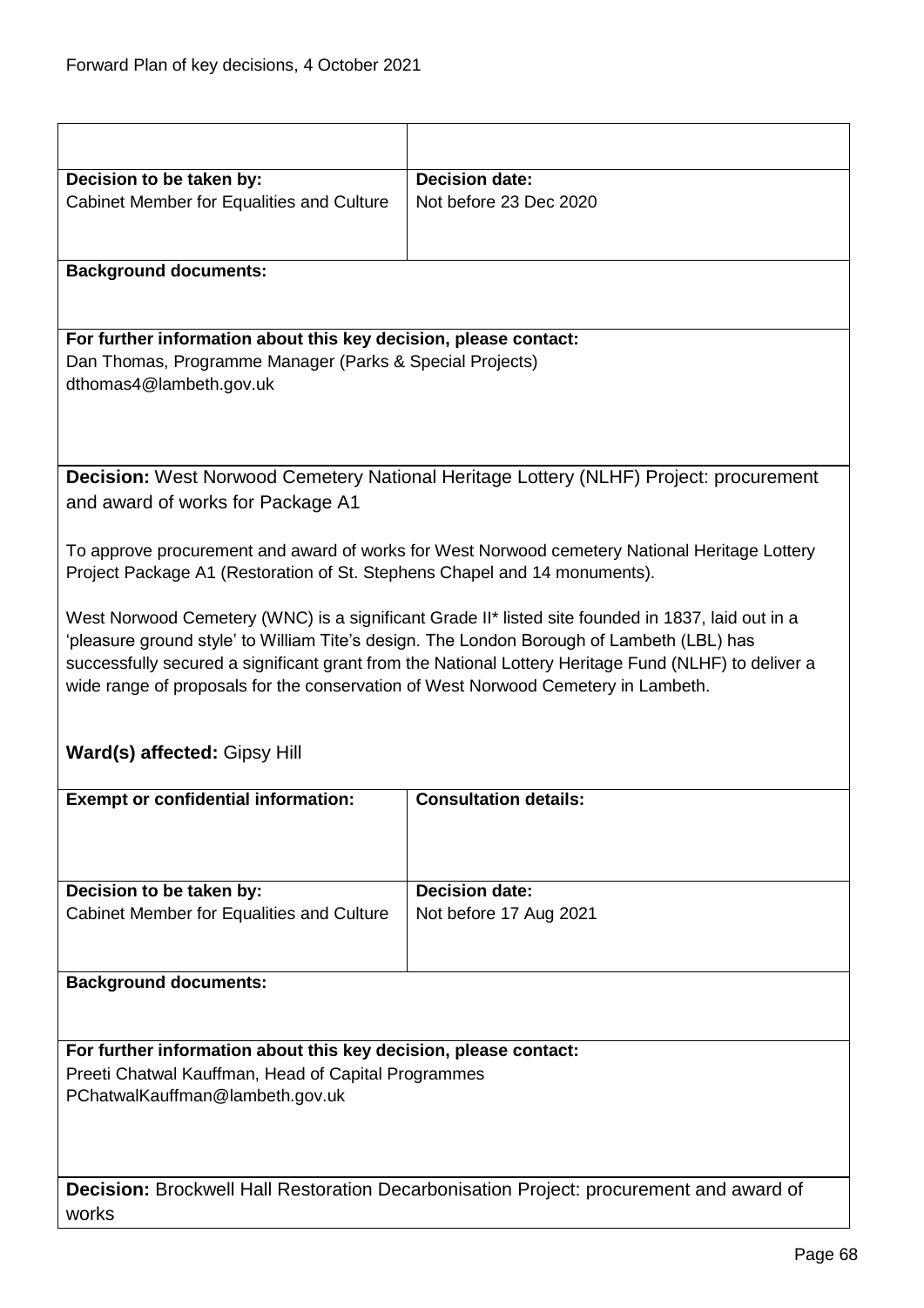| | |
|---|---|
| **Decision to be taken by:**<br>Cabinet Member for Equalities and Culture | **Decision date:**<br>Not before 23 Dec 2020 |
| **Background documents:** | |
| **For further information about this key decision, please contact:**<br>Dan Thomas, Programme Manager (Parks & Special Projects)<br>dthomas4@lambeth.gov.uk | |

**Decision:** West Norwood Cemetery National Heritage Lottery (NLHF) Project: procurement and award of works for Package A1

To approve procurement and award of works for West Norwood cemetery National Heritage Lottery Project Package A1 (Restoration of St. Stephens Chapel and 14 monuments).

West Norwood Cemetery (WNC) is a significant Grade II* listed site founded in 1837, laid out in a 'pleasure ground style' to William Tite's design. The London Borough of Lambeth (LBL) has successfully secured a significant grant from the National Lottery Heritage Fund (NLHF) to deliver a wide range of proposals for the conservation of West Norwood Cemetery in Lambeth.

**Ward(s) affected:** Gipsy Hill

| | |
|---|---|
| **Exempt or confidential information:** | **Consultation details:** |
| **Decision to be taken by:**<br>Cabinet Member for Equalities and Culture | **Decision date:**<br>Not before 17 Aug 2021 |
| **Background documents:** | |
| **For further information about this key decision, please contact:**<br>Preeti Chatwal Kauffman, Head of Capital Programmes<br>PChatwalKauffman@lambeth.gov.uk | |

**Decision:** Brockwell Hall Restoration Decarbonisation Project: procurement and award of works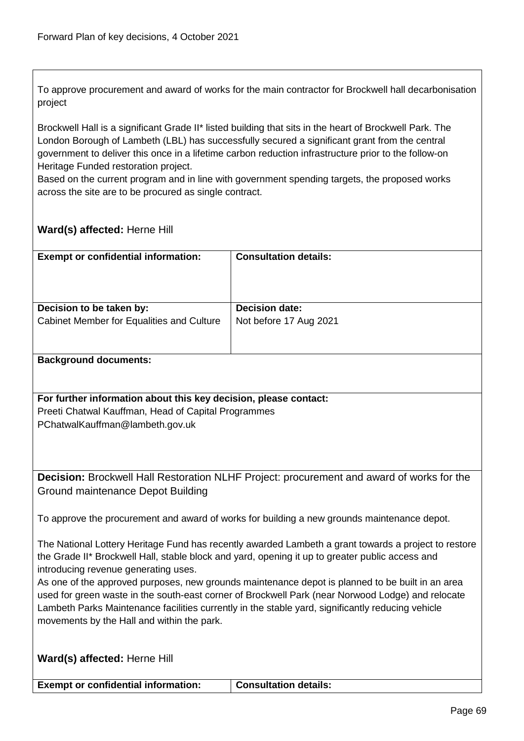To approve procurement and award of works for the main contractor for Brockwell hall decarbonisation project

Brockwell Hall is a significant Grade II* listed building that sits in the heart of Brockwell Park. The London Borough of Lambeth (LBL) has successfully secured a significant grant from the central government to deliver this once in a lifetime carbon reduction infrastructure prior to the follow-on Heritage Funded restoration project.
Based on the current program and in line with government spending targets, the proposed works across the site are to be procured as single contract.

**Ward(s) affected:** Herne Hill

| **Exempt or confidential information:** | **Consultation details:** |
|---|---|
| **Decision to be taken by:** Cabinet Member for Equalities and Culture | **Decision date:** Not before 17 Aug 2021 |

**Background documents:**

**For further information about this key decision, please contact:**
Preeti Chatwal Kauffman, Head of Capital Programmes
PChatwalKauffman@lambeth.gov.uk

**Decision:** Brockwell Hall Restoration NLHF Project: procurement and award of works for the Ground maintenance Depot Building

To approve the procurement and award of works for building a new grounds maintenance depot.

The National Lottery Heritage Fund has recently awarded Lambeth a grant towards a project to restore the Grade II* Brockwell Hall, stable block and yard, opening it up to greater public access and introducing revenue generating uses.
As one of the approved purposes, new grounds maintenance depot is planned to be built in an area used for green waste in the south-east corner of Brockwell Park (near Norwood Lodge) and relocate Lambeth Parks Maintenance facilities currently in the stable yard, significantly reducing vehicle movements by the Hall and within the park.

**Ward(s) affected:** Herne Hill

| **Exempt or confidential information:** | **Consultation details:** |
|---|---|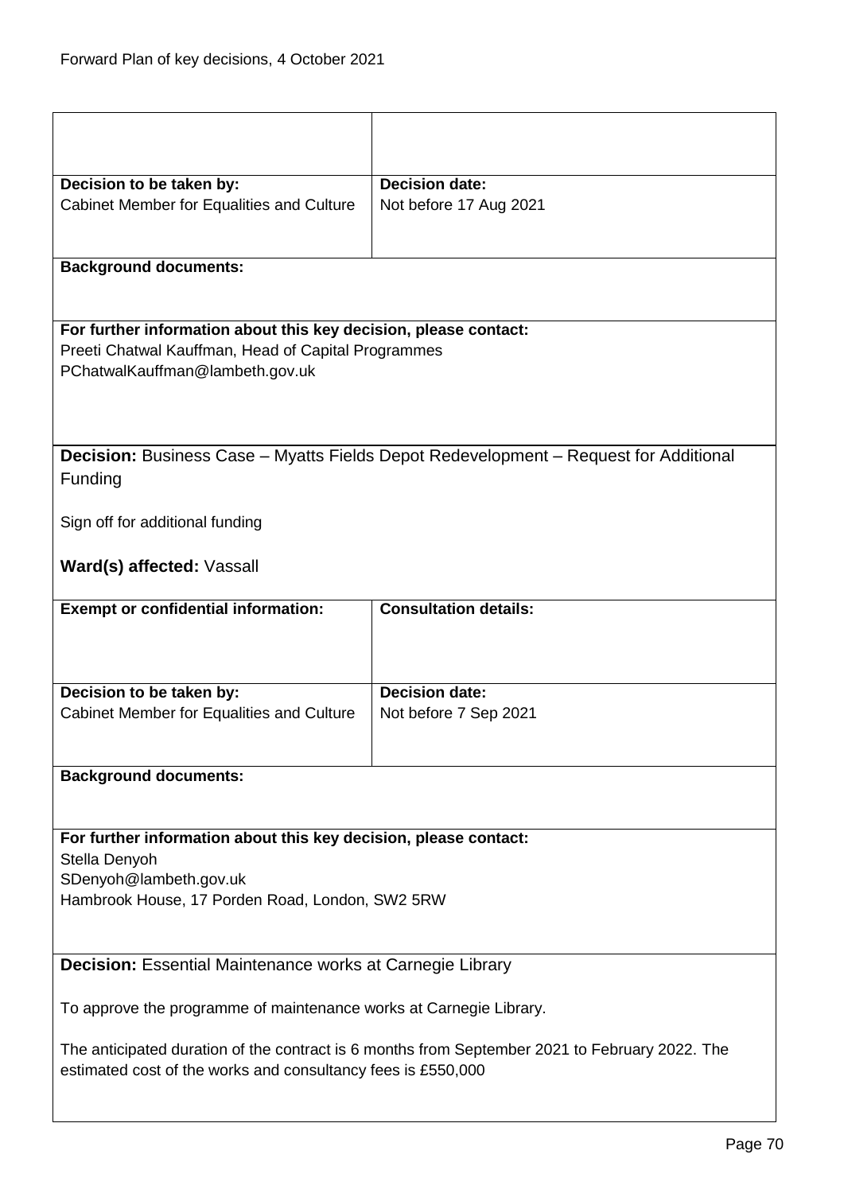| | |
|---|---|
| **Decision to be taken by:**<br>Cabinet Member for Equalities and Culture | **Decision date:**<br>Not before 17 Aug 2021 |
| **Background documents:** | |
| **For further information about this key decision, please contact:**<br>Preeti Chatwal Kauffman, Head of Capital Programmes<br>PChatwalKauffman@lambeth.gov.uk | |

**Decision:** Business Case – Myatts Fields Depot Redevelopment – Request for Additional Funding

Sign off for additional funding

**Ward(s) affected:** Vassall

| **Exempt or confidential information:** | **Consultation details:** |
|---|---|
| **Decision to be taken by:**<br>Cabinet Member for Equalities and Culture | **Decision date:**<br>Not before 7 Sep 2021 |
| **Background documents:** | |
| **For further information about this key decision, please contact:**<br>Stella Denyoh<br>SDenyoh@lambeth.gov.uk<br>Hambrook House, 17 Porden Road, London, SW2 5RW | |

**Decision:** Essential Maintenance works at Carnegie Library

To approve the programme of maintenance works at Carnegie Library.

The anticipated duration of the contract is 6 months from September 2021 to February 2022. The estimated cost of the works and consultancy fees is £550,000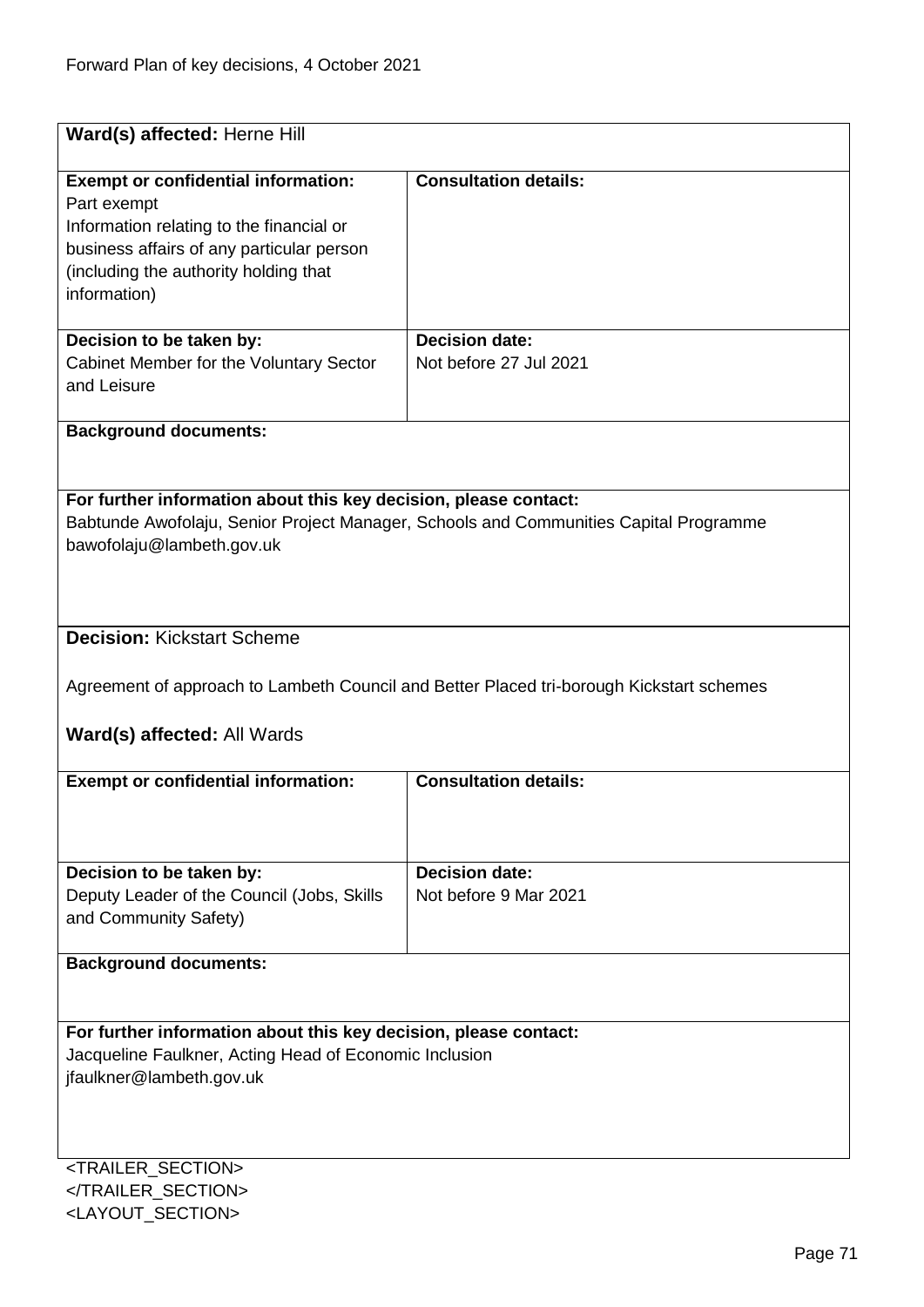**Ward(s) affected:** Herne Hill

| **Exempt or confidential information:** | **Consultation details:** |
| --- | --- |
| Part exempt<br>Information relating to the financial or business affairs of any particular person (including the authority holding that information) | |
| **Decision to be taken by:**<br>Cabinet Member for the Voluntary Sector and Leisure | **Decision date:**<br>Not before 27 Jul 2021 |

**Background documents:**

**For further information about this key decision, please contact:**
Babtunde Awofolaju, Senior Project Manager, Schools and Communities Capital Programme
bawofolaju@lambeth.gov.uk

**Decision:** Kickstart Scheme

Agreement of approach to Lambeth Council and Better Placed tri-borough Kickstart schemes

**Ward(s) affected:** All Wards

| **Exempt or confidential information:** | **Consultation details:** |
| --- | --- |
| **Decision to be taken by:**<br>Deputy Leader of the Council (Jobs, Skills and Community Safety) | **Decision date:**<br>Not before 9 Mar 2021 |

**Background documents:**

**For further information about this key decision, please contact:**
Jacqueline Faulkner, Acting Head of Economic Inclusion
jfaulkner@lambeth.gov.uk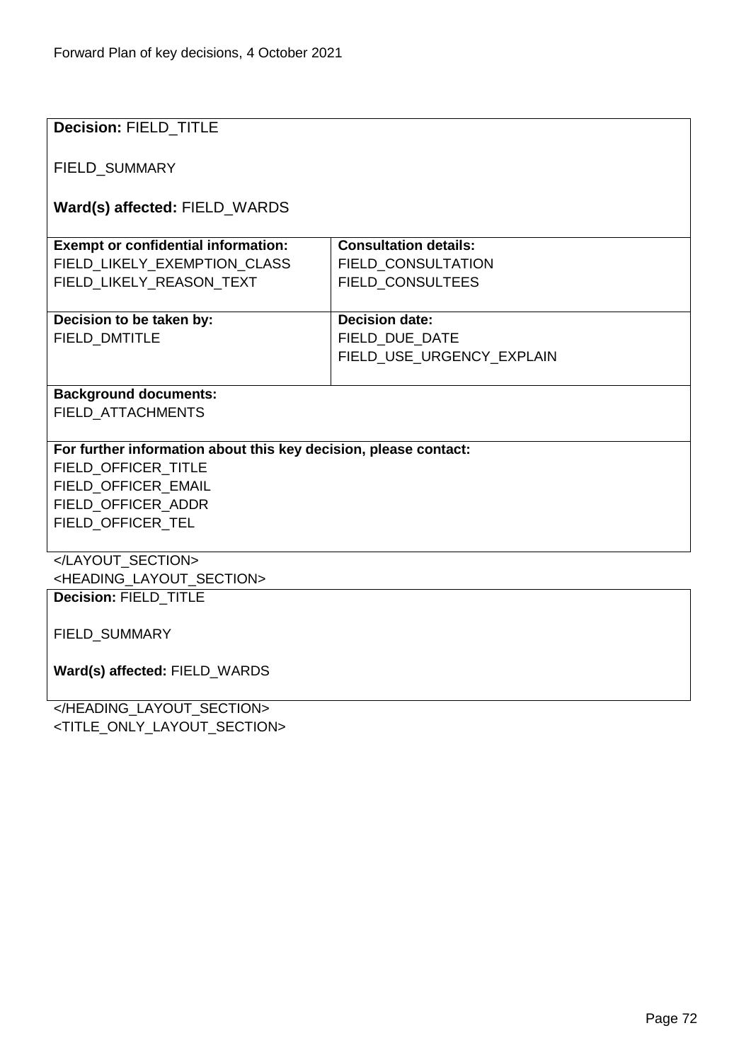**Decision:** FIELD_TITLE

FIELD_SUMMARY

**Ward(s) affected:** FIELD_WARDS

| **Exempt or confidential information:** | **Consultation details:** |
| --- | --- |
| FIELD_LIKELY_EXEMPTION_CLASS<br>FIELD_LIKELY_REASON_TEXT | FIELD_CONSULTATION<br>FIELD_CONSULTEES |
| **Decision to be taken by:** | **Decision date:** |
| FIELD_DMTITLE | FIELD_DUE_DATE<br>FIELD_USE_URGENCY_EXPLAIN |

**Background documents:**
FIELD_ATTACHMENTS

**For further information about this key decision, please contact:**
FIELD_OFFICER_TITLE
FIELD_OFFICER_EMAIL
FIELD_OFFICER_ADDR
FIELD_OFFICER_TEL

</LAYOUT_SECTION>
<HEADING_LAYOUT_SECTION>

**Decision:** FIELD_TITLE

FIELD_SUMMARY

**Ward(s) affected:** FIELD_WARDS

</HEADING_LAYOUT_SECTION>
<TITLE_ONLY_LAYOUT_SECTION>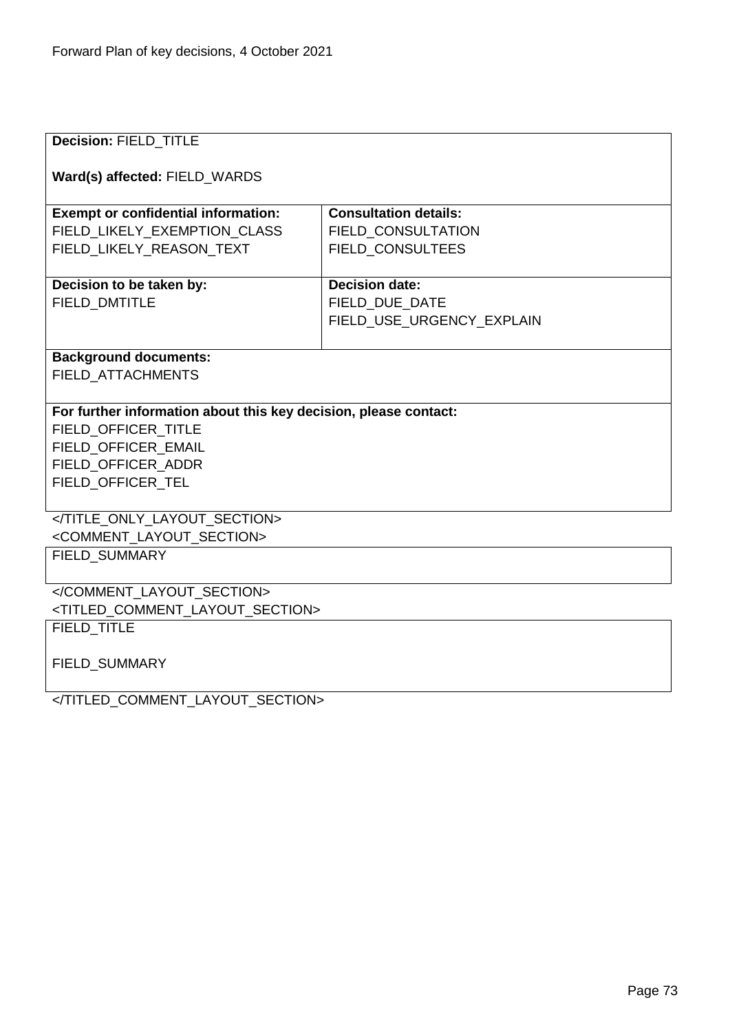| | |
|---|---|
| **Decision:** FIELD_TITLE<br><br>**Ward(s) affected:** FIELD_WARDS | |
| **Exempt or confidential information:**<br>FIELD_LIKELY_EXEMPTION_CLASS<br>FIELD_LIKELY_REASON_TEXT | **Consultation details:**<br>FIELD_CONSULTATION<br>FIELD_CONSULTEES |
| **Decision to be taken by:**<br>FIELD_DMTITLE | **Decision date:**<br>FIELD_DUE_DATE<br>FIELD_USE_URGENCY_EXPLAIN |
| **Background documents:**<br>FIELD_ATTACHMENTS | |
| **For further information about this key decision, please contact:**<br>FIELD_OFFICER_TITLE<br>FIELD_OFFICER_EMAIL<br>FIELD_OFFICER_ADDR<br>FIELD_OFFICER_TEL | |

</TITLE_ONLY_LAYOUT_SECTION>
<COMMENT_LAYOUT_SECTION>

| |
|---|
| FIELD_SUMMARY |

</COMMENT_LAYOUT_SECTION>
<TITLED_COMMENT_LAYOUT_SECTION>

| |
|---|
| FIELD_TITLE<br><br>FIELD_SUMMARY |

</TITLED_COMMENT_LAYOUT_SECTION>